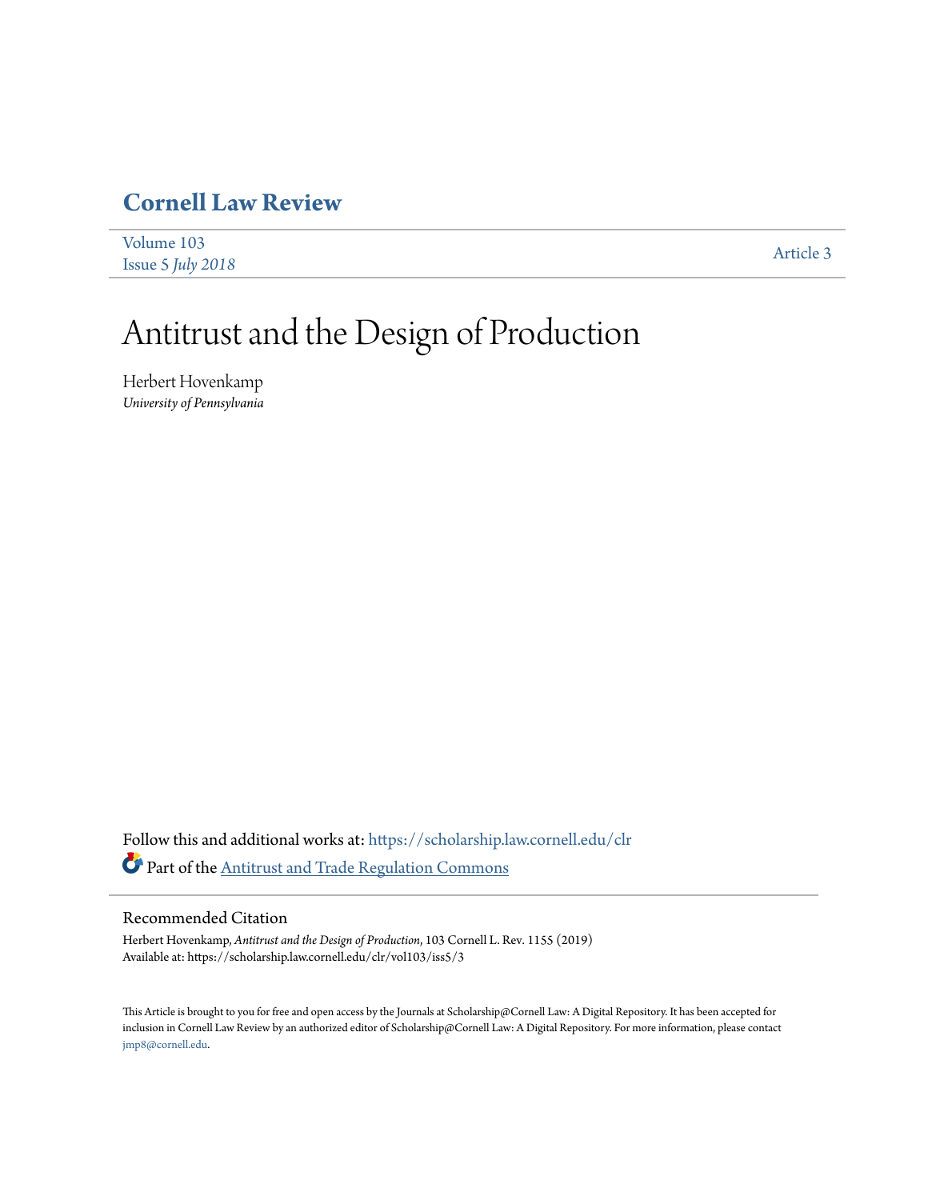# Cornell Law Review

Volume 103
Issue 5 *July 2018*

Article 3

# Antitrust and the Design of Production

Herbert Hovenkamp
*University of Pennsylvania*

Follow this and additional works at: https://scholarship.law.cornell.edu/clr

Part of the Antitrust and Trade Regulation Commons

## Recommended Citation

Herbert Hovenkamp, *Antitrust and the Design of Production*, 103 Cornell L. Rev. 1155 (2019)
Available at: https://scholarship.law.cornell.edu/clr/vol103/iss5/3

This Article is brought to you for free and open access by the Journals at Scholarship@Cornell Law: A Digital Repository. It has been accepted for inclusion in Cornell Law Review by an authorized editor of Scholarship@Cornell Law: A Digital Repository. For more information, please contact jmp8@cornell.edu.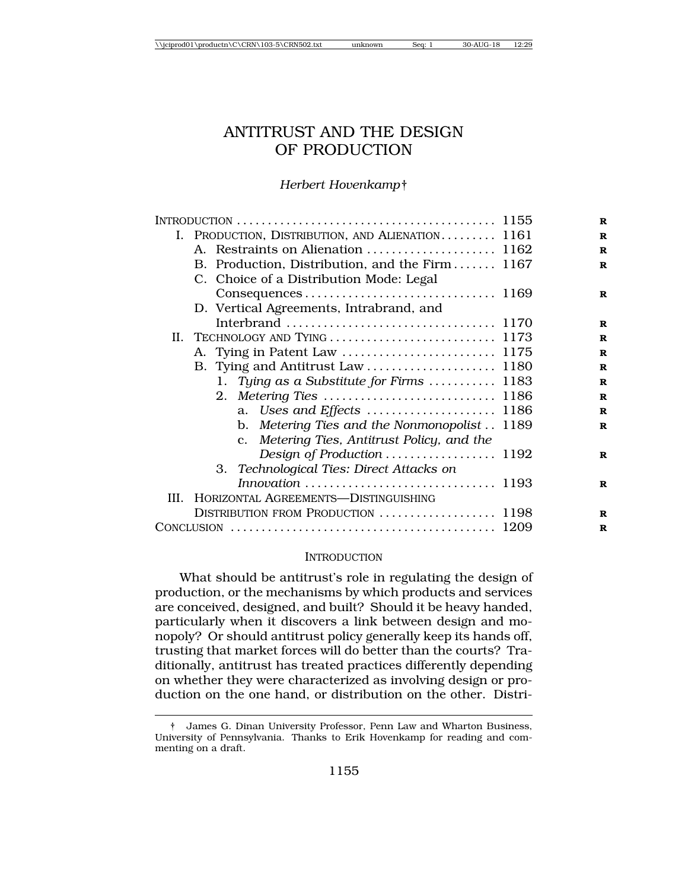# ANTITRUST AND THE DESIGN OF PRODUCTION

*Herbert Hovenkamp*†

INTRODUCTION .......................................... 1155
- I. PRODUCTION, DISTRIBUTION, AND ALIENATION ......... 1161
  - A. Restraints on Alienation ..................... 1162
  - B. Production, Distribution, and the Firm ....... 1167
  - C. Choice of a Distribution Mode: Legal Consequences ............................... 1169
  - D. Vertical Agreements, Intrabrand, and Interbrand .................................. 1170
- II. TECHNOLOGY AND TYING ........................... 1173
  - A. Tying in Patent Law ......................... 1175
  - B. Tying and Antitrust Law ..................... 1180
    - 1. *Tying as a Substitute for Firms* ........... 1183
    - 2. *Metering Ties* ............................ 1186
      - a. *Uses and Effects* ..................... 1186
      - b. *Metering Ties and the Nonmonopolist* .. 1189
      - c. *Metering Ties, Antitrust Policy, and the Design of Production* .................. 1192
    - 3. *Technological Ties: Direct Attacks on Innovation* ............................... 1193
- III. HORIZONTAL AGREEMENTS—DISTINGUISHING DISTRIBUTION FROM PRODUCTION ................... 1198

CONCLUSION .......................................... 1209

## INTRODUCTION

What should be antitrust's role in regulating the design of production, or the mechanisms by which products and services are conceived, designed, and built? Should it be heavy handed, particularly when it discovers a link between design and monopoly? Or should antitrust policy generally keep its hands off, trusting that market forces will do better than the courts? Traditionally, antitrust has treated practices differently depending on whether they were characterized as involving design or production on the one hand, or distribution on the other. Distri-

† James G. Dinan University Professor, Penn Law and Wharton Business, University of Pennsylvania. Thanks to Erik Hovenkamp for reading and commenting on a draft.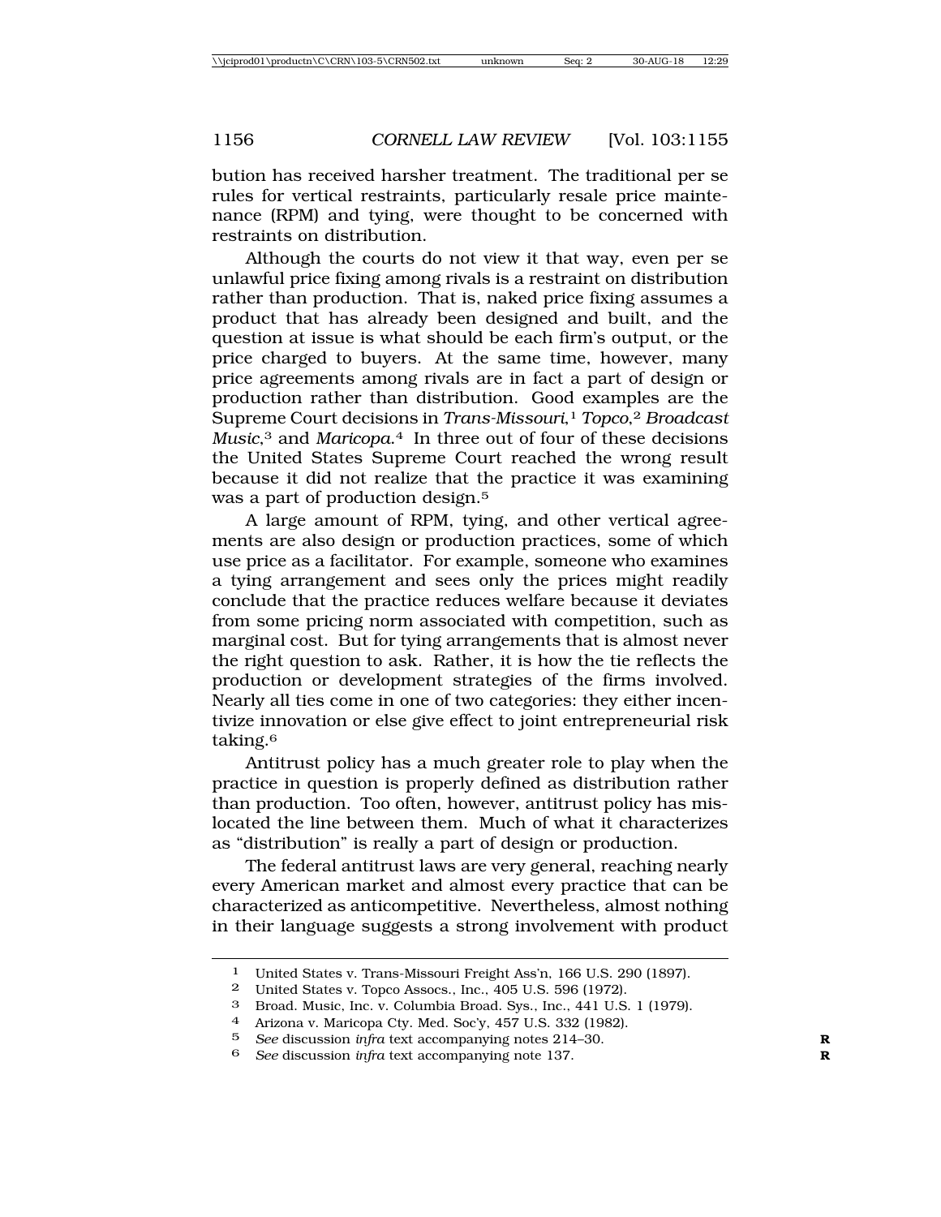bution has received harsher treatment. The traditional per se rules for vertical restraints, particularly resale price maintenance (RPM) and tying, were thought to be concerned with restraints on distribution.

Although the courts do not view it that way, even per se unlawful price fixing among rivals is a restraint on distribution rather than production. That is, naked price fixing assumes a product that has already been designed and built, and the question at issue is what should be each firm's output, or the price charged to buyers. At the same time, however, many price agreements among rivals are in fact a part of design or production rather than distribution. Good examples are the Supreme Court decisions in *Trans-Missouri*,[1] *Topco*,[2] *Broadcast Music*,[3] and *Maricopa*.[4] In three out of four of these decisions the United States Supreme Court reached the wrong result because it did not realize that the practice it was examining was a part of production design.[5]

A large amount of RPM, tying, and other vertical agreements are also design or production practices, some of which use price as a facilitator. For example, someone who examines a tying arrangement and sees only the prices might readily conclude that the practice reduces welfare because it deviates from some pricing norm associated with competition, such as marginal cost. But for tying arrangements that is almost never the right question to ask. Rather, it is how the tie reflects the production or development strategies of the firms involved. Nearly all ties come in one of two categories: they either incentivize innovation or else give effect to joint entrepreneurial risk taking.[6]

Antitrust policy has a much greater role to play when the practice in question is properly defined as distribution rather than production. Too often, however, antitrust policy has mislocated the line between them. Much of what it characterizes as "distribution" is really a part of design or production.

The federal antitrust laws are very general, reaching nearly every American market and almost every practice that can be characterized as anticompetitive. Nevertheless, almost nothing in their language suggests a strong involvement with product

---

1 United States v. Trans-Missouri Freight Ass'n, 166 U.S. 290 (1897).
2 United States v. Topco Assocs., Inc., 405 U.S. 596 (1972).
3 Broad. Music, Inc. v. Columbia Broad. Sys., Inc., 441 U.S. 1 (1979).
4 Arizona v. Maricopa Cty. Med. Soc'y, 457 U.S. 332 (1982).
5 *See* discussion *infra* text accompanying notes 214–30.
6 *See* discussion *infra* text accompanying note 137.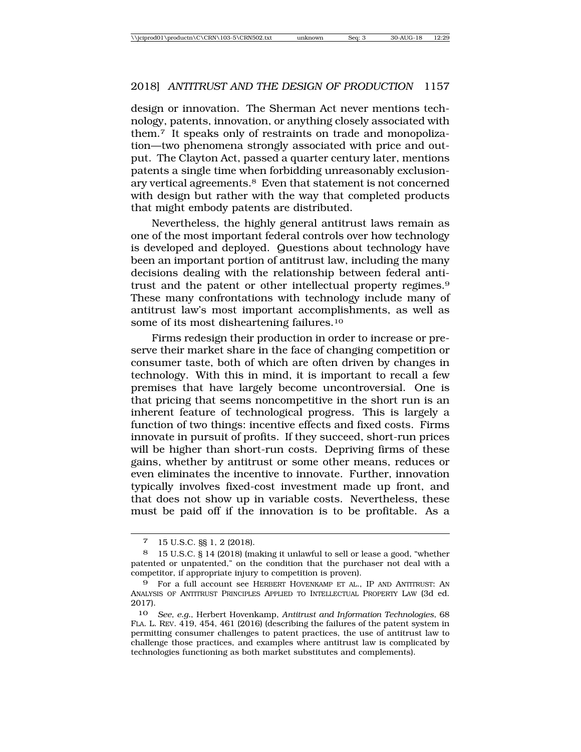design or innovation. The Sherman Act never mentions technology, patents, innovation, or anything closely associated with them.[7] It speaks only of restraints on trade and monopolization—two phenomena strongly associated with price and output. The Clayton Act, passed a quarter century later, mentions patents a single time when forbidding unreasonably exclusionary vertical agreements.[8] Even that statement is not concerned with design but rather with the way that completed products that might embody patents are distributed.

Nevertheless, the highly general antitrust laws remain as one of the most important federal controls over how technology is developed and deployed. Questions about technology have been an important portion of antitrust law, including the many decisions dealing with the relationship between federal antitrust and the patent or other intellectual property regimes.[9] These many confrontations with technology include many of antitrust law's most important accomplishments, as well as some of its most disheartening failures.[10]

Firms redesign their production in order to increase or preserve their market share in the face of changing competition or consumer taste, both of which are often driven by changes in technology. With this in mind, it is important to recall a few premises that have largely become uncontroversial. One is that pricing that seems noncompetitive in the short run is an inherent feature of technological progress. This is largely a function of two things: incentive effects and fixed costs. Firms innovate in pursuit of profits. If they succeed, short-run prices will be higher than short-run costs. Depriving firms of these gains, whether by antitrust or some other means, reduces or even eliminates the incentive to innovate. Further, innovation typically involves fixed-cost investment made up front, and that does not show up in variable costs. Nevertheless, these must be paid off if the innovation is to be profitable. As a

---

[7] 15 U.S.C. §§ 1, 2 (2018).

[8] 15 U.S.C. § 14 (2018) (making it unlawful to sell or lease a good, "whether patented or unpatented," on the condition that the purchaser not deal with a competitor, if appropriate injury to competition is proven).

[9] For a full account see HERBERT HOVENKAMP ET AL., IP AND ANTITRUST: AN ANALYSIS OF ANTITRUST PRINCIPLES APPLIED TO INTELLECTUAL PROPERTY LAW (3d ed. 2017).

[10] *See, e.g.*, Herbert Hovenkamp, *Antitrust and Information Technologies*, 68 FLA. L. REV. 419, 454, 461 (2016) (describing the failures of the patent system in permitting consumer challenges to patent practices, the use of antitrust law to challenge those practices, and examples where antitrust law is complicated by technologies functioning as both market substitutes and complements).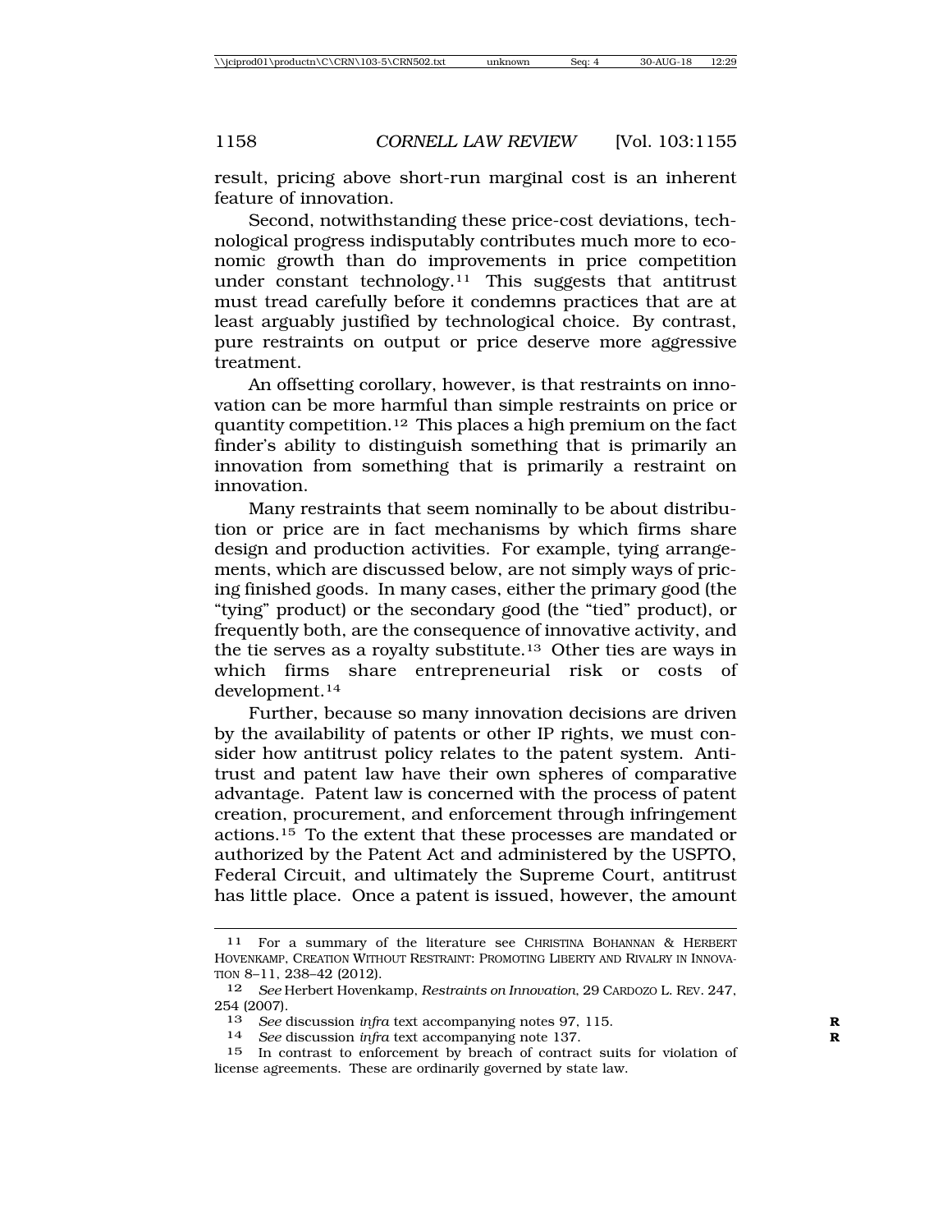result, pricing above short-run marginal cost is an inherent feature of innovation.

Second, notwithstanding these price-cost deviations, technological progress indisputably contributes much more to economic growth than do improvements in price competition under constant technology.[11] This suggests that antitrust must tread carefully before it condemns practices that are at least arguably justified by technological choice. By contrast, pure restraints on output or price deserve more aggressive treatment.

An offsetting corollary, however, is that restraints on innovation can be more harmful than simple restraints on price or quantity competition.[12] This places a high premium on the fact finder's ability to distinguish something that is primarily an innovation from something that is primarily a restraint on innovation.

Many restraints that seem nominally to be about distribution or price are in fact mechanisms by which firms share design and production activities. For example, tying arrangements, which are discussed below, are not simply ways of pricing finished goods. In many cases, either the primary good (the "tying" product) or the secondary good (the "tied" product), or frequently both, are the consequence of innovative activity, and the tie serves as a royalty substitute.[13] Other ties are ways in which firms share entrepreneurial risk or costs of development.[14]

Further, because so many innovation decisions are driven by the availability of patents or other IP rights, we must consider how antitrust policy relates to the patent system. Antitrust and patent law have their own spheres of comparative advantage. Patent law is concerned with the process of patent creation, procurement, and enforcement through infringement actions.[15] To the extent that these processes are mandated or authorized by the Patent Act and administered by the USPTO, Federal Circuit, and ultimately the Supreme Court, antitrust has little place. Once a patent is issued, however, the amount

---

[11] For a summary of the literature see CHRISTINA BOHANNAN & HERBERT HOVENKAMP, CREATION WITHOUT RESTRAINT: PROMOTING LIBERTY AND RIVALRY IN INNOVATION 8–11, 238–42 (2012).

[12] *See* Herbert Hovenkamp, *Restraints on Innovation*, 29 CARDOZO L. REV. 247, 254 (2007).

[13] *See* discussion *infra* text accompanying notes 97, 115.

[14] *See* discussion *infra* text accompanying note 137.

[15] In contrast to enforcement by breach of contract suits for violation of license agreements. These are ordinarily governed by state law.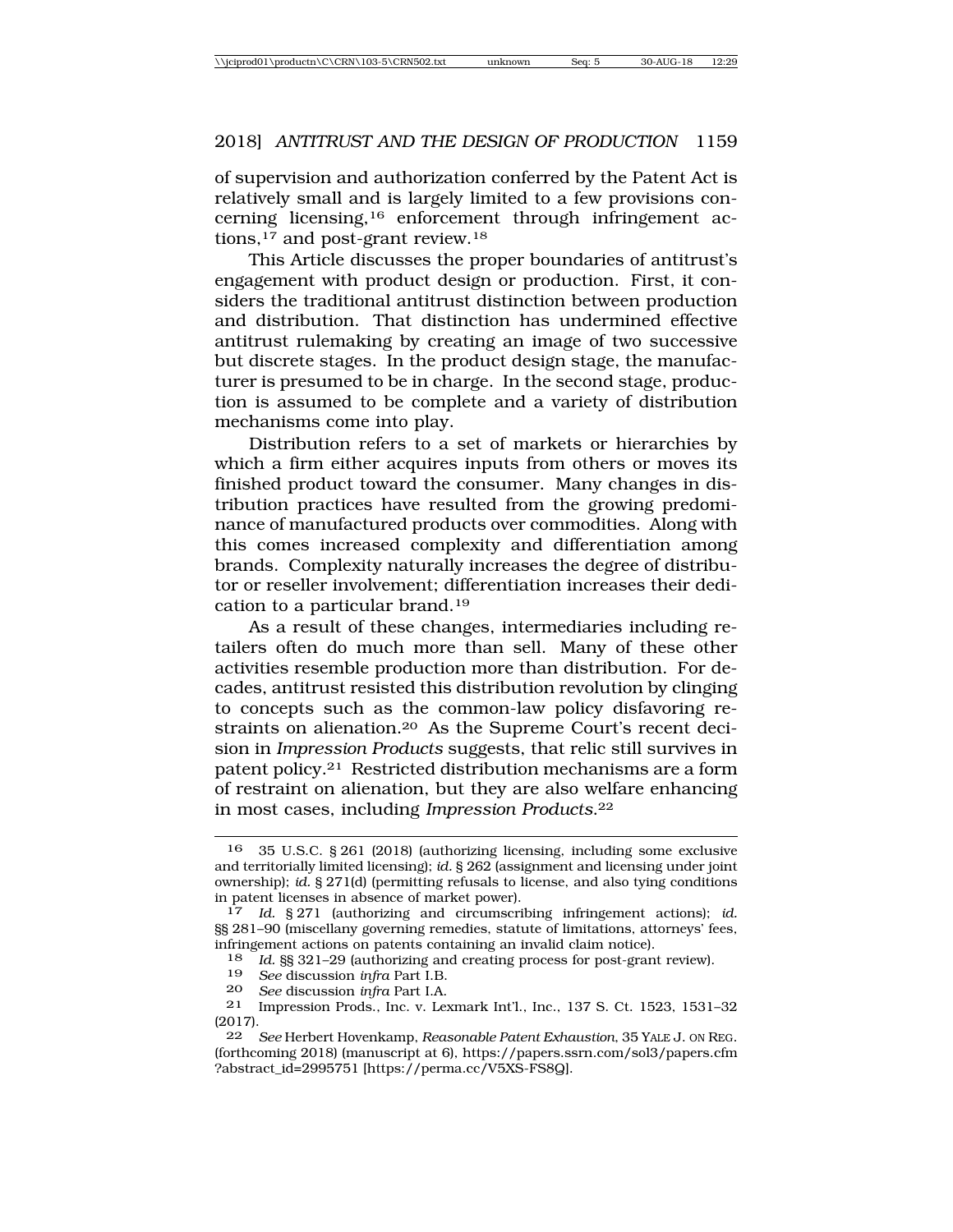of supervision and authorization conferred by the Patent Act is relatively small and is largely limited to a few provisions concerning licensing,[16] enforcement through infringement actions,[17] and post-grant review.[18]

This Article discusses the proper boundaries of antitrust's engagement with product design or production. First, it considers the traditional antitrust distinction between production and distribution. That distinction has undermined effective antitrust rulemaking by creating an image of two successive but discrete stages. In the product design stage, the manufacturer is presumed to be in charge. In the second stage, production is assumed to be complete and a variety of distribution mechanisms come into play.

Distribution refers to a set of markets or hierarchies by which a firm either acquires inputs from others or moves its finished product toward the consumer. Many changes in distribution practices have resulted from the growing predominance of manufactured products over commodities. Along with this comes increased complexity and differentiation among brands. Complexity naturally increases the degree of distributor or reseller involvement; differentiation increases their dedication to a particular brand.[19]

As a result of these changes, intermediaries including retailers often do much more than sell. Many of these other activities resemble production more than distribution. For decades, antitrust resisted this distribution revolution by clinging to concepts such as the common-law policy disfavoring restraints on alienation.[20] As the Supreme Court's recent decision in *Impression Products* suggests, that relic still survives in patent policy.[21] Restricted distribution mechanisms are a form of restraint on alienation, but they are also welfare enhancing in most cases, including *Impression Products*.[22]

---

16 35 U.S.C. § 261 (2018) (authorizing licensing, including some exclusive and territorially limited licensing); *id.* § 262 (assignment and licensing under joint ownership); *id.* § 271(d) (permitting refusals to license, and also tying conditions in patent licenses in absence of market power).

17 *Id.* § 271 (authorizing and circumscribing infringement actions); *id.* §§ 281–90 (miscellany governing remedies, statute of limitations, attorneys' fees, infringement actions on patents containing an invalid claim notice).

18 *Id.* §§ 321–29 (authorizing and creating process for post-grant review).

19 *See* discussion *infra* Part I.B.

20 *See* discussion *infra* Part I.A.

21 Impression Prods., Inc. v. Lexmark Int'l., Inc., 137 S. Ct. 1523, 1531–32 (2017).

22 *See* Herbert Hovenkamp, *Reasonable Patent Exhaustion*, 35 YALE J. ON REG. (forthcoming 2018) (manuscript at 6), https://papers.ssrn.com/sol3/papers.cfm?abstract_id=2995751 [https://perma.cc/V5XS-FS8Q].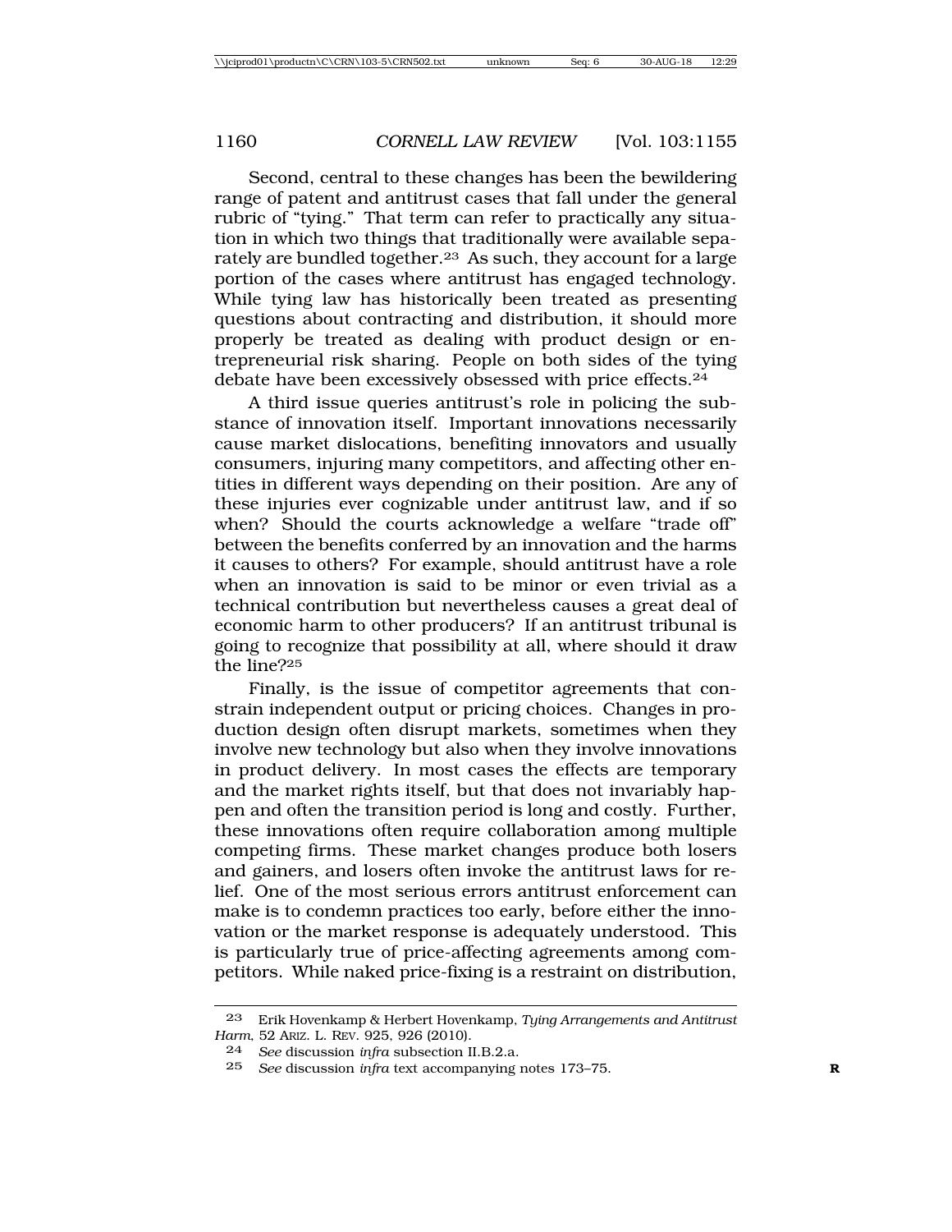Second, central to these changes has been the bewildering range of patent and antitrust cases that fall under the general rubric of "tying." That term can refer to practically any situation in which two things that traditionally were available separately are bundled together.[23] As such, they account for a large portion of the cases where antitrust has engaged technology. While tying law has historically been treated as presenting questions about contracting and distribution, it should more properly be treated as dealing with product design or entrepreneurial risk sharing. People on both sides of the tying debate have been excessively obsessed with price effects.[24]

A third issue queries antitrust's role in policing the substance of innovation itself. Important innovations necessarily cause market dislocations, benefiting innovators and usually consumers, injuring many competitors, and affecting other entities in different ways depending on their position. Are any of these injuries ever cognizable under antitrust law, and if so when? Should the courts acknowledge a welfare "trade off" between the benefits conferred by an innovation and the harms it causes to others? For example, should antitrust have a role when an innovation is said to be minor or even trivial as a technical contribution but nevertheless causes a great deal of economic harm to other producers? If an antitrust tribunal is going to recognize that possibility at all, where should it draw the line?[25]

Finally, is the issue of competitor agreements that constrain independent output or pricing choices. Changes in production design often disrupt markets, sometimes when they involve new technology but also when they involve innovations in product delivery. In most cases the effects are temporary and the market rights itself, but that does not invariably happen and often the transition period is long and costly. Further, these innovations often require collaboration among multiple competing firms. These market changes produce both losers and gainers, and losers often invoke the antitrust laws for relief. One of the most serious errors antitrust enforcement can make is to condemn practices too early, before either the innovation or the market response is adequately understood. This is particularly true of price-affecting agreements among competitors. While naked price-fixing is a restraint on distribution,

---

23 Erik Hovenkamp & Herbert Hovenkamp, *Tying Arrangements and Antitrust Harm*, 52 ARIZ. L. REV. 925, 926 (2010).

24 *See* discussion *infra* subsection II.B.2.a.

25 *See* discussion *infra* text accompanying notes 173–75.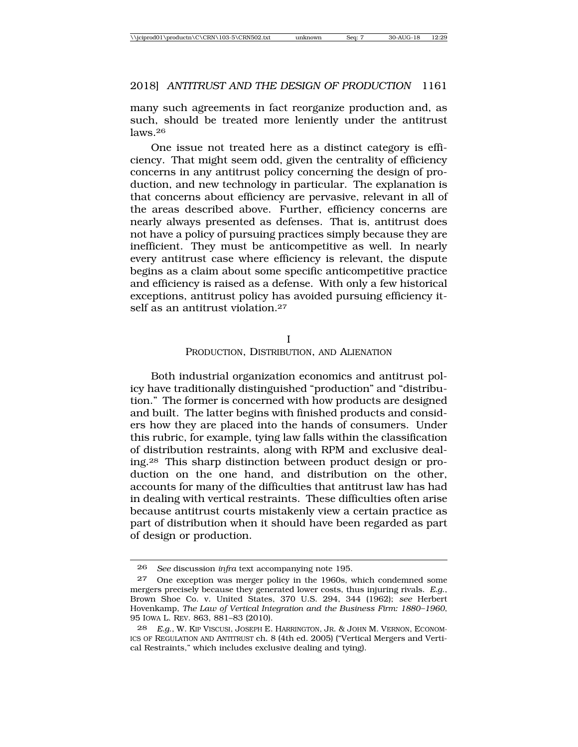many such agreements in fact reorganize production and, as such, should be treated more leniently under the antitrust laws.[26]

One issue not treated here as a distinct category is efficiency. That might seem odd, given the centrality of efficiency concerns in any antitrust policy concerning the design of production, and new technology in particular. The explanation is that concerns about efficiency are pervasive, relevant in all of the areas described above. Further, efficiency concerns are nearly always presented as defenses. That is, antitrust does not have a policy of pursuing practices simply because they are inefficient. They must be anticompetitive as well. In nearly every antitrust case where efficiency is relevant, the dispute begins as a claim about some specific anticompetitive practice and efficiency is raised as a defense. With only a few historical exceptions, antitrust policy has avoided pursuing efficiency itself as an antitrust violation.[27]

## I
## PRODUCTION, DISTRIBUTION, AND ALIENATION

Both industrial organization economics and antitrust policy have traditionally distinguished "production" and "distribution." The former is concerned with how products are designed and built. The latter begins with finished products and considers how they are placed into the hands of consumers. Under this rubric, for example, tying law falls within the classification of distribution restraints, along with RPM and exclusive dealing.[28] This sharp distinction between product design or production on the one hand, and distribution on the other, accounts for many of the difficulties that antitrust law has had in dealing with vertical restraints. These difficulties often arise because antitrust courts mistakenly view a certain practice as part of distribution when it should have been regarded as part of design or production.

---

[26] *See* discussion *infra* text accompanying note 195.

[27] One exception was merger policy in the 1960s, which condemned some mergers precisely because they generated lower costs, thus injuring rivals. *E.g.*, Brown Shoe Co. v. United States, 370 U.S. 294, 344 (1962); *see* Herbert Hovenkamp, *The Law of Vertical Integration and the Business Firm: 1880–1960*, 95 IOWA L. REV. 863, 881–83 (2010).

[28] *E.g.*, W. KIP VISCUSI, JOSEPH E. HARRINGTON, JR. & JOHN M. VERNON, ECONOMICS OF REGULATION AND ANTITRUST ch. 8 (4th ed. 2005) ("Vertical Mergers and Vertical Restraints," which includes exclusive dealing and tying).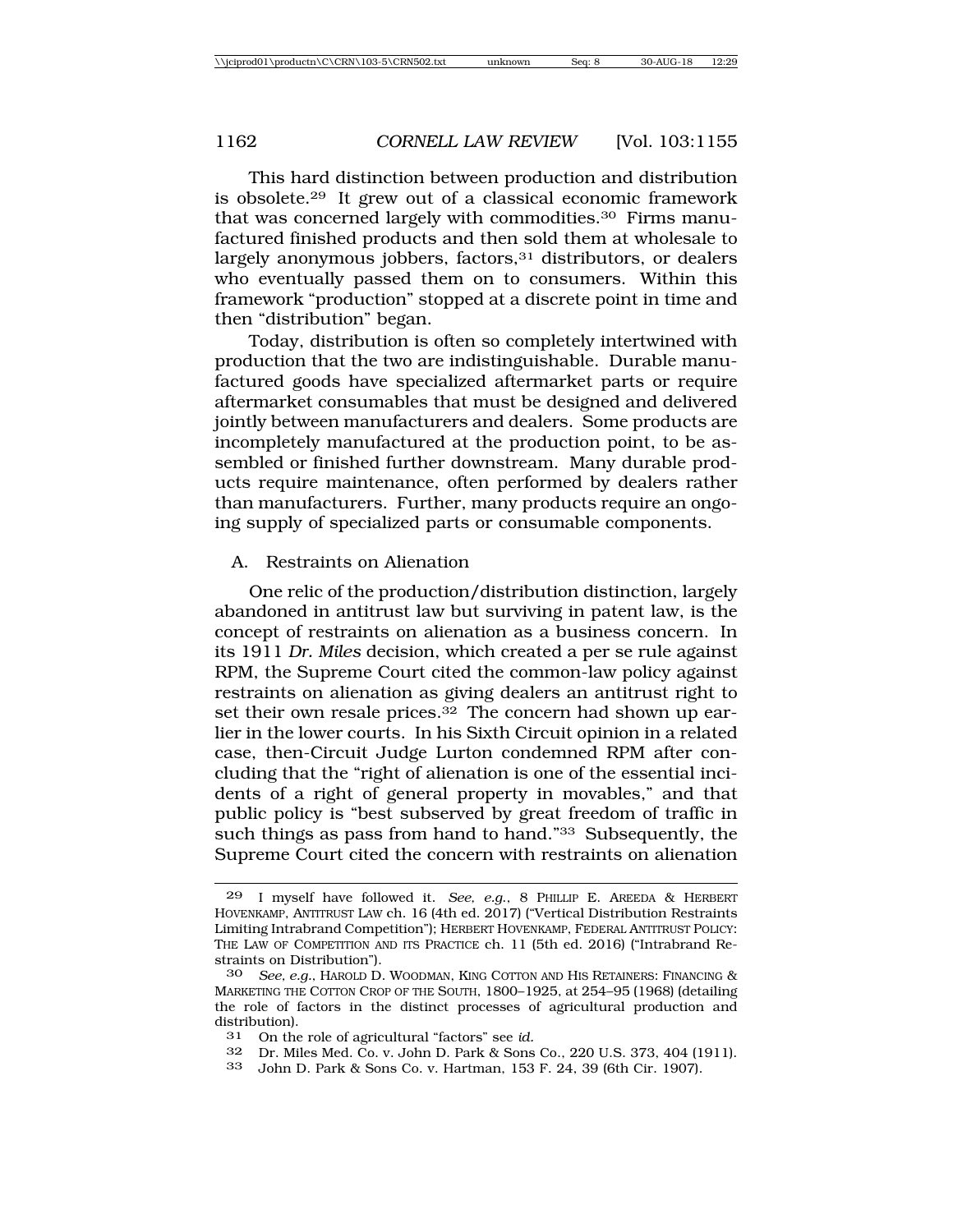This hard distinction between production and distribution is obsolete.[29] It grew out of a classical economic framework that was concerned largely with commodities.[30] Firms manufactured finished products and then sold them at wholesale to largely anonymous jobbers, factors,[31] distributors, or dealers who eventually passed them on to consumers. Within this framework "production" stopped at a discrete point in time and then "distribution" began.

Today, distribution is often so completely intertwined with production that the two are indistinguishable. Durable manufactured goods have specialized aftermarket parts or require aftermarket consumables that must be designed and delivered jointly between manufacturers and dealers. Some products are incompletely manufactured at the production point, to be assembled or finished further downstream. Many durable products require maintenance, often performed by dealers rather than manufacturers. Further, many products require an ongoing supply of specialized parts or consumable components.

## A. Restraints on Alienation

One relic of the production/distribution distinction, largely abandoned in antitrust law but surviving in patent law, is the concept of restraints on alienation as a business concern. In its 1911 *Dr. Miles* decision, which created a per se rule against RPM, the Supreme Court cited the common-law policy against restraints on alienation as giving dealers an antitrust right to set their own resale prices.[32] The concern had shown up earlier in the lower courts. In his Sixth Circuit opinion in a related case, then-Circuit Judge Lurton condemned RPM after concluding that the "right of alienation is one of the essential incidents of a right of general property in movables," and that public policy is "best subserved by great freedom of traffic in such things as pass from hand to hand."[33] Subsequently, the Supreme Court cited the concern with restraints on alienation

---

29 I myself have followed it. *See, e.g.*, 8 PHILLIP E. AREEDA & HERBERT HOVENKAMP, ANTITRUST LAW ch. 16 (4th ed. 2017) ("Vertical Distribution Restraints Limiting Intrabrand Competition"); HERBERT HOVENKAMP, FEDERAL ANTITRUST POLICY: THE LAW OF COMPETITION AND ITS PRACTICE ch. 11 (5th ed. 2016) ("Intrabrand Restraints on Distribution").

30 *See, e.g.*, HAROLD D. WOODMAN, KING COTTON AND HIS RETAINERS: FINANCING & MARKETING THE COTTON CROP OF THE SOUTH, 1800–1925, at 254–95 (1968) (detailing the role of factors in the distinct processes of agricultural production and distribution).

31 On the role of agricultural "factors" see *id.*

32 Dr. Miles Med. Co. v. John D. Park & Sons Co., 220 U.S. 373, 404 (1911).

33 John D. Park & Sons Co. v. Hartman, 153 F. 24, 39 (6th Cir. 1907).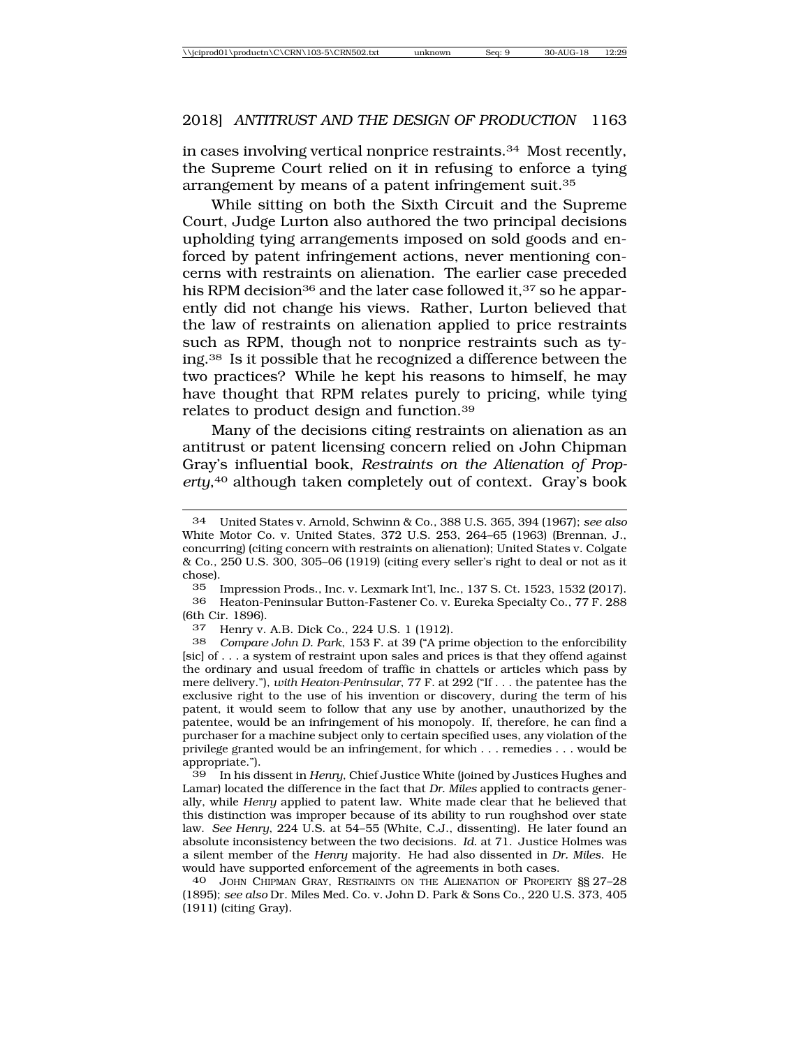in cases involving vertical nonprice restraints.[34] Most recently, the Supreme Court relied on it in refusing to enforce a tying arrangement by means of a patent infringement suit.[35]

While sitting on both the Sixth Circuit and the Supreme Court, Judge Lurton also authored the two principal decisions upholding tying arrangements imposed on sold goods and enforced by patent infringement actions, never mentioning concerns with restraints on alienation. The earlier case preceded his RPM decision[36] and the later case followed it,[37] so he apparently did not change his views. Rather, Lurton believed that the law of restraints on alienation applied to price restraints such as RPM, though not to nonprice restraints such as tying.[38] Is it possible that he recognized a difference between the two practices? While he kept his reasons to himself, he may have thought that RPM relates purely to pricing, while tying relates to product design and function.[39]

Many of the decisions citing restraints on alienation as an antitrust or patent licensing concern relied on John Chipman Gray's influential book, *Restraints on the Alienation of Property*,[40] although taken completely out of context. Gray's book

---

34 United States v. Arnold, Schwinn & Co., 388 U.S. 365, 394 (1967); *see also* White Motor Co. v. United States, 372 U.S. 253, 264–65 (1963) (Brennan, J., concurring) (citing concern with restraints on alienation); United States v. Colgate & Co., 250 U.S. 300, 305–06 (1919) (citing every seller's right to deal or not as it chose).

35 Impression Prods., Inc. v. Lexmark Int'l, Inc., 137 S. Ct. 1523, 1532 (2017).

36 Heaton-Peninsular Button-Fastener Co. v. Eureka Specialty Co., 77 F. 288 (6th Cir. 1896).

37 Henry v. A.B. Dick Co., 224 U.S. 1 (1912).

38 *Compare John D. Park*, 153 F. at 39 ("A prime objection to the enforcibility [sic] of . . . a system of restraint upon sales and prices is that they offend against the ordinary and usual freedom of traffic in chattels or articles which pass by mere delivery."), *with Heaton-Peninsular*, 77 F. at 292 ("If . . . the patentee has the exclusive right to the use of his invention or discovery, during the term of his patent, it would seem to follow that any use by another, unauthorized by the patentee, would be an infringement of his monopoly. If, therefore, he can find a purchaser for a machine subject only to certain specified uses, any violation of the privilege granted would be an infringement, for which . . . remedies . . . would be appropriate.").

39 In his dissent in *Henry*, Chief Justice White (joined by Justices Hughes and Lamar) located the difference in the fact that *Dr. Miles* applied to contracts generally, while *Henry* applied to patent law. White made clear that he believed that this distinction was improper because of its ability to run roughshod over state law. *See Henry*, 224 U.S. at 54–55 (White, C.J., dissenting). He later found an absolute inconsistency between the two decisions. *Id.* at 71. Justice Holmes was a silent member of the *Henry* majority. He had also dissented in *Dr. Miles*. He would have supported enforcement of the agreements in both cases.

40 JOHN CHIPMAN GRAY, RESTRAINTS ON THE ALIENATION OF PROPERTY §§ 27–28 (1895); *see also* Dr. Miles Med. Co. v. John D. Park & Sons Co., 220 U.S. 373, 405 (1911) (citing Gray).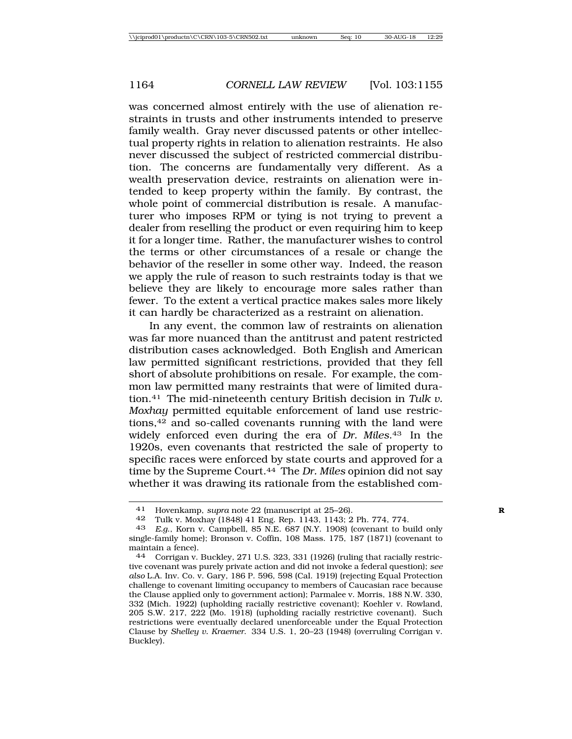was concerned almost entirely with the use of alienation restraints in trusts and other instruments intended to preserve family wealth. Gray never discussed patents or other intellectual property rights in relation to alienation restraints. He also never discussed the subject of restricted commercial distribution. The concerns are fundamentally very different. As a wealth preservation device, restraints on alienation were intended to keep property within the family. By contrast, the whole point of commercial distribution is resale. A manufacturer who imposes RPM or tying is not trying to prevent a dealer from reselling the product or even requiring him to keep it for a longer time. Rather, the manufacturer wishes to control the terms or other circumstances of a resale or change the behavior of the reseller in some other way. Indeed, the reason we apply the rule of reason to such restraints today is that we believe they are likely to encourage more sales rather than fewer. To the extent a vertical practice makes sales more likely it can hardly be characterized as a restraint on alienation.

In any event, the common law of restraints on alienation was far more nuanced than the antitrust and patent restricted distribution cases acknowledged. Both English and American law permitted significant restrictions, provided that they fell short of absolute prohibitions on resale. For example, the common law permitted many restraints that were of limited duration.[41] The mid-nineteenth century British decision in *Tulk v. Moxhay* permitted equitable enforcement of land use restrictions,[42] and so-called covenants running with the land were widely enforced even during the era of *Dr. Miles*.[43] In the 1920s, even covenants that restricted the sale of property to specific races were enforced by state courts and approved for a time by the Supreme Court.[44] The *Dr. Miles* opinion did not say whether it was drawing its rationale from the established com-

---

[41] Hovenkamp, *supra* note 22 (manuscript at 25–26).

[42] Tulk v. Moxhay (1848) 41 Eng. Rep. 1143, 1143; 2 Ph. 774, 774.

[43] *E.g.*, Korn v. Campbell, 85 N.E. 687 (N.Y. 1908) (covenant to build only single-family home); Bronson v. Coffin, 108 Mass. 175, 187 (1871) (covenant to maintain a fence).

[44] Corrigan v. Buckley, 271 U.S. 323, 331 (1926) (ruling that racially restrictive covenant was purely private action and did not invoke a federal question); *see also* L.A. Inv. Co. v. Gary, 186 P. 596, 598 (Cal. 1919) (rejecting Equal Protection challenge to covenant limiting occupancy to members of Caucasian race because the Clause applied only to government action); Parmalee v. Morris, 188 N.W. 330, 332 (Mich. 1922) (upholding racially restrictive covenant); Koehler v. Rowland, 205 S.W. 217, 222 (Mo. 1918) (upholding racially restrictive covenant). Such restrictions were eventually declared unenforceable under the Equal Protection Clause by *Shelley v. Kraemer*. 334 U.S. 1, 20–23 (1948) (overruling Corrigan v. Buckley).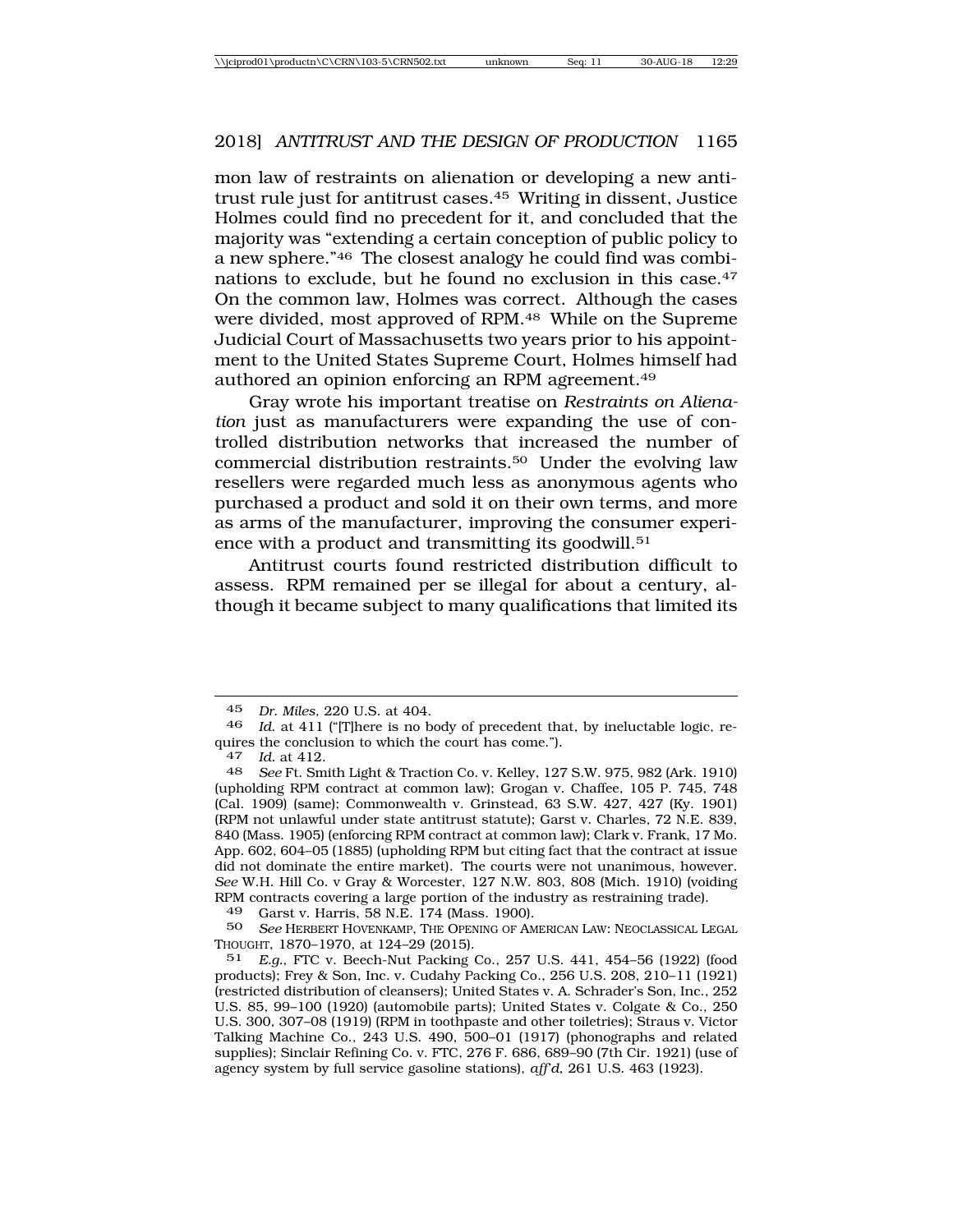mon law of restraints on alienation or developing a new antitrust rule just for antitrust cases.[45] Writing in dissent, Justice Holmes could find no precedent for it, and concluded that the majority was "extending a certain conception of public policy to a new sphere."[46] The closest analogy he could find was combinations to exclude, but he found no exclusion in this case.[47] On the common law, Holmes was correct. Although the cases were divided, most approved of RPM.[48] While on the Supreme Judicial Court of Massachusetts two years prior to his appointment to the United States Supreme Court, Holmes himself had authored an opinion enforcing an RPM agreement.[49]

Gray wrote his important treatise on *Restraints on Alienation* just as manufacturers were expanding the use of controlled distribution networks that increased the number of commercial distribution restraints.[50] Under the evolving law resellers were regarded much less as anonymous agents who purchased a product and sold it on their own terms, and more as arms of the manufacturer, improving the consumer experience with a product and transmitting its goodwill.[51]

Antitrust courts found restricted distribution difficult to assess. RPM remained per se illegal for about a century, although it became subject to many qualifications that limited its

---

45 *Dr. Miles*, 220 U.S. at 404.

46 *Id.* at 411 ("[T]here is no body of precedent that, by ineluctable logic, requires the conclusion to which the court has come.").

47 *Id.* at 412.

48 *See* Ft. Smith Light & Traction Co. v. Kelley, 127 S.W. 975, 982 (Ark. 1910) (upholding RPM contract at common law); Grogan v. Chaffee, 105 P. 745, 748 (Cal. 1909) (same); Commonwealth v. Grinstead, 63 S.W. 427, 427 (Ky. 1901) (RPM not unlawful under state antitrust statute); Garst v. Charles, 72 N.E. 839, 840 (Mass. 1905) (enforcing RPM contract at common law); Clark v. Frank, 17 Mo. App. 602, 604–05 (1885) (upholding RPM but citing fact that the contract at issue did not dominate the entire market). The courts were not unanimous, however. *See* W.H. Hill Co. v Gray & Worcester, 127 N.W. 803, 808 (Mich. 1910) (voiding RPM contracts covering a large portion of the industry as restraining trade).

49 Garst v. Harris, 58 N.E. 174 (Mass. 1900).

50 *See* HERBERT HOVENKAMP, THE OPENING OF AMERICAN LAW: NEOCLASSICAL LEGAL THOUGHT, 1870–1970, at 124–29 (2015).

51 *E.g.*, FTC v. Beech-Nut Packing Co., 257 U.S. 441, 454–56 (1922) (food products); Frey & Son, Inc. v. Cudahy Packing Co., 256 U.S. 208, 210–11 (1921) (restricted distribution of cleansers); United States v. A. Schrader's Son, Inc., 252 U.S. 85, 99–100 (1920) (automobile parts); United States v. Colgate & Co., 250 U.S. 300, 307–08 (1919) (RPM in toothpaste and other toiletries); Straus v. Victor Talking Machine Co., 243 U.S. 490, 500–01 (1917) (phonographs and related supplies); Sinclair Refining Co. v. FTC, 276 F. 686, 689–90 (7th Cir. 1921) (use of agency system by full service gasoline stations), *aff'd*, 261 U.S. 463 (1923).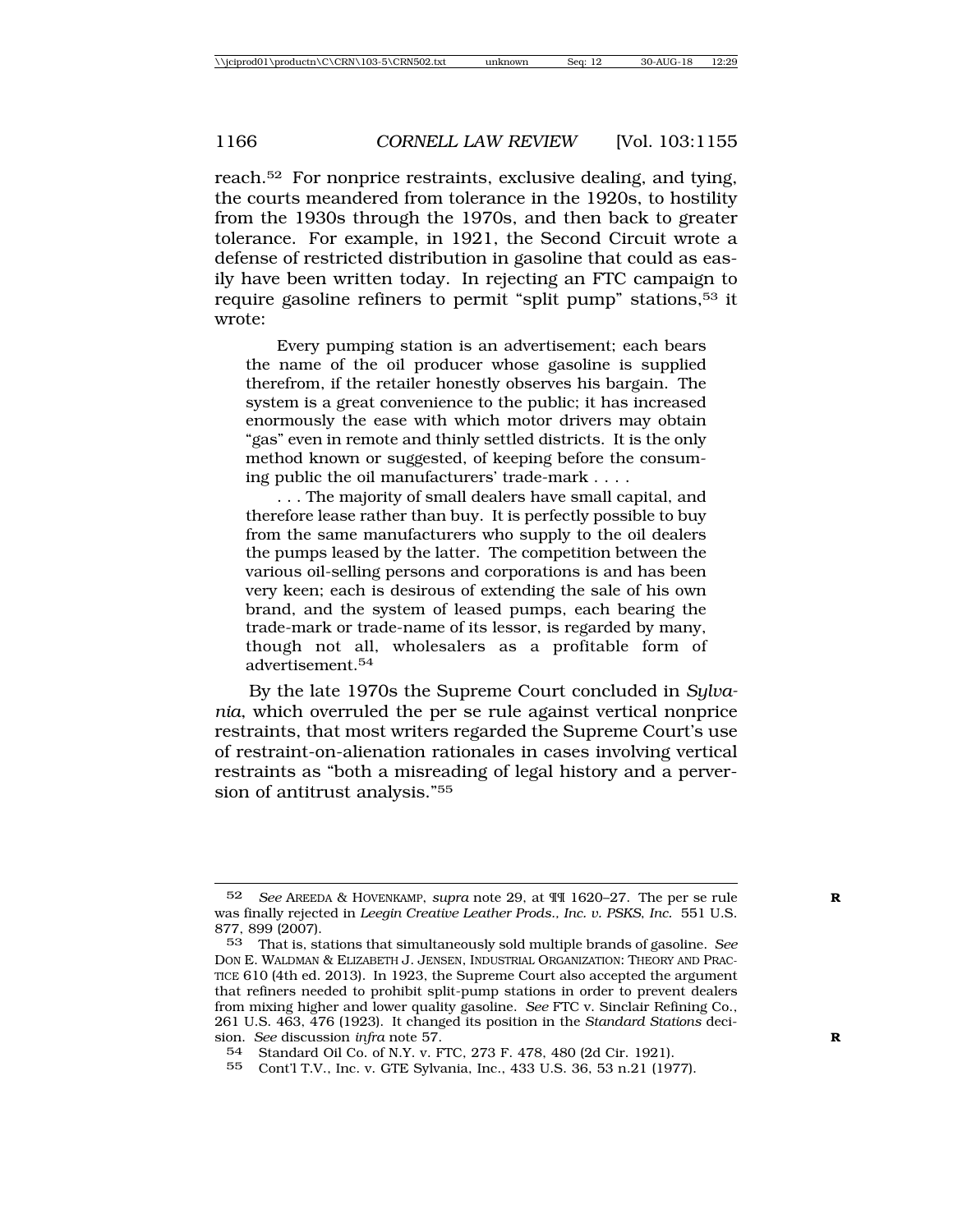reach.[52] For nonprice restraints, exclusive dealing, and tying, the courts meandered from tolerance in the 1920s, to hostility from the 1930s through the 1970s, and then back to greater tolerance. For example, in 1921, the Second Circuit wrote a defense of restricted distribution in gasoline that could as easily have been written today. In rejecting an FTC campaign to require gasoline refiners to permit "split pump" stations,[53] it wrote:

> Every pumping station is an advertisement; each bears the name of the oil producer whose gasoline is supplied therefrom, if the retailer honestly observes his bargain. The system is a great convenience to the public; it has increased enormously the ease with which motor drivers may obtain "gas" even in remote and thinly settled districts. It is the only method known or suggested, of keeping before the consuming public the oil manufacturers' trade-mark . . . .
>
> . . . The majority of small dealers have small capital, and therefore lease rather than buy. It is perfectly possible to buy from the same manufacturers who supply to the oil dealers the pumps leased by the latter. The competition between the various oil-selling persons and corporations is and has been very keen; each is desirous of extending the sale of his own brand, and the system of leased pumps, each bearing the trade-mark or trade-name of its lessor, is regarded by many, though not all, wholesalers as a profitable form of advertisement.[54]

By the late 1970s the Supreme Court concluded in *Sylvania*, which overruled the per se rule against vertical nonprice restraints, that most writers regarded the Supreme Court's use of restraint-on-alienation rationales in cases involving vertical restraints as "both a misreading of legal history and a perversion of antitrust analysis."[55]

---

[52] *See* AREEDA & HOVENKAMP, *supra* note 29, at ¶¶ 1620–27. The per se rule was finally rejected in *Leegin Creative Leather Prods., Inc. v. PSKS, Inc.* 551 U.S. 877, 899 (2007).

[53] That is, stations that simultaneously sold multiple brands of gasoline. *See* DON E. WALDMAN & ELIZABETH J. JENSEN, INDUSTRIAL ORGANIZATION: THEORY AND PRACTICE 610 (4th ed. 2013). In 1923, the Supreme Court also accepted the argument that refiners needed to prohibit split-pump stations in order to prevent dealers from mixing higher and lower quality gasoline. *See* FTC v. Sinclair Refining Co., 261 U.S. 463, 476 (1923). It changed its position in the *Standard Stations* decision. *See* discussion *infra* note 57.

[54] Standard Oil Co. of N.Y. v. FTC, 273 F. 478, 480 (2d Cir. 1921).

[55] Cont'l T.V., Inc. v. GTE Sylvania, Inc., 433 U.S. 36, 53 n.21 (1977).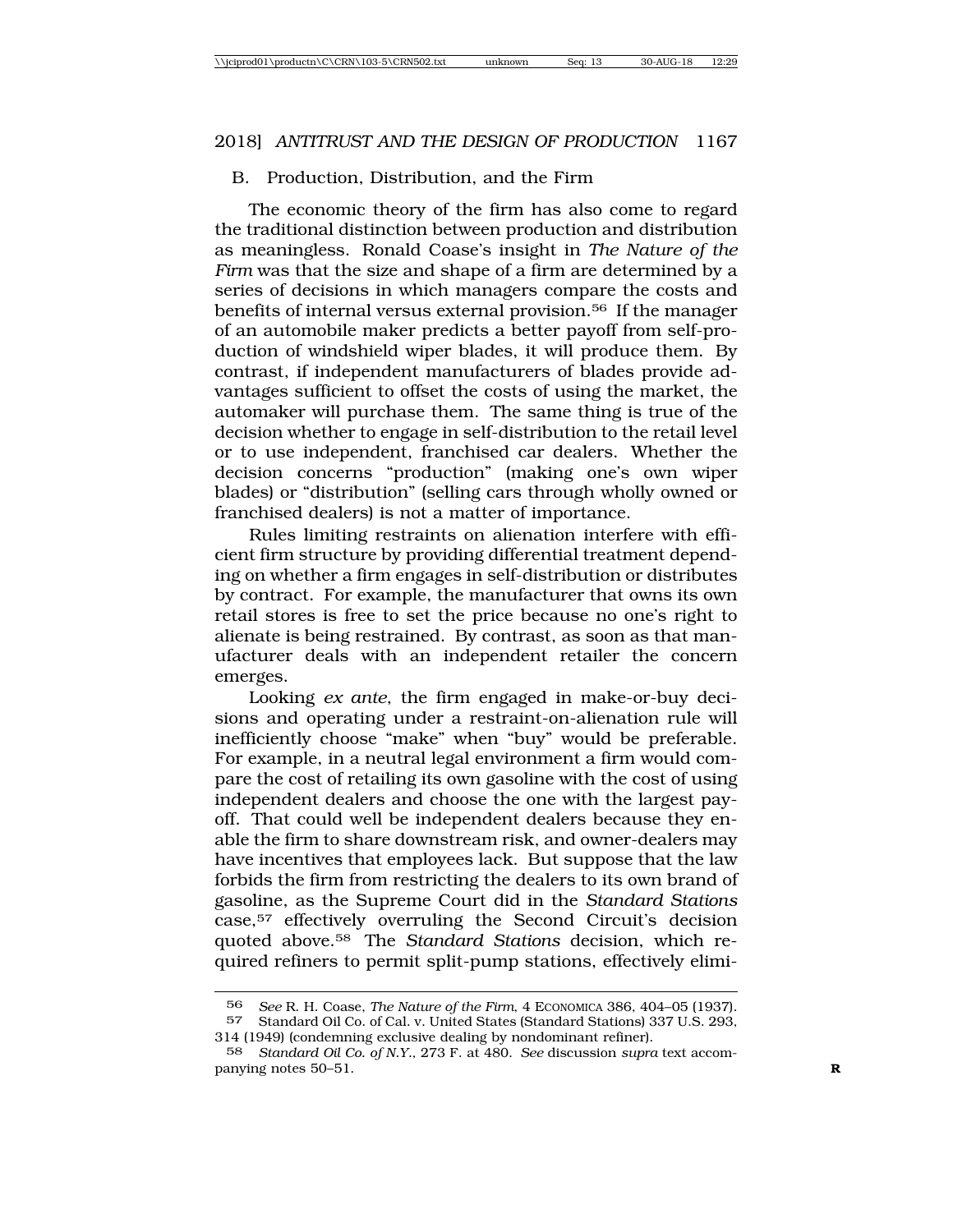## B. Production, Distribution, and the Firm

The economic theory of the firm has also come to regard the traditional distinction between production and distribution as meaningless. Ronald Coase's insight in *The Nature of the Firm* was that the size and shape of a firm are determined by a series of decisions in which managers compare the costs and benefits of internal versus external provision.[56] If the manager of an automobile maker predicts a better payoff from self-production of windshield wiper blades, it will produce them. By contrast, if independent manufacturers of blades provide advantages sufficient to offset the costs of using the market, the automaker will purchase them. The same thing is true of the decision whether to engage in self-distribution to the retail level or to use independent, franchised car dealers. Whether the decision concerns "production" (making one's own wiper blades) or "distribution" (selling cars through wholly owned or franchised dealers) is not a matter of importance.

Rules limiting restraints on alienation interfere with efficient firm structure by providing differential treatment depending on whether a firm engages in self-distribution or distributes by contract. For example, the manufacturer that owns its own retail stores is free to set the price because no one's right to alienate is being restrained. By contrast, as soon as that manufacturer deals with an independent retailer the concern emerges.

Looking *ex ante*, the firm engaged in make-or-buy decisions and operating under a restraint-on-alienation rule will inefficiently choose "make" when "buy" would be preferable. For example, in a neutral legal environment a firm would compare the cost of retailing its own gasoline with the cost of using independent dealers and choose the one with the largest payoff. That could well be independent dealers because they enable the firm to share downstream risk, and owner-dealers may have incentives that employees lack. But suppose that the law forbids the firm from restricting the dealers to its own brand of gasoline, as the Supreme Court did in the *Standard Stations* case,[57] effectively overruling the Second Circuit's decision quoted above.[58] The *Standard Stations* decision, which required refiners to permit split-pump stations, effectively elimi-

---

56 *See* R. H. Coase, *The Nature of the Firm*, 4 ECONOMICA 386, 404–05 (1937).

57 Standard Oil Co. of Cal. v. United States (Standard Stations) 337 U.S. 293, 314 (1949) (condemning exclusive dealing by nondominant refiner).

58 *Standard Oil Co. of N.Y.*, 273 F. at 480. *See* discussion *supra* text accompanying notes 50–51.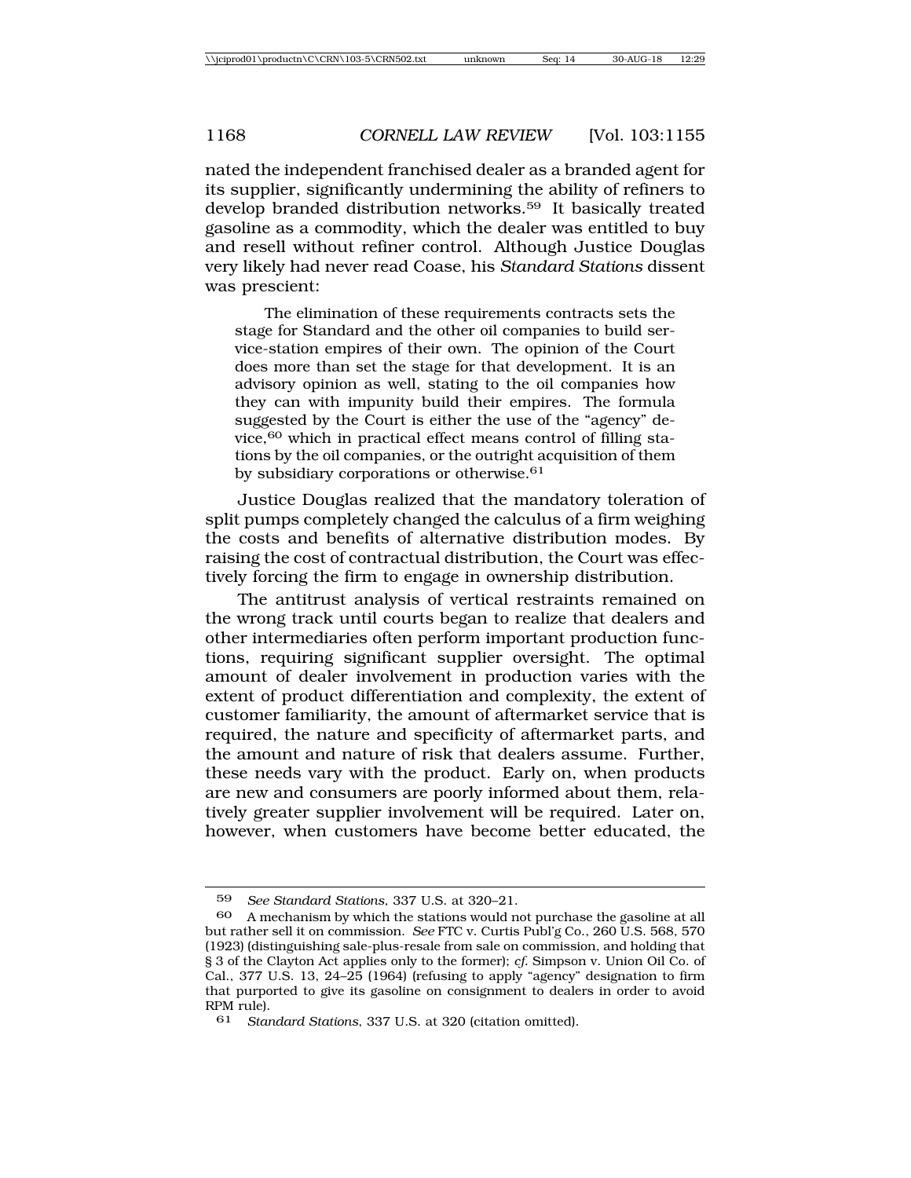nated the independent franchised dealer as a branded agent for its supplier, significantly undermining the ability of refiners to develop branded distribution networks.[59] It basically treated gasoline as a commodity, which the dealer was entitled to buy and resell without refiner control. Although Justice Douglas very likely had never read Coase, his *Standard Stations* dissent was prescient:

> The elimination of these requirements contracts sets the stage for Standard and the other oil companies to build service-station empires of their own. The opinion of the Court does more than set the stage for that development. It is an advisory opinion as well, stating to the oil companies how they can with impunity build their empires. The formula suggested by the Court is either the use of the "agency" device,[60] which in practical effect means control of filling stations by the oil companies, or the outright acquisition of them by subsidiary corporations or otherwise.[61]

Justice Douglas realized that the mandatory toleration of split pumps completely changed the calculus of a firm weighing the costs and benefits of alternative distribution modes. By raising the cost of contractual distribution, the Court was effectively forcing the firm to engage in ownership distribution.

The antitrust analysis of vertical restraints remained on the wrong track until courts began to realize that dealers and other intermediaries often perform important production functions, requiring significant supplier oversight. The optimal amount of dealer involvement in production varies with the extent of product differentiation and complexity, the extent of customer familiarity, the amount of aftermarket service that is required, the nature and specificity of aftermarket parts, and the amount and nature of risk that dealers assume. Further, these needs vary with the product. Early on, when products are new and consumers are poorly informed about them, relatively greater supplier involvement will be required. Later on, however, when customers have become better educated, the

---

59 *See Standard Stations*, 337 U.S. at 320–21.

60 A mechanism by which the stations would not purchase the gasoline at all but rather sell it on commission. *See* FTC v. Curtis Publ'g Co., 260 U.S. 568, 570 (1923) (distinguishing sale-plus-resale from sale on commission, and holding that § 3 of the Clayton Act applies only to the former); *cf.* Simpson v. Union Oil Co. of Cal., 377 U.S. 13, 24–25 (1964) (refusing to apply "agency" designation to firm that purported to give its gasoline on consignment to dealers in order to avoid RPM rule).

61 *Standard Stations*, 337 U.S. at 320 (citation omitted).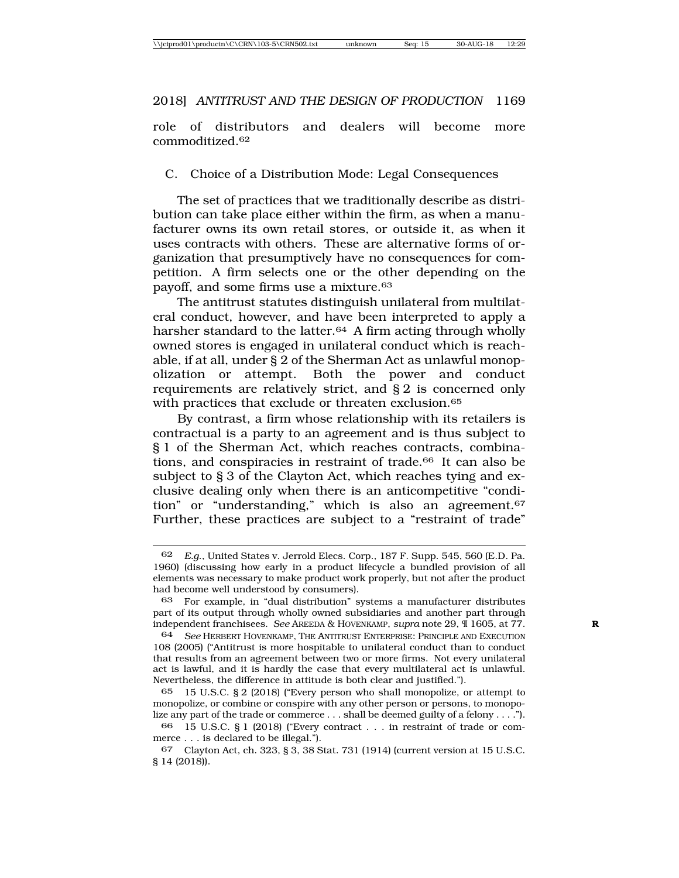role of distributors and dealers will become more commoditized.[62]

### C. Choice of a Distribution Mode: Legal Consequences

The set of practices that we traditionally describe as distribution can take place either within the firm, as when a manufacturer owns its own retail stores, or outside it, as when it uses contracts with others. These are alternative forms of organization that presumptively have no consequences for competition. A firm selects one or the other depending on the payoff, and some firms use a mixture.[63]

The antitrust statutes distinguish unilateral from multilateral conduct, however, and have been interpreted to apply a harsher standard to the latter.[64] A firm acting through wholly owned stores is engaged in unilateral conduct which is reachable, if at all, under § 2 of the Sherman Act as unlawful monopolization or attempt. Both the power and conduct requirements are relatively strict, and § 2 is concerned only with practices that exclude or threaten exclusion.[65]

By contrast, a firm whose relationship with its retailers is contractual is a party to an agreement and is thus subject to § 1 of the Sherman Act, which reaches contracts, combinations, and conspiracies in restraint of trade.[66] It can also be subject to § 3 of the Clayton Act, which reaches tying and exclusive dealing only when there is an anticompetitive "condition" or "understanding," which is also an agreement.[67] Further, these practices are subject to a "restraint of trade"

---

[62] *E.g.*, United States v. Jerrold Elecs. Corp., 187 F. Supp. 545, 560 (E.D. Pa. 1960) (discussing how early in a product lifecycle a bundled provision of all elements was necessary to make product work properly, but not after the product had become well understood by consumers).

[63] For example, in "dual distribution" systems a manufacturer distributes part of its output through wholly owned subsidiaries and another part through independent franchisees. *See* AREEDA & HOVENKAMP, *supra* note 29, ¶ 1605, at 77.

[64] *See* HERBERT HOVENKAMP, THE ANTITRUST ENTERPRISE: PRINCIPLE AND EXECUTION 108 (2005) ("Antitrust is more hospitable to unilateral conduct than to conduct that results from an agreement between two or more firms. Not every unilateral act is lawful, and it is hardly the case that every multilateral act is unlawful. Nevertheless, the difference in attitude is both clear and justified.").

[65] 15 U.S.C. § 2 (2018) ("Every person who shall monopolize, or attempt to monopolize, or combine or conspire with any other person or persons, to monopolize any part of the trade or commerce . . . shall be deemed guilty of a felony . . . .").

[66] 15 U.S.C. § 1 (2018) ("Every contract . . . in restraint of trade or commerce . . . is declared to be illegal.").

[67] Clayton Act, ch. 323, § 3, 38 Stat. 731 (1914) (current version at 15 U.S.C. § 14 (2018)).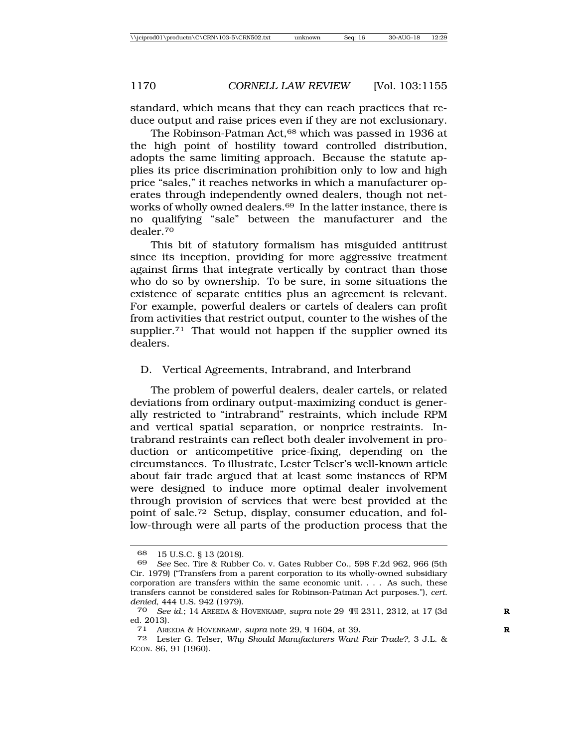standard, which means that they can reach practices that reduce output and raise prices even if they are not exclusionary.

The Robinson-Patman Act,[68] which was passed in 1936 at the high point of hostility toward controlled distribution, adopts the same limiting approach. Because the statute applies its price discrimination prohibition only to low and high price "sales," it reaches networks in which a manufacturer operates through independently owned dealers, though not networks of wholly owned dealers.[69] In the latter instance, there is no qualifying "sale" between the manufacturer and the dealer.[70]

This bit of statutory formalism has misguided antitrust since its inception, providing for more aggressive treatment against firms that integrate vertically by contract than those who do so by ownership. To be sure, in some situations the existence of separate entities plus an agreement is relevant. For example, powerful dealers or cartels of dealers can profit from activities that restrict output, counter to the wishes of the supplier.[71] That would not happen if the supplier owned its dealers.

### D. Vertical Agreements, Intrabrand, and Interbrand

The problem of powerful dealers, dealer cartels, or related deviations from ordinary output-maximizing conduct is generally restricted to "intrabrand" restraints, which include RPM and vertical spatial separation, or nonprice restraints. Intrabrand restraints can reflect both dealer involvement in production or anticompetitive price-fixing, depending on the circumstances. To illustrate, Lester Telser's well-known article about fair trade argued that at least some instances of RPM were designed to induce more optimal dealer involvement through provision of services that were best provided at the point of sale.[72] Setup, display, consumer education, and follow-through were all parts of the production process that the

---

68 15 U.S.C. § 13 (2018).

69 *See* Sec. Tire & Rubber Co. v. Gates Rubber Co., 598 F.2d 962, 966 (5th Cir. 1979) ("Transfers from a parent corporation to its wholly-owned subsidiary corporation are transfers within the same economic unit. . . . As such, these transfers cannot be considered sales for Robinson-Patman Act purposes."), *cert. denied*, 444 U.S. 942 (1979).

70 *See id.*; 14 AREEDA & HOVENKAMP, *supra* note 29 ¶¶ 2311, 2312, at 17 (3d ed. 2013).

71 AREEDA & HOVENKAMP, *supra* note 29, ¶ 1604, at 39.

72 Lester G. Telser, *Why Should Manufacturers Want Fair Trade?*, 3 J.L. & ECON. 86, 91 (1960).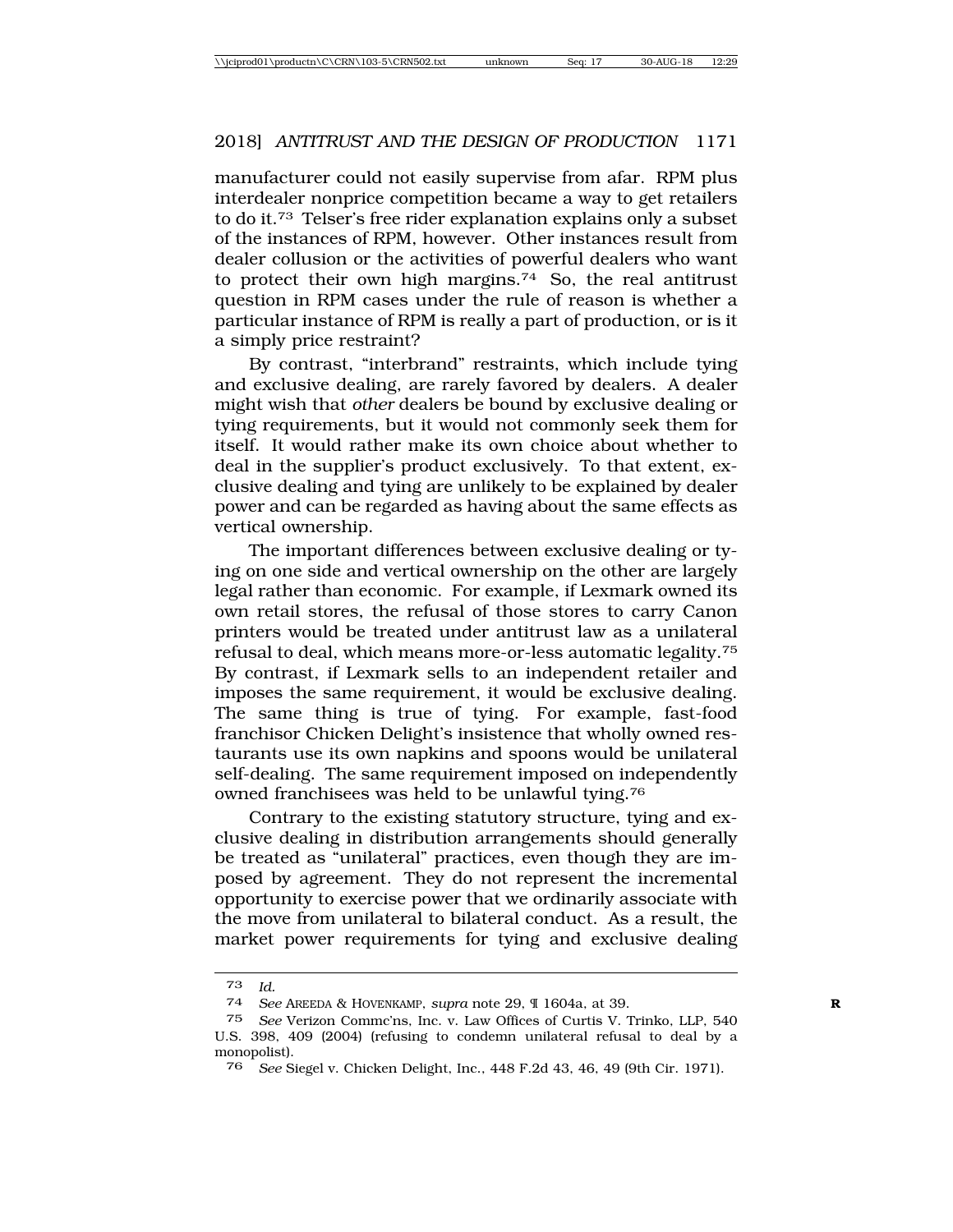manufacturer could not easily supervise from afar. RPM plus interdealer nonprice competition became a way to get retailers to do it.[73] Telser's free rider explanation explains only a subset of the instances of RPM, however. Other instances result from dealer collusion or the activities of powerful dealers who want to protect their own high margins.[74] So, the real antitrust question in RPM cases under the rule of reason is whether a particular instance of RPM is really a part of production, or is it a simply price restraint?

By contrast, "interbrand" restraints, which include tying and exclusive dealing, are rarely favored by dealers. A dealer might wish that *other* dealers be bound by exclusive dealing or tying requirements, but it would not commonly seek them for itself. It would rather make its own choice about whether to deal in the supplier's product exclusively. To that extent, exclusive dealing and tying are unlikely to be explained by dealer power and can be regarded as having about the same effects as vertical ownership.

The important differences between exclusive dealing or tying on one side and vertical ownership on the other are largely legal rather than economic. For example, if Lexmark owned its own retail stores, the refusal of those stores to carry Canon printers would be treated under antitrust law as a unilateral refusal to deal, which means more-or-less automatic legality.[75] By contrast, if Lexmark sells to an independent retailer and imposes the same requirement, it would be exclusive dealing. The same thing is true of tying. For example, fast-food franchisor Chicken Delight's insistence that wholly owned restaurants use its own napkins and spoons would be unilateral self-dealing. The same requirement imposed on independently owned franchisees was held to be unlawful tying.[76]

Contrary to the existing statutory structure, tying and exclusive dealing in distribution arrangements should generally be treated as "unilateral" practices, even though they are imposed by agreement. They do not represent the incremental opportunity to exercise power that we ordinarily associate with the move from unilateral to bilateral conduct. As a result, the market power requirements for tying and exclusive dealing

---

73 *Id.*

74 *See* AREEDA & HOVENKAMP, *supra* note 29, ¶ 1604a, at 39.

75 *See* Verizon Commc'ns, Inc. v. Law Offices of Curtis V. Trinko, LLP, 540 U.S. 398, 409 (2004) (refusing to condemn unilateral refusal to deal by a monopolist).

76 *See* Siegel v. Chicken Delight, Inc., 448 F.2d 43, 46, 49 (9th Cir. 1971).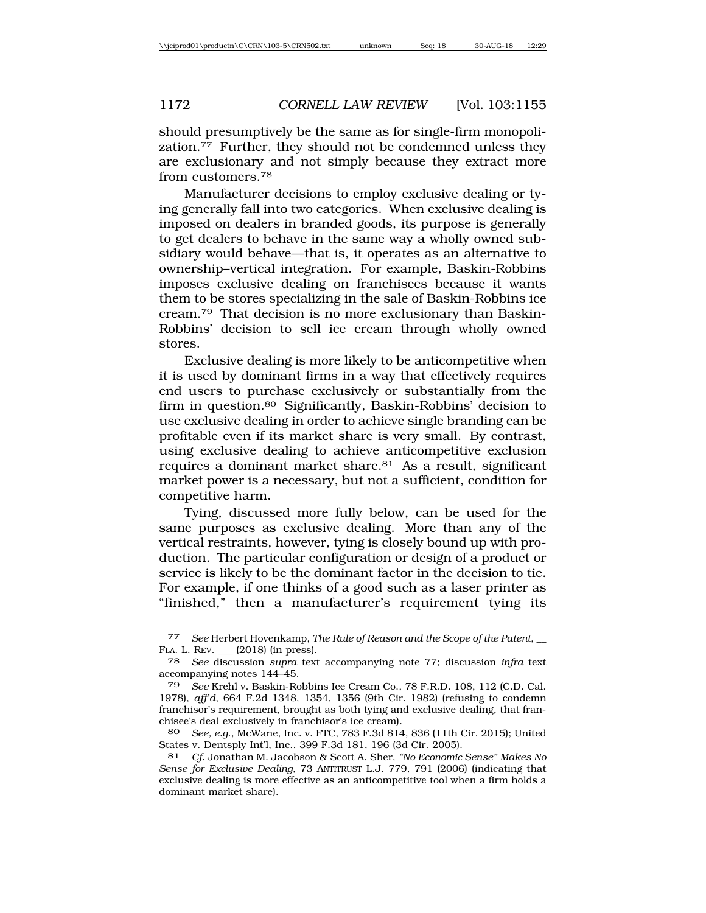should presumptively be the same as for single-firm monopolization.[77] Further, they should not be condemned unless they are exclusionary and not simply because they extract more from customers.[78]

Manufacturer decisions to employ exclusive dealing or tying generally fall into two categories. When exclusive dealing is imposed on dealers in branded goods, its purpose is generally to get dealers to behave in the same way a wholly owned subsidiary would behave—that is, it operates as an alternative to ownership–vertical integration. For example, Baskin-Robbins imposes exclusive dealing on franchisees because it wants them to be stores specializing in the sale of Baskin-Robbins ice cream.[79] That decision is no more exclusionary than Baskin-Robbins' decision to sell ice cream through wholly owned stores.

Exclusive dealing is more likely to be anticompetitive when it is used by dominant firms in a way that effectively requires end users to purchase exclusively or substantially from the firm in question.[80] Significantly, Baskin-Robbins' decision to use exclusive dealing in order to achieve single branding can be profitable even if its market share is very small. By contrast, using exclusive dealing to achieve anticompetitive exclusion requires a dominant market share.[81] As a result, significant market power is a necessary, but not a sufficient, condition for competitive harm.

Tying, discussed more fully below, can be used for the same purposes as exclusive dealing. More than any of the vertical restraints, however, tying is closely bound up with production. The particular configuration or design of a product or service is likely to be the dominant factor in the decision to tie. For example, if one thinks of a good such as a laser printer as "finished," then a manufacturer's requirement tying its

---

77 *See* Herbert Hovenkamp, *The Rule of Reason and the Scope of the Patent*, __ FLA. L. REV. __ (2018) (in press).

78 *See* discussion *supra* text accompanying note 77; discussion *infra* text accompanying notes 144–45.

79 *See* Krehl v. Baskin-Robbins Ice Cream Co., 78 F.R.D. 108, 112 (C.D. Cal. 1978), *aff'd*, 664 F.2d 1348, 1354, 1356 (9th Cir. 1982) (refusing to condemn franchisor's requirement, brought as both tying and exclusive dealing, that franchisee's deal exclusively in franchisor's ice cream).

80 *See, e.g.*, McWane, Inc. v. FTC, 783 F.3d 814, 836 (11th Cir. 2015); United States v. Dentsply Int'l, Inc., 399 F.3d 181, 196 (3d Cir. 2005).

81 *Cf.* Jonathan M. Jacobson & Scott A. Sher, *"No Economic Sense" Makes No Sense for Exclusive Dealing*, 73 ANTITRUST L.J. 779, 791 (2006) (indicating that exclusive dealing is more effective as an anticompetitive tool when a firm holds a dominant market share).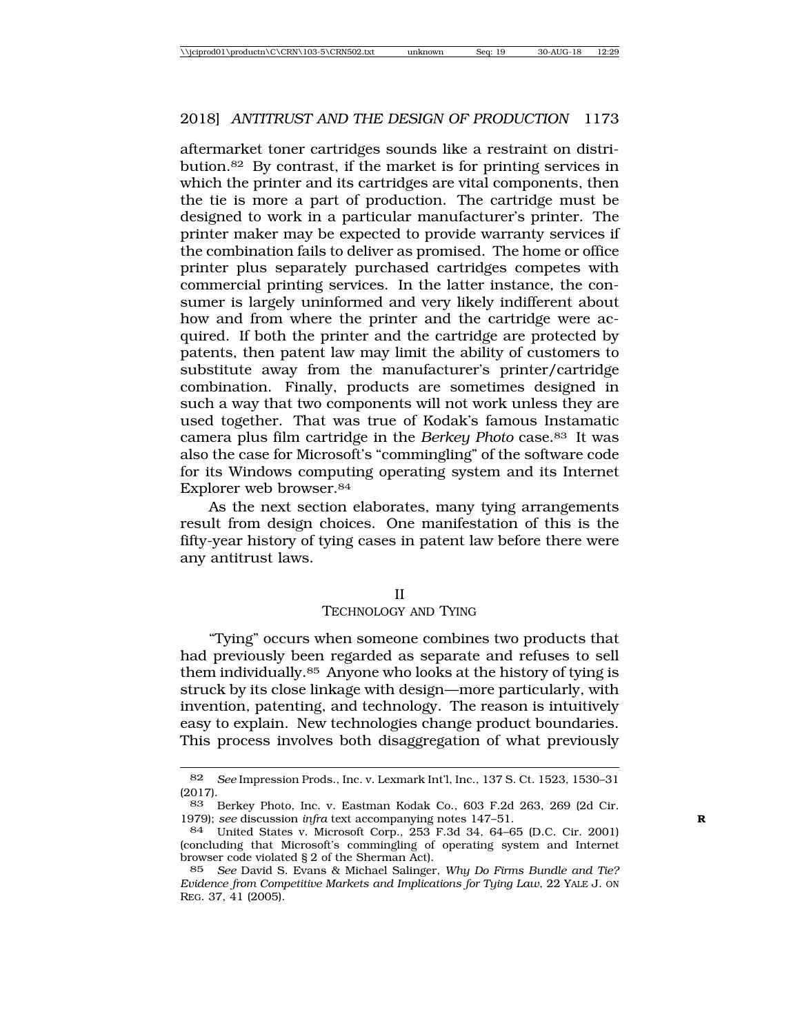aftermarket toner cartridges sounds like a restraint on distribution.[82] By contrast, if the market is for printing services in which the printer and its cartridges are vital components, then the tie is more a part of production. The cartridge must be designed to work in a particular manufacturer's printer. The printer maker may be expected to provide warranty services if the combination fails to deliver as promised. The home or office printer plus separately purchased cartridges competes with commercial printing services. In the latter instance, the consumer is largely uninformed and very likely indifferent about how and from where the printer and the cartridge were acquired. If both the printer and the cartridge are protected by patents, then patent law may limit the ability of customers to substitute away from the manufacturer's printer/cartridge combination. Finally, products are sometimes designed in such a way that two components will not work unless they are used together. That was true of Kodak's famous Instamatic camera plus film cartridge in the *Berkey Photo* case.[83] It was also the case for Microsoft's "commingling" of the software code for its Windows computing operating system and its Internet Explorer web browser.[84]

As the next section elaborates, many tying arrangements result from design choices. One manifestation of this is the fifty-year history of tying cases in patent law before there were any antitrust laws.

## II
## TECHNOLOGY AND TYING

"Tying" occurs when someone combines two products that had previously been regarded as separate and refuses to sell them individually.[85] Anyone who looks at the history of tying is struck by its close linkage with design—more particularly, with invention, patenting, and technology. The reason is intuitively easy to explain. New technologies change product boundaries. This process involves both disaggregation of what previously

---

82 *See* Impression Prods., Inc. v. Lexmark Int'l, Inc., 137 S. Ct. 1523, 1530–31 (2017).

83 Berkey Photo, Inc. v. Eastman Kodak Co., 603 F.2d 263, 269 (2d Cir. 1979); *see* discussion *infra* text accompanying notes 147–51.

84 United States v. Microsoft Corp., 253 F.3d 34, 64–65 (D.C. Cir. 2001) (concluding that Microsoft's commingling of operating system and Internet browser code violated § 2 of the Sherman Act).

85 *See* David S. Evans & Michael Salinger, *Why Do Firms Bundle and Tie? Evidence from Competitive Markets and Implications for Tying Law*, 22 YALE J. ON REG. 37, 41 (2005).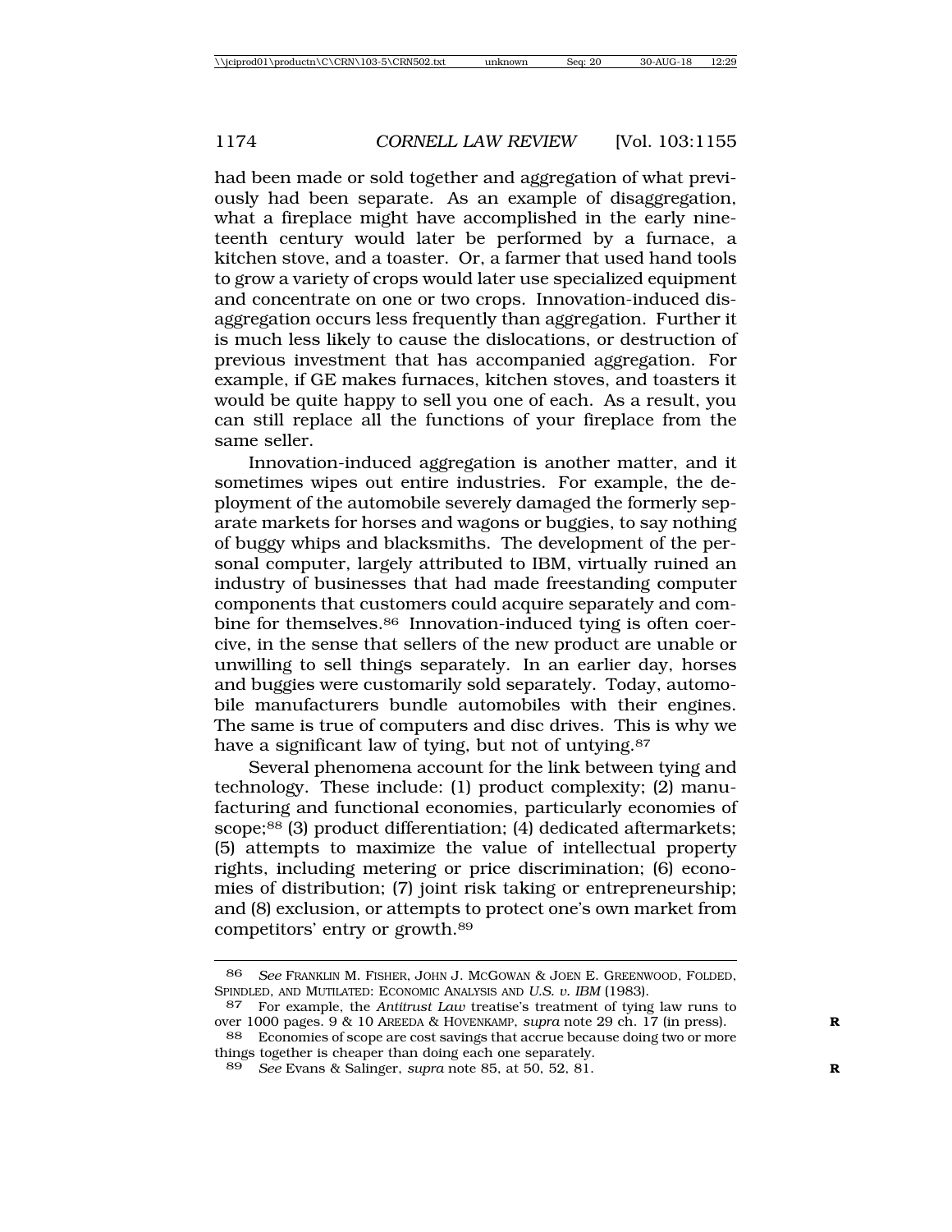had been made or sold together and aggregation of what previously had been separate. As an example of disaggregation, what a fireplace might have accomplished in the early nineteenth century would later be performed by a furnace, a kitchen stove, and a toaster. Or, a farmer that used hand tools to grow a variety of crops would later use specialized equipment and concentrate on one or two crops. Innovation-induced disaggregation occurs less frequently than aggregation. Further it is much less likely to cause the dislocations, or destruction of previous investment that has accompanied aggregation. For example, if GE makes furnaces, kitchen stoves, and toasters it would be quite happy to sell you one of each. As a result, you can still replace all the functions of your fireplace from the same seller.

Innovation-induced aggregation is another matter, and it sometimes wipes out entire industries. For example, the deployment of the automobile severely damaged the formerly separate markets for horses and wagons or buggies, to say nothing of buggy whips and blacksmiths. The development of the personal computer, largely attributed to IBM, virtually ruined an industry of businesses that had made freestanding computer components that customers could acquire separately and combine for themselves.[86] Innovation-induced tying is often coercive, in the sense that sellers of the new product are unable or unwilling to sell things separately. In an earlier day, horses and buggies were customarily sold separately. Today, automobile manufacturers bundle automobiles with their engines. The same is true of computers and disc drives. This is why we have a significant law of tying, but not of untying.[87]

Several phenomena account for the link between tying and technology. These include: (1) product complexity; (2) manufacturing and functional economies, particularly economies of scope;[88] (3) product differentiation; (4) dedicated aftermarkets; (5) attempts to maximize the value of intellectual property rights, including metering or price discrimination; (6) economies of distribution; (7) joint risk taking or entrepreneurship; and (8) exclusion, or attempts to protect one's own market from competitors' entry or growth.[89]

---

[86] *See* FRANKLIN M. FISHER, JOHN J. MCGOWAN & JOEN E. GREENWOOD, FOLDED, SPINDLED, AND MUTILATED: ECONOMIC ANALYSIS AND *U.S. v. IBM* (1983).

[87] For example, the *Antitrust Law* treatise's treatment of tying law runs to over 1000 pages. 9 & 10 AREEDA & HOVENKAMP, *supra* note 29 ch. 17 (in press).

[88] Economies of scope are cost savings that accrue because doing two or more things together is cheaper than doing each one separately.

[89] *See* Evans & Salinger, *supra* note 85, at 50, 52, 81.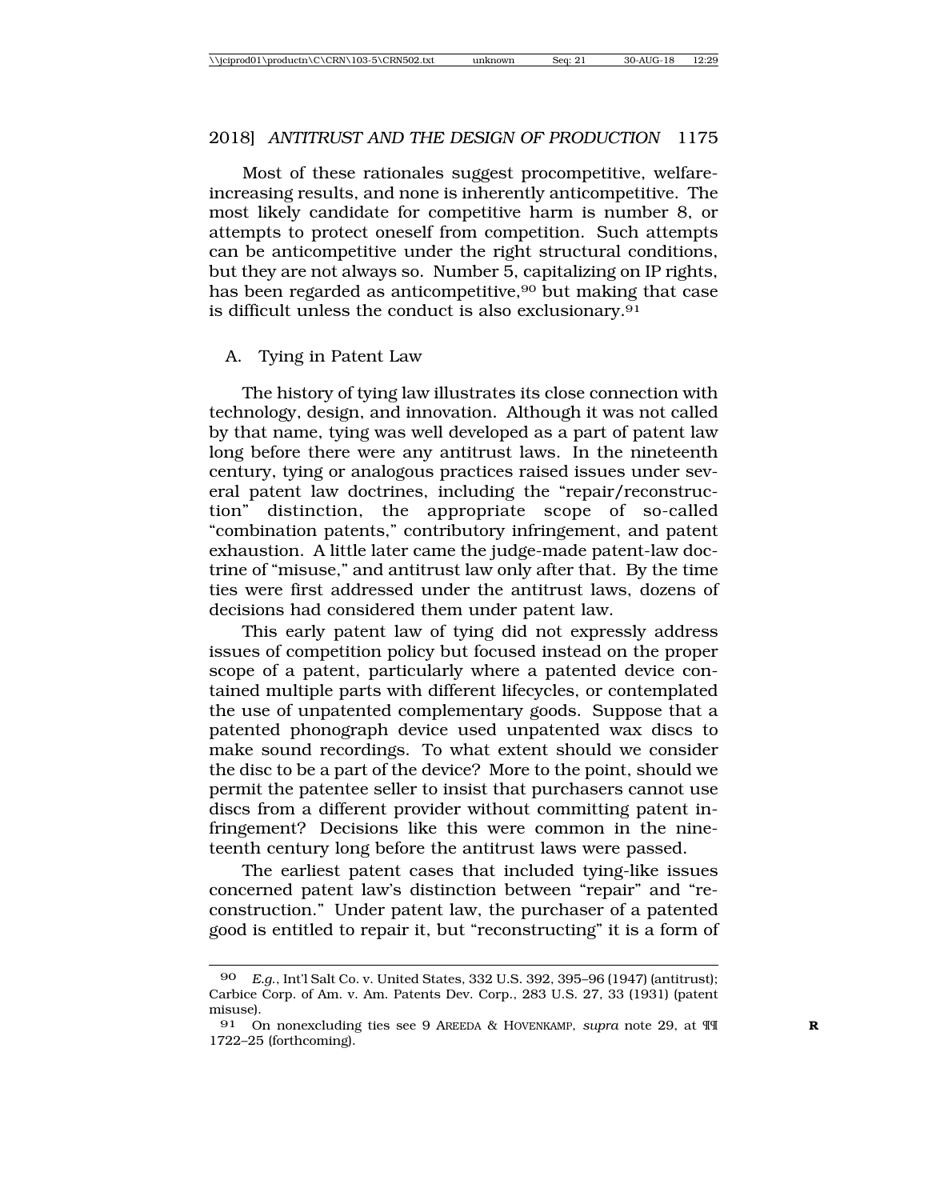Most of these rationales suggest procompetitive, welfare-increasing results, and none is inherently anticompetitive. The most likely candidate for competitive harm is number 8, or attempts to protect oneself from competition. Such attempts can be anticompetitive under the right structural conditions, but they are not always so. Number 5, capitalizing on IP rights, has been regarded as anticompetitive,[90] but making that case is difficult unless the conduct is also exclusionary.[91]

## A. Tying in Patent Law

The history of tying law illustrates its close connection with technology, design, and innovation. Although it was not called by that name, tying was well developed as a part of patent law long before there were any antitrust laws. In the nineteenth century, tying or analogous practices raised issues under several patent law doctrines, including the "repair/reconstruction" distinction, the appropriate scope of so-called "combination patents," contributory infringement, and patent exhaustion. A little later came the judge-made patent-law doctrine of "misuse," and antitrust law only after that. By the time ties were first addressed under the antitrust laws, dozens of decisions had considered them under patent law.

This early patent law of tying did not expressly address issues of competition policy but focused instead on the proper scope of a patent, particularly where a patented device contained multiple parts with different lifecycles, or contemplated the use of unpatented complementary goods. Suppose that a patented phonograph device used unpatented wax discs to make sound recordings. To what extent should we consider the disc to be a part of the device? More to the point, should we permit the patentee seller to insist that purchasers cannot use discs from a different provider without committing patent infringement? Decisions like this were common in the nineteenth century long before the antitrust laws were passed.

The earliest patent cases that included tying-like issues concerned patent law's distinction between "repair" and "reconstruction." Under patent law, the purchaser of a patented good is entitled to repair it, but "reconstructing" it is a form of

---

[90] *E.g.*, Int'l Salt Co. v. United States, 332 U.S. 392, 395–96 (1947) (antitrust); Carbice Corp. of Am. v. Am. Patents Dev. Corp., 283 U.S. 27, 33 (1931) (patent misuse).

[91] On nonexcluding ties see 9 AREEDA & HOVENKAMP, *supra* note 29, at ¶¶ 1722–25 (forthcoming).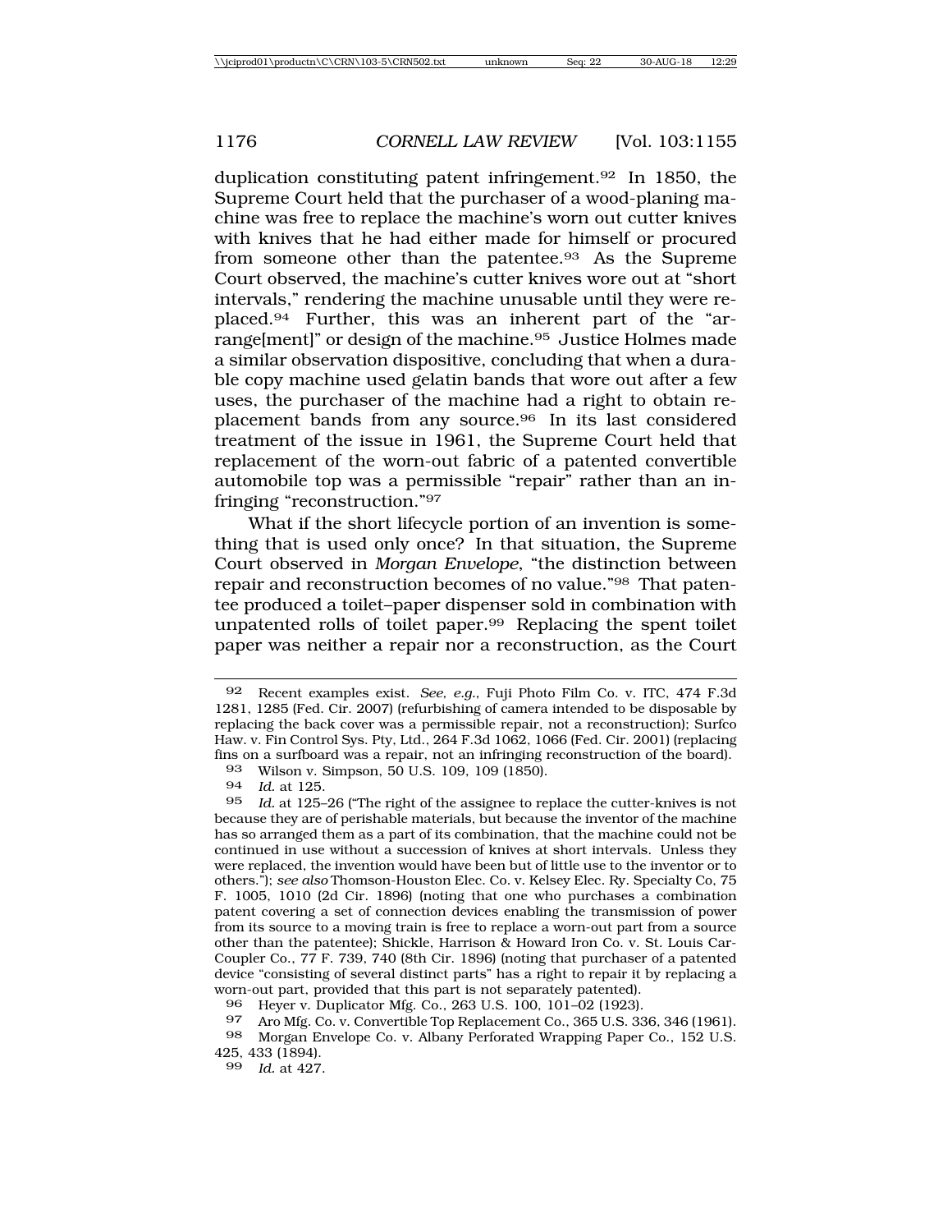duplication constituting patent infringement.[92] In 1850, the Supreme Court held that the purchaser of a wood-planing machine was free to replace the machine's worn out cutter knives with knives that he had either made for himself or procured from someone other than the patentee.[93] As the Supreme Court observed, the machine's cutter knives wore out at "short intervals," rendering the machine unusable until they were replaced.[94] Further, this was an inherent part of the "arrange[ment]" or design of the machine.[95] Justice Holmes made a similar observation dispositive, concluding that when a durable copy machine used gelatin bands that wore out after a few uses, the purchaser of the machine had a right to obtain replacement bands from any source.[96] In its last considered treatment of the issue in 1961, the Supreme Court held that replacement of the worn-out fabric of a patented convertible automobile top was a permissible "repair" rather than an infringing "reconstruction."[97]

What if the short lifecycle portion of an invention is something that is used only once? In that situation, the Supreme Court observed in *Morgan Envelope*, "the distinction between repair and reconstruction becomes of no value."[98] That patentee produced a toilet–paper dispenser sold in combination with unpatented rolls of toilet paper.[99] Replacing the spent toilet paper was neither a repair nor a reconstruction, as the Court

---

92 Recent examples exist. *See, e.g.*, Fuji Photo Film Co. v. ITC, 474 F.3d 1281, 1285 (Fed. Cir. 2007) (refurbishing of camera intended to be disposable by replacing the back cover was a permissible repair, not a reconstruction); Surfco Haw. v. Fin Control Sys. Pty, Ltd., 264 F.3d 1062, 1066 (Fed. Cir. 2001) (replacing fins on a surfboard was a repair, not an infringing reconstruction of the board).

93 Wilson v. Simpson, 50 U.S. 109, 109 (1850).

94 *Id.* at 125.

95 *Id.* at 125–26 ("The right of the assignee to replace the cutter-knives is not because they are of perishable materials, but because the inventor of the machine has so arranged them as a part of its combination, that the machine could not be continued in use without a succession of knives at short intervals. Unless they were replaced, the invention would have been but of little use to the inventor or to others."); *see also* Thomson-Houston Elec. Co. v. Kelsey Elec. Ry. Specialty Co, 75 F. 1005, 1010 (2d Cir. 1896) (noting that one who purchases a combination patent covering a set of connection devices enabling the transmission of power from its source to a moving train is free to replace a worn-out part from a source other than the patentee); Shickle, Harrison & Howard Iron Co. v. St. Louis Car-Coupler Co., 77 F. 739, 740 (8th Cir. 1896) (noting that purchaser of a patented device "consisting of several distinct parts" has a right to repair it by replacing a worn-out part, provided that this part is not separately patented).

96 Heyer v. Duplicator Mfg. Co., 263 U.S. 100, 101–02 (1923).

97 Aro Mfg. Co. v. Convertible Top Replacement Co., 365 U.S. 336, 346 (1961).

98 Morgan Envelope Co. v. Albany Perforated Wrapping Paper Co., 152 U.S. 425, 433 (1894).

99 *Id.* at 427.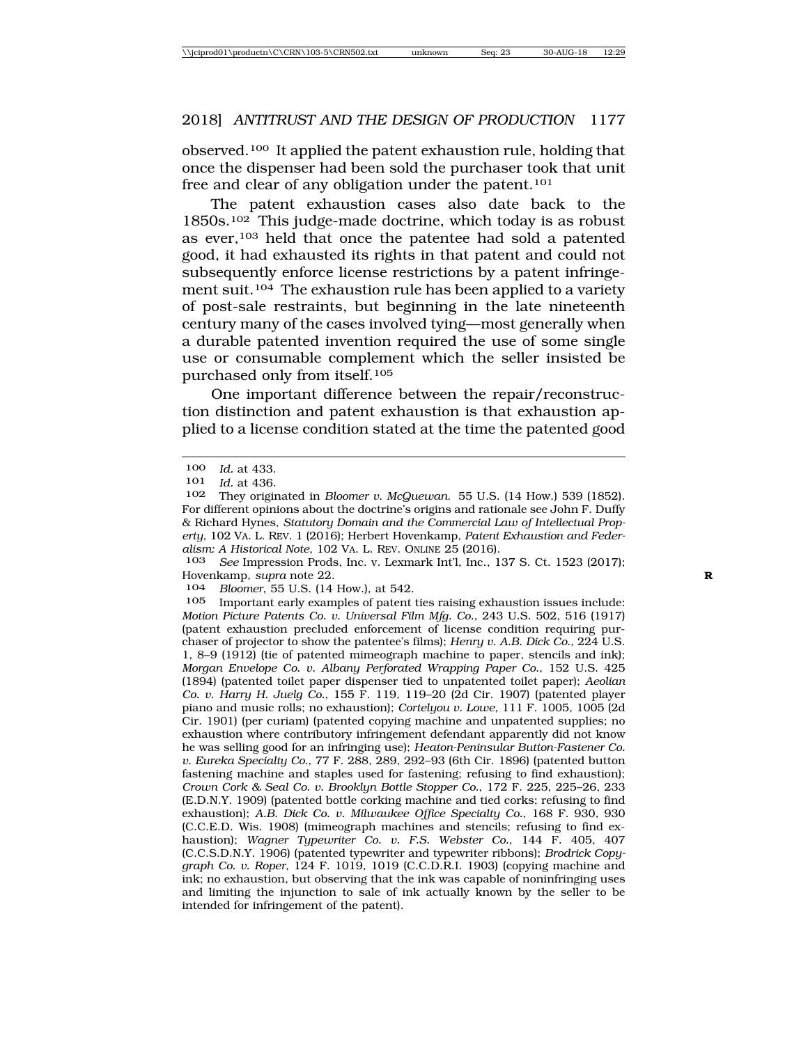observed.[100] It applied the patent exhaustion rule, holding that once the dispenser had been sold the purchaser took that unit free and clear of any obligation under the patent.[101]

The patent exhaustion cases also date back to the 1850s.[102] This judge-made doctrine, which today is as robust as ever,[103] held that once the patentee had sold a patented good, it had exhausted its rights in that patent and could not subsequently enforce license restrictions by a patent infringement suit.[104] The exhaustion rule has been applied to a variety of post-sale restraints, but beginning in the late nineteenth century many of the cases involved tying—most generally when a durable patented invention required the use of some single use or consumable complement which the seller insisted be purchased only from itself.[105]

One important difference between the repair/reconstruction distinction and patent exhaustion is that exhaustion applied to a license condition stated at the time the patented good

---

100 *Id.* at 433.

101 *Id.* at 436.

102 They originated in *Bloomer v. McQuewan*. 55 U.S. (14 How.) 539 (1852). For different opinions about the doctrine's origins and rationale see John F. Duffy & Richard Hynes, *Statutory Domain and the Commercial Law of Intellectual Property*, 102 VA. L. REV. 1 (2016); Herbert Hovenkamp, *Patent Exhaustion and Federalism: A Historical Note*, 102 VA. L. REV. ONLINE 25 (2016).

103 *See* Impression Prods, Inc. v. Lexmark Int'l, Inc., 137 S. Ct. 1523 (2017); Hovenkamp, *supra* note 22.

104 *Bloomer*, 55 U.S. (14 How.), at 542.

105 Important early examples of patent ties raising exhaustion issues include: *Motion Picture Patents Co. v. Universal Film Mfg. Co.*, 243 U.S. 502, 516 (1917) (patent exhaustion precluded enforcement of license condition requiring purchaser of projector to show the patentee's films); *Henry v. A.B. Dick Co.*, 224 U.S. 1, 8–9 (1912) (tie of patented mimeograph machine to paper, stencils and ink); *Morgan Envelope Co. v. Albany Perforated Wrapping Paper Co.*, 152 U.S. 425 (1894) (patented toilet paper dispenser tied to unpatented toilet paper); *Aeolian Co. v. Harry H. Juelg Co.*, 155 F. 119, 119–20 (2d Cir. 1907) (patented player piano and music rolls; no exhaustion); *Cortelyou v. Lowe*, 111 F. 1005, 1005 (2d Cir. 1901) (per curiam) (patented copying machine and unpatented supplies; no exhaustion where contributory infringement defendant apparently did not know he was selling good for an infringing use); *Heaton-Peninsular Button-Fastener Co. v. Eureka Specialty Co.*, 77 F. 288, 289, 292–93 (6th Cir. 1896) (patented button fastening machine and staples used for fastening; refusing to find exhaustion); *Crown Cork & Seal Co. v. Brooklyn Bottle Stopper Co.*, 172 F. 225, 225–26, 233 (E.D.N.Y. 1909) (patented bottle corking machine and tied corks; refusing to find exhaustion); *A.B. Dick Co. v. Milwaukee Office Specialty Co.*, 168 F. 930, 930 (C.C.E.D. Wis. 1908) (mimeograph machines and stencils; refusing to find exhaustion); *Wagner Typewriter Co. v. F.S. Webster Co.*, 144 F. 405, 407 (C.C.S.D.N.Y. 1906) (patented typewriter and typewriter ribbons); *Brodrick Copygraph Co. v. Roper*, 124 F. 1019, 1019 (C.C.D.R.I. 1903) (copying machine and ink; no exhaustion, but observing that the ink was capable of noninfringing uses and limiting the injunction to sale of ink actually known by the seller to be intended for infringement of the patent).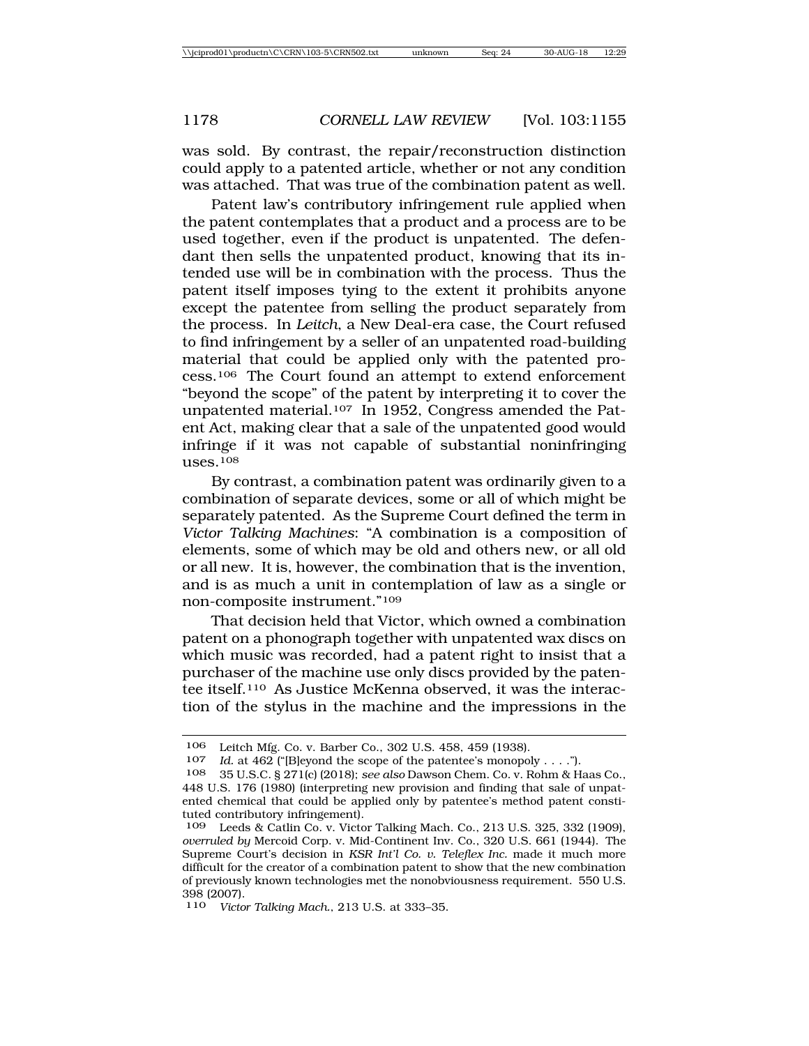was sold. By contrast, the repair/reconstruction distinction could apply to a patented article, whether or not any condition was attached. That was true of the combination patent as well.

Patent law's contributory infringement rule applied when the patent contemplates that a product and a process are to be used together, even if the product is unpatented. The defendant then sells the unpatented product, knowing that its intended use will be in combination with the process. Thus the patent itself imposes tying to the extent it prohibits anyone except the patentee from selling the product separately from the process. In *Leitch*, a New Deal-era case, the Court refused to find infringement by a seller of an unpatented road-building material that could be applied only with the patented process.[106] The Court found an attempt to extend enforcement "beyond the scope" of the patent by interpreting it to cover the unpatented material.[107] In 1952, Congress amended the Patent Act, making clear that a sale of the unpatented good would infringe if it was not capable of substantial noninfringing uses.[108]

By contrast, a combination patent was ordinarily given to a combination of separate devices, some or all of which might be separately patented. As the Supreme Court defined the term in *Victor Talking Machines*: "A combination is a composition of elements, some of which may be old and others new, or all old or all new. It is, however, the combination that is the invention, and is as much a unit in contemplation of law as a single or non-composite instrument."[109]

That decision held that Victor, which owned a combination patent on a phonograph together with unpatented wax discs on which music was recorded, had a patent right to insist that a purchaser of the machine use only discs provided by the patentee itself.[110] As Justice McKenna observed, it was the interaction of the stylus in the machine and the impressions in the

---

106 Leitch Mfg. Co. v. Barber Co., 302 U.S. 458, 459 (1938).

107 *Id.* at 462 ("[B]eyond the scope of the patentee's monopoly . . . .").

108 35 U.S.C. § 271(c) (2018); *see also* Dawson Chem. Co. v. Rohm & Haas Co., 448 U.S. 176 (1980) (interpreting new provision and finding that sale of unpatented chemical that could be applied only by patentee's method patent constituted contributory infringement).

109 Leeds & Catlin Co. v. Victor Talking Mach. Co., 213 U.S. 325, 332 (1909), *overruled by* Mercoid Corp. v. Mid-Continent Inv. Co., 320 U.S. 661 (1944). The Supreme Court's decision in *KSR Int'l Co. v. Teleflex Inc.* made it much more difficult for the creator of a combination patent to show that the new combination of previously known technologies met the nonobviousness requirement. 550 U.S. 398 (2007).

110 *Victor Talking Mach.*, 213 U.S. at 333–35.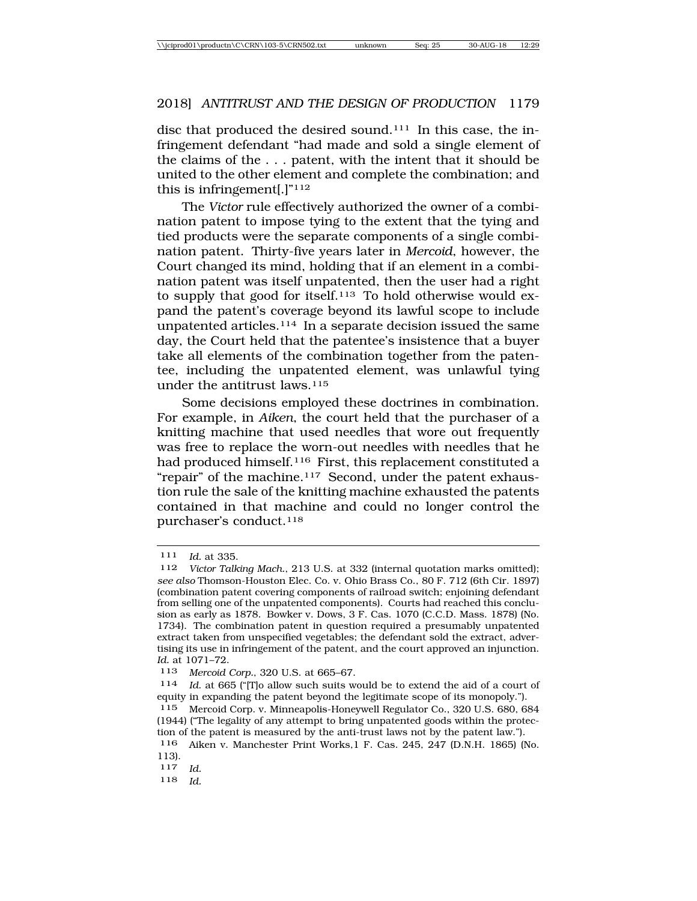disc that produced the desired sound.[111] In this case, the infringement defendant "had made and sold a single element of the claims of the . . . patent, with the intent that it should be united to the other element and complete the combination; and this is infringement[.]"[112]

The *Victor* rule effectively authorized the owner of a combination patent to impose tying to the extent that the tying and tied products were the separate components of a single combination patent. Thirty-five years later in *Mercoid*, however, the Court changed its mind, holding that if an element in a combination patent was itself unpatented, then the user had a right to supply that good for itself.[113] To hold otherwise would expand the patent's coverage beyond its lawful scope to include unpatented articles.[114] In a separate decision issued the same day, the Court held that the patentee's insistence that a buyer take all elements of the combination together from the patentee, including the unpatented element, was unlawful tying under the antitrust laws.[115]

Some decisions employed these doctrines in combination. For example, in *Aiken*, the court held that the purchaser of a knitting machine that used needles that wore out frequently was free to replace the worn-out needles with needles that he had produced himself.[116] First, this replacement constituted a "repair" of the machine.[117] Second, under the patent exhaustion rule the sale of the knitting machine exhausted the patents contained in that machine and could no longer control the purchaser's conduct.[118]

---

111 *Id.* at 335.

112 *Victor Talking Mach.*, 213 U.S. at 332 (internal quotation marks omitted); *see also* Thomson-Houston Elec. Co. v. Ohio Brass Co., 80 F. 712 (6th Cir. 1897) (combination patent covering components of railroad switch; enjoining defendant from selling one of the unpatented components). Courts had reached this conclusion as early as 1878. Bowker v. Dows, 3 F. Cas. 1070 (C.C.D. Mass. 1878) (No. 1734). The combination patent in question required a presumably unpatented extract taken from unspecified vegetables; the defendant sold the extract, advertising its use in infringement of the patent, and the court approved an injunction. *Id.* at 1071–72.

113 *Mercoid Corp.*, 320 U.S. at 665–67.

114 *Id.* at 665 ("[T]o allow such suits would be to extend the aid of a court of equity in expanding the patent beyond the legitimate scope of its monopoly.").

115 Mercoid Corp. v. Minneapolis-Honeywell Regulator Co., 320 U.S. 680, 684 (1944) ("The legality of any attempt to bring unpatented goods within the protection of the patent is measured by the anti-trust laws not by the patent law.").

116 Aiken v. Manchester Print Works,1 F. Cas. 245, 247 (D.N.H. 1865) (No. 113).

117 *Id.*

118 *Id.*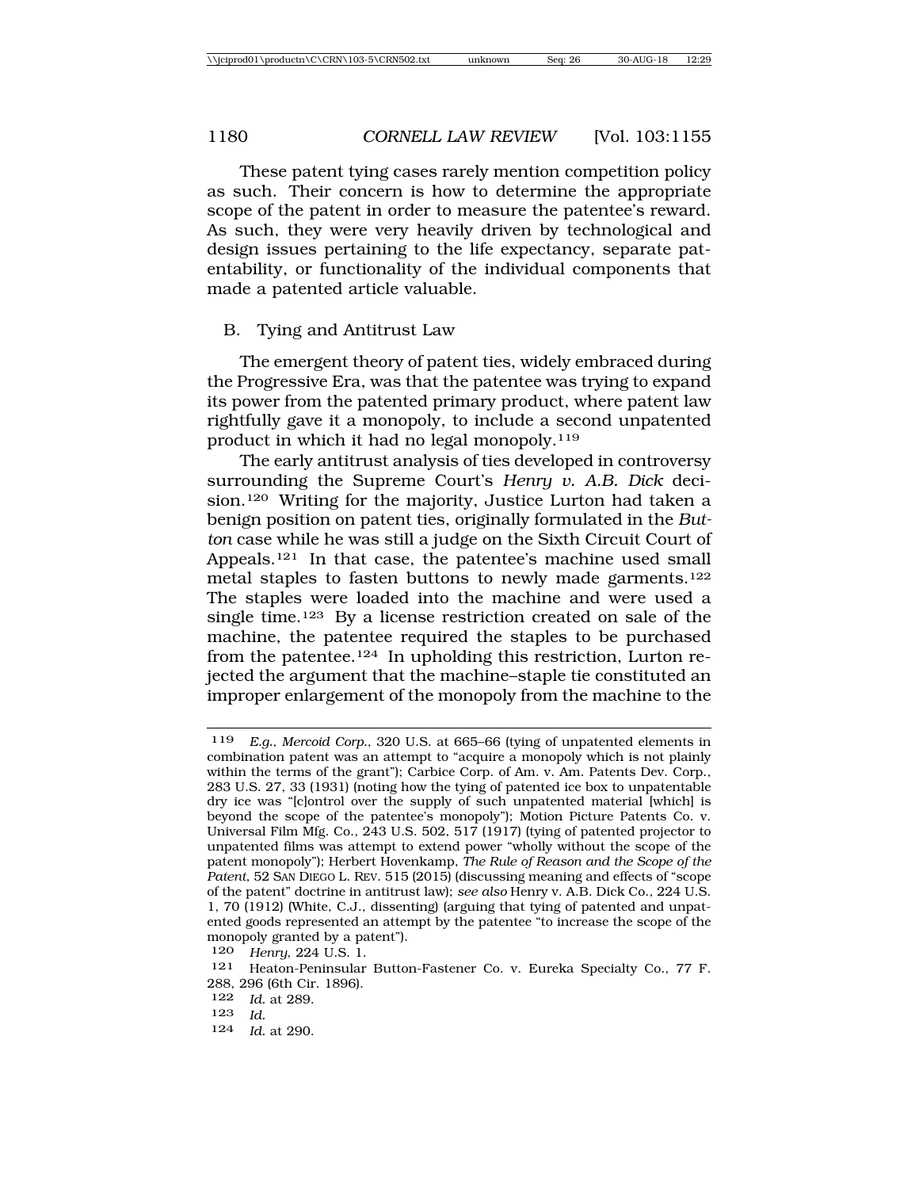These patent tying cases rarely mention competition policy as such. Their concern is how to determine the appropriate scope of the patent in order to measure the patentee's reward. As such, they were very heavily driven by technological and design issues pertaining to the life expectancy, separate patentability, or functionality of the individual components that made a patented article valuable.

## B. Tying and Antitrust Law

The emergent theory of patent ties, widely embraced during the Progressive Era, was that the patentee was trying to expand its power from the patented primary product, where patent law rightfully gave it a monopoly, to include a second unpatented product in which it had no legal monopoly.[119]

The early antitrust analysis of ties developed in controversy surrounding the Supreme Court's *Henry v. A.B. Dick* decision.[120] Writing for the majority, Justice Lurton had taken a benign position on patent ties, originally formulated in the *Button* case while he was still a judge on the Sixth Circuit Court of Appeals.[121] In that case, the patentee's machine used small metal staples to fasten buttons to newly made garments.[122] The staples were loaded into the machine and were used a single time.[123] By a license restriction created on sale of the machine, the patentee required the staples to be purchased from the patentee.[124] In upholding this restriction, Lurton rejected the argument that the machine–staple tie constituted an improper enlargement of the monopoly from the machine to the

---

[119] *E.g.*, *Mercoid Corp.*, 320 U.S. at 665–66 (tying of unpatented elements in combination patent was an attempt to "acquire a monopoly which is not plainly within the terms of the grant"); Carbice Corp. of Am. v. Am. Patents Dev. Corp., 283 U.S. 27, 33 (1931) (noting how the tying of patented ice box to unpatentable dry ice was "[c]ontrol over the supply of such unpatented material [which] is beyond the scope of the patentee's monopoly"); Motion Picture Patents Co. v. Universal Film Mfg. Co., 243 U.S. 502, 517 (1917) (tying of patented projector to unpatented films was attempt to extend power "wholly without the scope of the patent monopoly"); Herbert Hovenkamp, *The Rule of Reason and the Scope of the Patent*, 52 SAN DIEGO L. REV. 515 (2015) (discussing meaning and effects of "scope of the patent" doctrine in antitrust law); *see also* Henry v. A.B. Dick Co., 224 U.S. 1, 70 (1912) (White, C.J., dissenting) (arguing that tying of patented and unpatented goods represented an attempt by the patentee "to increase the scope of the monopoly granted by a patent").

[120] *Henry*, 224 U.S. 1.

[121] Heaton-Peninsular Button-Fastener Co. v. Eureka Specialty Co., 77 F. 288, 296 (6th Cir. 1896).

[122] *Id.* at 289.

[123] *Id.*

[124] *Id.* at 290.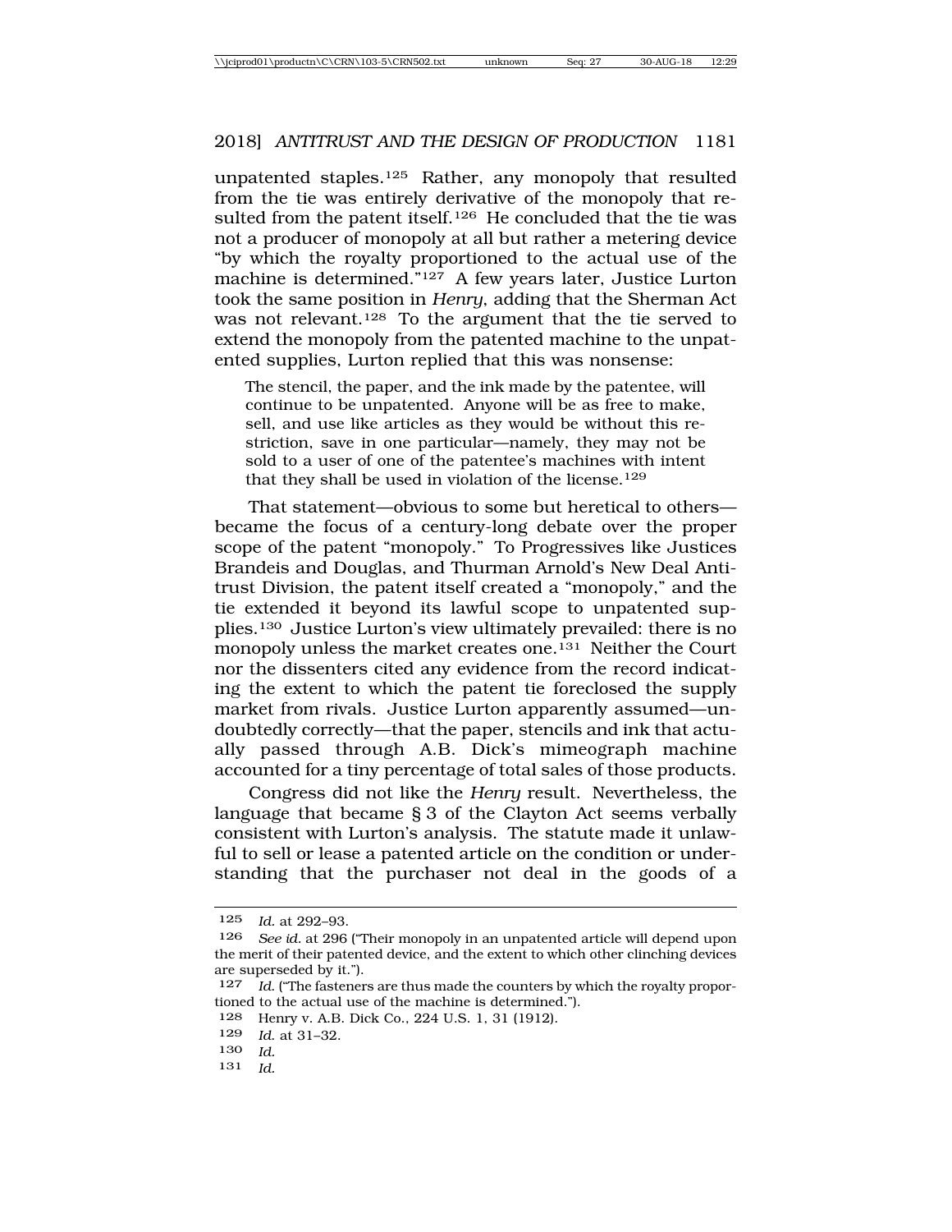unpatented staples.[125] Rather, any monopoly that resulted from the tie was entirely derivative of the monopoly that resulted from the patent itself.[126] He concluded that the tie was not a producer of monopoly at all but rather a metering device "by which the royalty proportioned to the actual use of the machine is determined."[127] A few years later, Justice Lurton took the same position in *Henry*, adding that the Sherman Act was not relevant.[128] To the argument that the tie served to extend the monopoly from the patented machine to the unpatented supplies, Lurton replied that this was nonsense:

> The stencil, the paper, and the ink made by the patentee, will continue to be unpatented. Anyone will be as free to make, sell, and use like articles as they would be without this restriction, save in one particular—namely, they may not be sold to a user of one of the patentee's machines with intent that they shall be used in violation of the license.[129]

That statement—obvious to some but heretical to others—became the focus of a century-long debate over the proper scope of the patent "monopoly." To Progressives like Justices Brandeis and Douglas, and Thurman Arnold's New Deal Antitrust Division, the patent itself created a "monopoly," and the tie extended it beyond its lawful scope to unpatented supplies.[130] Justice Lurton's view ultimately prevailed: there is no monopoly unless the market creates one.[131] Neither the Court nor the dissenters cited any evidence from the record indicating the extent to which the patent tie foreclosed the supply market from rivals. Justice Lurton apparently assumed—undoubtedly correctly—that the paper, stencils and ink that actually passed through A.B. Dick's mimeograph machine accounted for a tiny percentage of total sales of those products.

Congress did not like the *Henry* result. Nevertheless, the language that became § 3 of the Clayton Act seems verbally consistent with Lurton's analysis. The statute made it unlawful to sell or lease a patented article on the condition or understanding that the purchaser not deal in the goods of a

---

125 *Id.* at 292–93.

126 *See id.* at 296 ("Their monopoly in an unpatented article will depend upon the merit of their patented device, and the extent to which other clinching devices are superseded by it.").

127 *Id.* ("The fasteners are thus made the counters by which the royalty proportioned to the actual use of the machine is determined.").

128 Henry v. A.B. Dick Co., 224 U.S. 1, 31 (1912).

129 *Id.* at 31–32.

130 *Id.*

131 *Id.*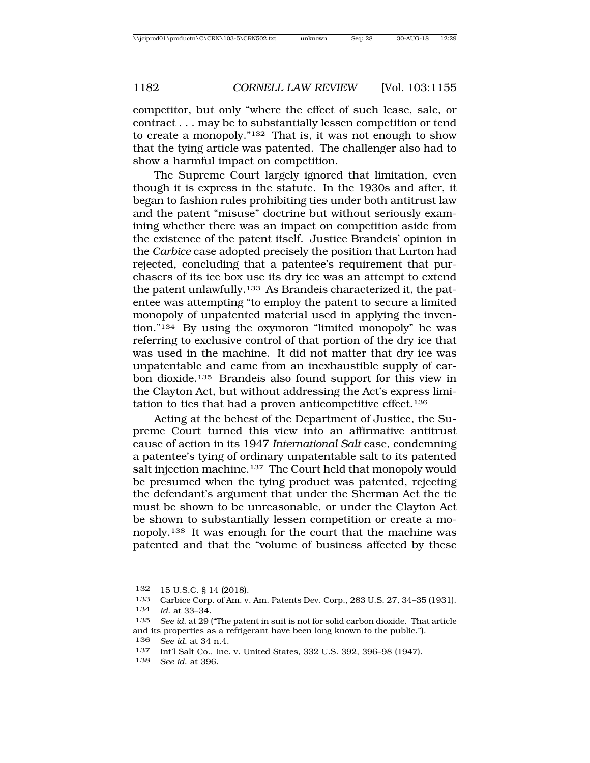competitor, but only "where the effect of such lease, sale, or contract . . . may be to substantially lessen competition or tend to create a monopoly."[132] That is, it was not enough to show that the tying article was patented. The challenger also had to show a harmful impact on competition.

The Supreme Court largely ignored that limitation, even though it is express in the statute. In the 1930s and after, it began to fashion rules prohibiting ties under both antitrust law and the patent "misuse" doctrine but without seriously examining whether there was an impact on competition aside from the existence of the patent itself. Justice Brandeis' opinion in the *Carbice* case adopted precisely the position that Lurton had rejected, concluding that a patentee's requirement that purchasers of its ice box use its dry ice was an attempt to extend the patent unlawfully.[133] As Brandeis characterized it, the patentee was attempting "to employ the patent to secure a limited monopoly of unpatented material used in applying the invention."[134] By using the oxymoron "limited monopoly" he was referring to exclusive control of that portion of the dry ice that was used in the machine. It did not matter that dry ice was unpatentable and came from an inexhaustible supply of carbon dioxide.[135] Brandeis also found support for this view in the Clayton Act, but without addressing the Act's express limitation to ties that had a proven anticompetitive effect.[136]

Acting at the behest of the Department of Justice, the Supreme Court turned this view into an affirmative antitrust cause of action in its 1947 *International Salt* case, condemning a patentee's tying of ordinary unpatentable salt to its patented salt injection machine.[137] The Court held that monopoly would be presumed when the tying product was patented, rejecting the defendant's argument that under the Sherman Act the tie must be shown to be unreasonable, or under the Clayton Act be shown to substantially lessen competition or create a monopoly.[138] It was enough for the court that the machine was patented and that the "volume of business affected by these

---

132 15 U.S.C. § 14 (2018).

133 Carbice Corp. of Am. v. Am. Patents Dev. Corp., 283 U.S. 27, 34–35 (1931).

134 *Id.* at 33–34.

135 *See id.* at 29 ("The patent in suit is not for solid carbon dioxide. That article and its properties as a refrigerant have been long known to the public.").

136 *See id.* at 34 n.4.

137 Int'l Salt Co., Inc. v. United States, 332 U.S. 392, 396–98 (1947).

138 *See id.* at 396.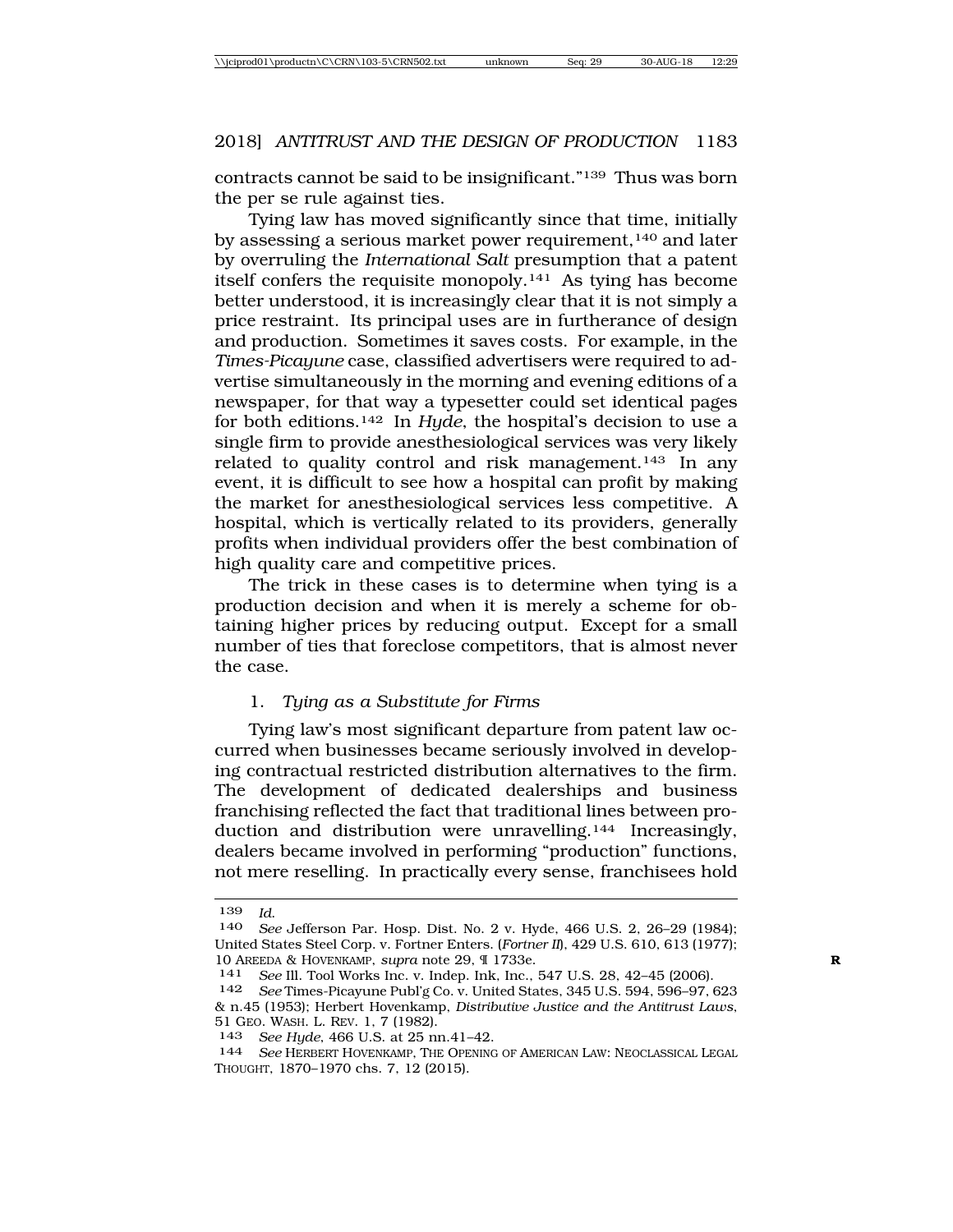contracts cannot be said to be insignificant."[139] Thus was born the per se rule against ties.

Tying law has moved significantly since that time, initially by assessing a serious market power requirement,[140] and later by overruling the *International Salt* presumption that a patent itself confers the requisite monopoly.[141] As tying has become better understood, it is increasingly clear that it is not simply a price restraint. Its principal uses are in furtherance of design and production. Sometimes it saves costs. For example, in the *Times-Picayune* case, classified advertisers were required to advertise simultaneously in the morning and evening editions of a newspaper, for that way a typesetter could set identical pages for both editions.[142] In *Hyde*, the hospital's decision to use a single firm to provide anesthesiological services was very likely related to quality control and risk management.[143] In any event, it is difficult to see how a hospital can profit by making the market for anesthesiological services less competitive. A hospital, which is vertically related to its providers, generally profits when individual providers offer the best combination of high quality care and competitive prices.

The trick in these cases is to determine when tying is a production decision and when it is merely a scheme for obtaining higher prices by reducing output. Except for a small number of ties that foreclose competitors, that is almost never the case.

### 1. *Tying as a Substitute for Firms*

Tying law's most significant departure from patent law occurred when businesses became seriously involved in developing contractual restricted distribution alternatives to the firm. The development of dedicated dealerships and business franchising reflected the fact that traditional lines between production and distribution were unravelling.[144] Increasingly, dealers became involved in performing "production" functions, not mere reselling. In practically every sense, franchisees hold

---

139 *Id.*

140 *See* Jefferson Par. Hosp. Dist. No. 2 v. Hyde, 466 U.S. 2, 26–29 (1984); United States Steel Corp. v. Fortner Enters. (*Fortner II*), 429 U.S. 610, 613 (1977); 10 AREEDA & HOVENKAMP, *supra* note 29, ¶ 1733e.

141 *See* Ill. Tool Works Inc. v. Indep. Ink, Inc., 547 U.S. 28, 42–45 (2006).

142 *See* Times-Picayune Publ'g Co. v. United States, 345 U.S. 594, 596–97, 623 & n.45 (1953); Herbert Hovenkamp, *Distributive Justice and the Antitrust Laws*, 51 GEO. WASH. L. REV. 1, 7 (1982).

143 *See Hyde*, 466 U.S. at 25 nn.41–42.

144 *See* HERBERT HOVENKAMP, THE OPENING OF AMERICAN LAW: NEOCLASSICAL LEGAL THOUGHT, 1870–1970 chs. 7, 12 (2015).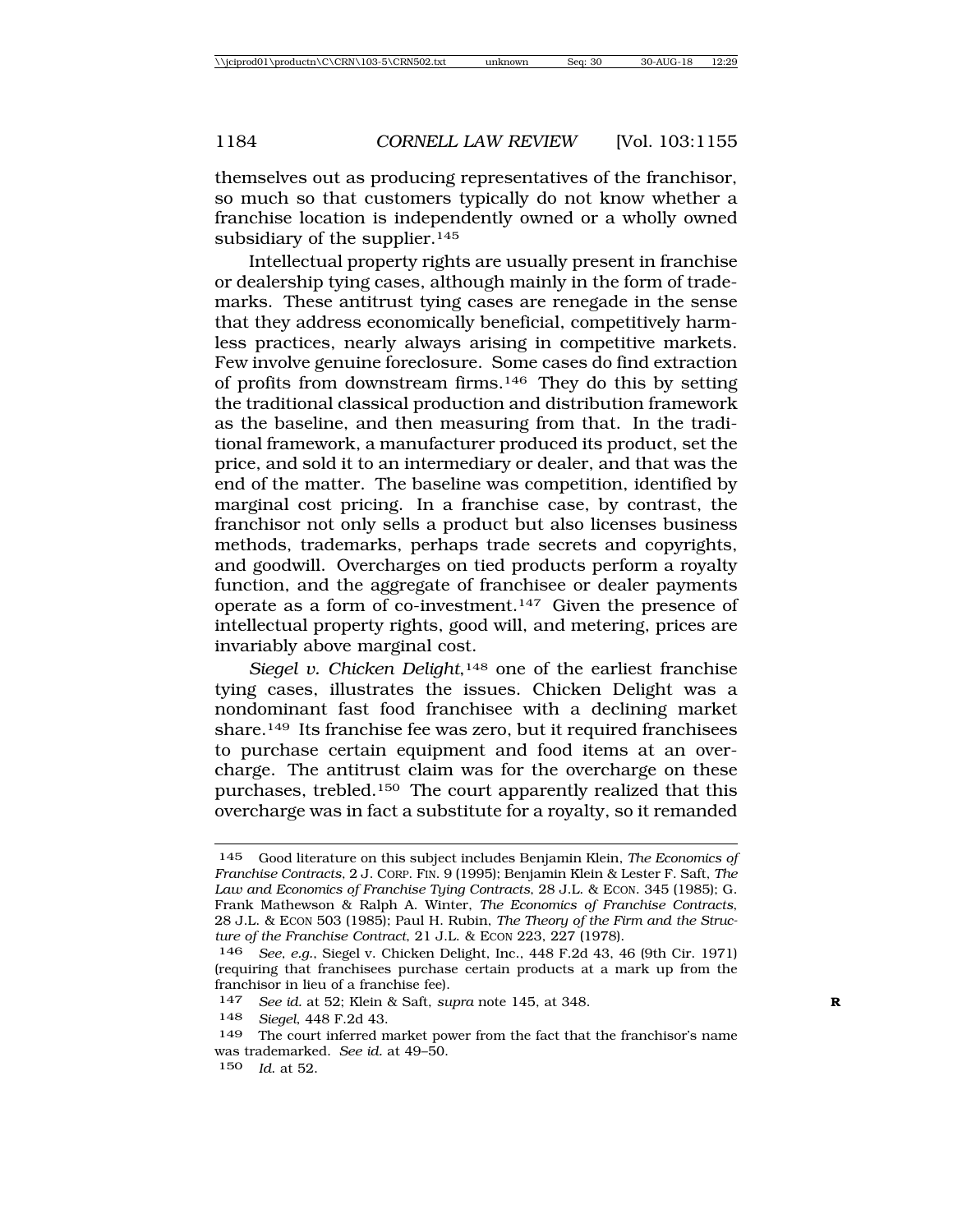themselves out as producing representatives of the franchisor, so much so that customers typically do not know whether a franchise location is independently owned or a wholly owned subsidiary of the supplier.[145]

Intellectual property rights are usually present in franchise or dealership tying cases, although mainly in the form of trademarks. These antitrust tying cases are renegade in the sense that they address economically beneficial, competitively harmless practices, nearly always arising in competitive markets. Few involve genuine foreclosure. Some cases do find extraction of profits from downstream firms.[146] They do this by setting the traditional classical production and distribution framework as the baseline, and then measuring from that. In the traditional framework, a manufacturer produced its product, set the price, and sold it to an intermediary or dealer, and that was the end of the matter. The baseline was competition, identified by marginal cost pricing. In a franchise case, by contrast, the franchisor not only sells a product but also licenses business methods, trademarks, perhaps trade secrets and copyrights, and goodwill. Overcharges on tied products perform a royalty function, and the aggregate of franchisee or dealer payments operate as a form of co-investment.[147] Given the presence of intellectual property rights, good will, and metering, prices are invariably above marginal cost.

*Siegel v. Chicken Delight*,[148] one of the earliest franchise tying cases, illustrates the issues. Chicken Delight was a nondominant fast food franchisee with a declining market share.[149] Its franchise fee was zero, but it required franchisees to purchase certain equipment and food items at an overcharge. The antitrust claim was for the overcharge on these purchases, trebled.[150] The court apparently realized that this overcharge was in fact a substitute for a royalty, so it remanded

---

145 Good literature on this subject includes Benjamin Klein, *The Economics of Franchise Contracts*, 2 J. CORP. FIN. 9 (1995); Benjamin Klein & Lester F. Saft, *The Law and Economics of Franchise Tying Contracts*, 28 J.L. & ECON. 345 (1985); G. Frank Mathewson & Ralph A. Winter, *The Economics of Franchise Contracts*, 28 J.L. & ECON 503 (1985); Paul H. Rubin, *The Theory of the Firm and the Structure of the Franchise Contract*, 21 J.L. & ECON 223, 227 (1978).

146 *See, e.g.*, Siegel v. Chicken Delight, Inc., 448 F.2d 43, 46 (9th Cir. 1971) (requiring that franchisees purchase certain products at a mark up from the franchisor in lieu of a franchise fee).

147 *See id.* at 52; Klein & Saft, *supra* note 145, at 348.

148 *Siegel*, 448 F.2d 43.

149 The court inferred market power from the fact that the franchisor's name was trademarked. *See id.* at 49–50.

150 *Id.* at 52.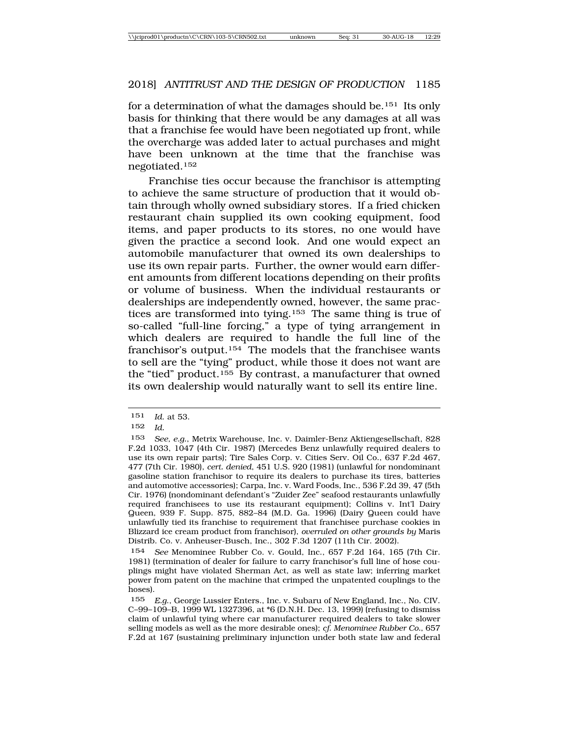for a determination of what the damages should be.[151] Its only basis for thinking that there would be any damages at all was that a franchise fee would have been negotiated up front, while the overcharge was added later to actual purchases and might have been unknown at the time that the franchise was negotiated.[152]

Franchise ties occur because the franchisor is attempting to achieve the same structure of production that it would obtain through wholly owned subsidiary stores. If a fried chicken restaurant chain supplied its own cooking equipment, food items, and paper products to its stores, no one would have given the practice a second look. And one would expect an automobile manufacturer that owned its own dealerships to use its own repair parts. Further, the owner would earn different amounts from different locations depending on their profits or volume of business. When the individual restaurants or dealerships are independently owned, however, the same practices are transformed into tying.[153] The same thing is true of so-called "full-line forcing," a type of tying arrangement in which dealers are required to handle the full line of the franchisor's output.[154] The models that the franchisee wants to sell are the "tying" product, while those it does not want are the "tied" product.[155] By contrast, a manufacturer that owned its own dealership would naturally want to sell its entire line.

---

151 *Id.* at 53.

152 *Id.*

153 *See, e.g.*, Metrix Warehouse, Inc. v. Daimler-Benz Aktiengesellschaft, 828 F.2d 1033, 1047 (4th Cir. 1987) (Mercedes Benz unlawfully required dealers to use its own repair parts); Tire Sales Corp. v. Cities Serv. Oil Co., 637 F.2d 467, 477 (7th Cir. 1980), *cert. denied*, 451 U.S. 920 (1981) (unlawful for nondominant gasoline station franchisor to require its dealers to purchase its tires, batteries and automotive accessories); Carpa, Inc. v. Ward Foods, Inc., 536 F.2d 39, 47 (5th Cir. 1976) (nondominant defendant's "Zuider Zee" seafood restaurants unlawfully required franchisees to use its restaurant equipment); Collins v. Int'l Dairy Queen, 939 F. Supp. 875, 882–84 (M.D. Ga. 1996) (Dairy Queen could have unlawfully tied its franchise to requirement that franchisee purchase cookies in Blizzard ice cream product from franchisor), *overruled on other grounds by* Maris Distrib. Co. v. Anheuser-Busch, Inc., 302 F.3d 1207 (11th Cir. 2002).

154 *See* Menominee Rubber Co. v. Gould, Inc., 657 F.2d 164, 165 (7th Cir. 1981) (termination of dealer for failure to carry franchisor's full line of hose couplings might have violated Sherman Act, as well as state law; inferring market power from patent on the machine that crimped the unpatented couplings to the hoses).

155 *E.g.*, George Lussier Enters., Inc. v. Subaru of New England, Inc., No. CIV. C–99–109–B, 1999 WL 1327396, at *6 (D.N.H. Dec. 13, 1999) (refusing to dismiss claim of unlawful tying where car manufacturer required dealers to take slower selling models as well as the more desirable ones); *cf. Menominee Rubber Co.*, 657 F.2d at 167 (sustaining preliminary injunction under both state law and federal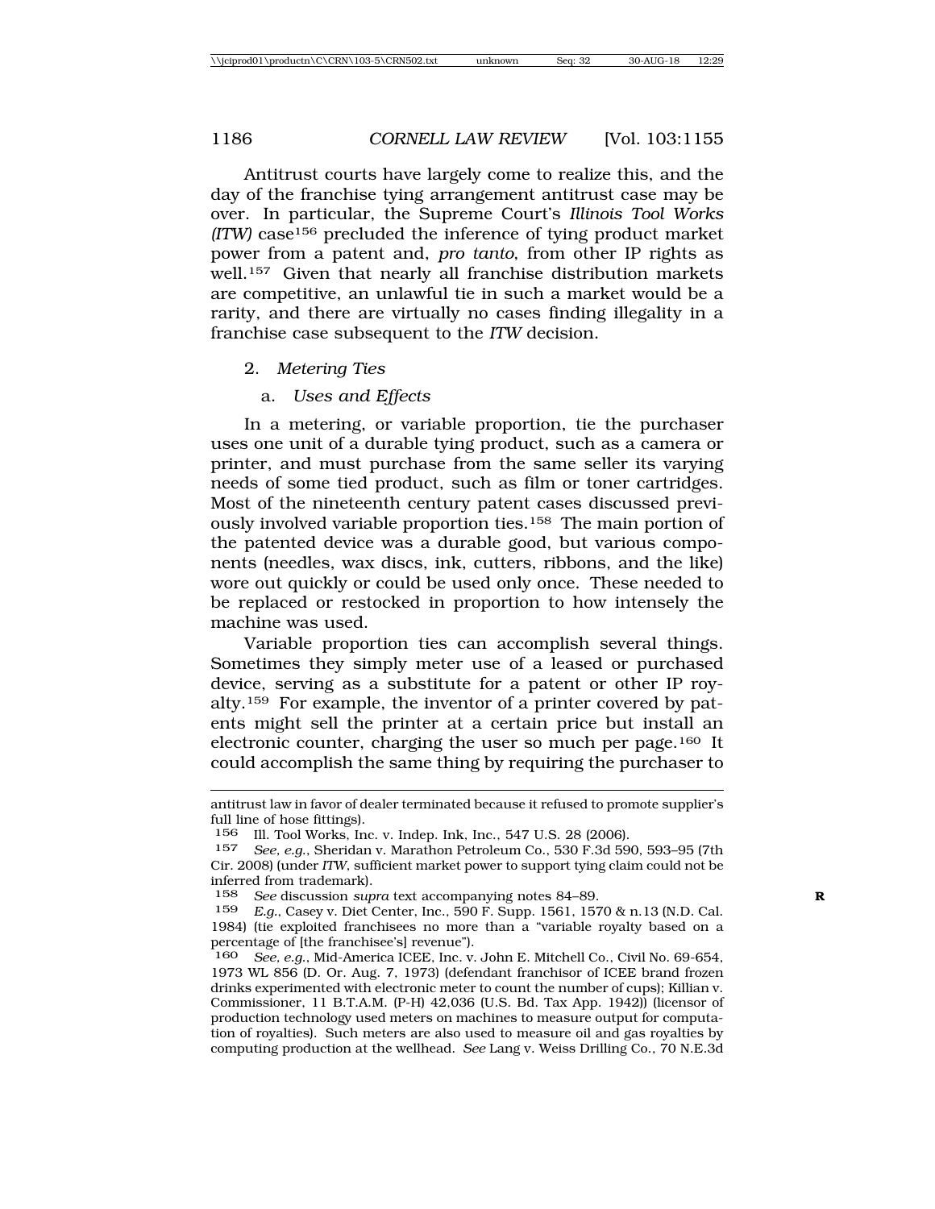Antitrust courts have largely come to realize this, and the day of the franchise tying arrangement antitrust case may be over. In particular, the Supreme Court's *Illinois Tool Works (ITW)* case[156] precluded the inference of tying product market power from a patent and, *pro tanto*, from other IP rights as well.[157] Given that nearly all franchise distribution markets are competitive, an unlawful tie in such a market would be a rarity, and there are virtually no cases finding illegality in a franchise case subsequent to the *ITW* decision.

### 2. *Metering Ties*

#### a. *Uses and Effects*

In a metering, or variable proportion, tie the purchaser uses one unit of a durable tying product, such as a camera or printer, and must purchase from the same seller its varying needs of some tied product, such as film or toner cartridges. Most of the nineteenth century patent cases discussed previously involved variable proportion ties.[158] The main portion of the patented device was a durable good, but various components (needles, wax discs, ink, cutters, ribbons, and the like) wore out quickly or could be used only once. These needed to be replaced or restocked in proportion to how intensely the machine was used.

Variable proportion ties can accomplish several things. Sometimes they simply meter use of a leased or purchased device, serving as a substitute for a patent or other IP royalty.[159] For example, the inventor of a printer covered by patents might sell the printer at a certain price but install an electronic counter, charging the user so much per page.[160] It could accomplish the same thing by requiring the purchaser to

---

antitrust law in favor of dealer terminated because it refused to promote supplier's full line of hose fittings).

156 Ill. Tool Works, Inc. v. Indep. Ink, Inc., 547 U.S. 28 (2006).

157 *See, e.g.*, Sheridan v. Marathon Petroleum Co., 530 F.3d 590, 593–95 (7th Cir. 2008) (under *ITW*, sufficient market power to support tying claim could not be inferred from trademark).

158 *See* discussion *supra* text accompanying notes 84–89.

159 *E.g.*, Casey v. Diet Center, Inc., 590 F. Supp. 1561, 1570 & n.13 (N.D. Cal. 1984) (tie exploited franchisees no more than a "variable royalty based on a percentage of [the franchisee's] revenue").

160 *See, e.g.*, Mid-America ICEE, Inc. v. John E. Mitchell Co., Civil No. 69-654, 1973 WL 856 (D. Or. Aug. 7, 1973) (defendant franchisor of ICEE brand frozen drinks experimented with electronic meter to count the number of cups); Killian v. Commissioner, 11 B.T.A.M. (P-H) 42,036 (U.S. Bd. Tax App. 1942)) (licensor of production technology used meters on machines to measure output for computation of royalties). Such meters are also used to measure oil and gas royalties by computing production at the wellhead. *See* Lang v. Weiss Drilling Co., 70 N.E.3d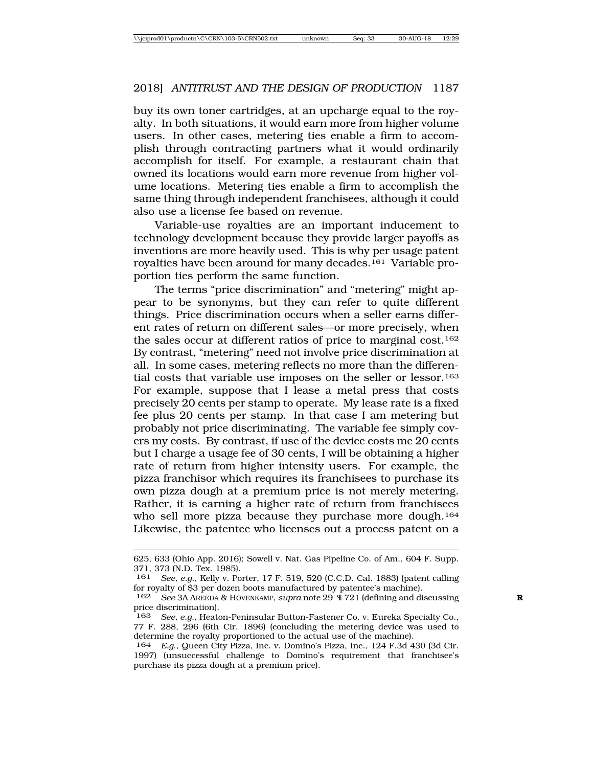buy its own toner cartridges, at an upcharge equal to the royalty. In both situations, it would earn more from higher volume users. In other cases, metering ties enable a firm to accomplish through contracting partners what it would ordinarily accomplish for itself. For example, a restaurant chain that owned its locations would earn more revenue from higher volume locations. Metering ties enable a firm to accomplish the same thing through independent franchisees, although it could also use a license fee based on revenue.

Variable-use royalties are an important inducement to technology development because they provide larger payoffs as inventions are more heavily used. This is why per usage patent royalties have been around for many decades.[161] Variable proportion ties perform the same function.

The terms "price discrimination" and "metering" might appear to be synonyms, but they can refer to quite different things. Price discrimination occurs when a seller earns different rates of return on different sales—or more precisely, when the sales occur at different ratios of price to marginal cost.[162] By contrast, "metering" need not involve price discrimination at all. In some cases, metering reflects no more than the differential costs that variable use imposes on the seller or lessor.[163] For example, suppose that I lease a metal press that costs precisely 20 cents per stamp to operate. My lease rate is a fixed fee plus 20 cents per stamp. In that case I am metering but probably not price discriminating. The variable fee simply covers my costs. By contrast, if use of the device costs me 20 cents but I charge a usage fee of 30 cents, I will be obtaining a higher rate of return from higher intensity users. For example, the pizza franchisor which requires its franchisees to purchase its own pizza dough at a premium price is not merely metering. Rather, it is earning a higher rate of return from franchisees who sell more pizza because they purchase more dough.[164] Likewise, the patentee who licenses out a process patent on a

---

625, 633 (Ohio App. 2016); Sowell v. Nat. Gas Pipeline Co. of Am., 604 F. Supp. 371, 373 (N.D. Tex. 1985).

161 *See, e.g.*, Kelly v. Porter, 17 F. 519, 520 (C.C.D. Cal. 1883) (patent calling for royalty of $3 per dozen boots manufactured by patentee's machine).

162 *See* 3A AREEDA & HOVENKAMP, *supra* note 29 ¶ 721 (defining and discussing price discrimination).

163 *See, e.g.*, Heaton-Peninsular Button-Fastener Co. v. Eureka Specialty Co., 77 F. 288, 296 (6th Cir. 1896) (concluding the metering device was used to determine the royalty proportioned to the actual use of the machine).

164 *E.g.*, Queen City Pizza, Inc. v. Domino's Pizza, Inc., 124 F.3d 430 (3d Cir. 1997) (unsuccessful challenge to Domino's requirement that franchisee's purchase its pizza dough at a premium price).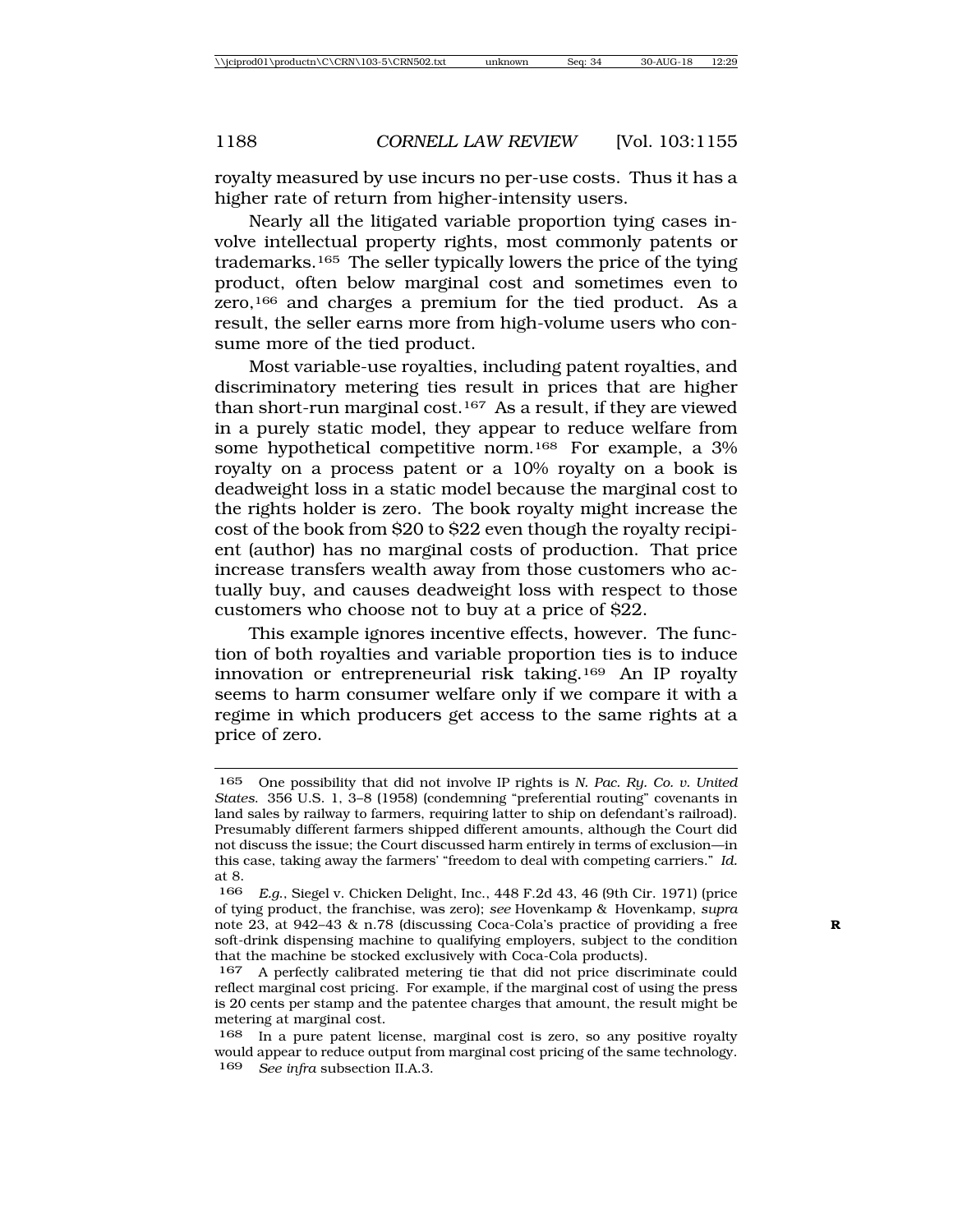royalty measured by use incurs no per-use costs. Thus it has a higher rate of return from higher-intensity users.

Nearly all the litigated variable proportion tying cases involve intellectual property rights, most commonly patents or trademarks.[165] The seller typically lowers the price of the tying product, often below marginal cost and sometimes even to zero,[166] and charges a premium for the tied product. As a result, the seller earns more from high-volume users who consume more of the tied product.

Most variable-use royalties, including patent royalties, and discriminatory metering ties result in prices that are higher than short-run marginal cost.[167] As a result, if they are viewed in a purely static model, they appear to reduce welfare from some hypothetical competitive norm.[168] For example, a 3% royalty on a process patent or a 10% royalty on a book is deadweight loss in a static model because the marginal cost to the rights holder is zero. The book royalty might increase the cost of the book from $20 to $22 even though the royalty recipient (author) has no marginal costs of production. That price increase transfers wealth away from those customers who actually buy, and causes deadweight loss with respect to those customers who choose not to buy at a price of $22.

This example ignores incentive effects, however. The function of both royalties and variable proportion ties is to induce innovation or entrepreneurial risk taking.[169] An IP royalty seems to harm consumer welfare only if we compare it with a regime in which producers get access to the same rights at a price of zero.

---

[165] One possibility that did not involve IP rights is *N. Pac. Ry. Co. v. United States*. 356 U.S. 1, 3–8 (1958) (condemning "preferential routing" covenants in land sales by railway to farmers, requiring latter to ship on defendant's railroad). Presumably different farmers shipped different amounts, although the Court did not discuss the issue; the Court discussed harm entirely in terms of exclusion—in this case, taking away the farmers' "freedom to deal with competing carriers." *Id.* at 8.

[166] *E.g.*, Siegel v. Chicken Delight, Inc., 448 F.2d 43, 46 (9th Cir. 1971) (price of tying product, the franchise, was zero); *see* Hovenkamp & Hovenkamp, *supra* note 23, at 942–43 & n.78 (discussing Coca-Cola's practice of providing a free soft-drink dispensing machine to qualifying employers, subject to the condition that the machine be stocked exclusively with Coca-Cola products).

[167] A perfectly calibrated metering tie that did not price discriminate could reflect marginal cost pricing. For example, if the marginal cost of using the press is 20 cents per stamp and the patentee charges that amount, the result might be metering at marginal cost.

[168] In a pure patent license, marginal cost is zero, so any positive royalty would appear to reduce output from marginal cost pricing of the same technology.

[169] *See infra* subsection II.A.3.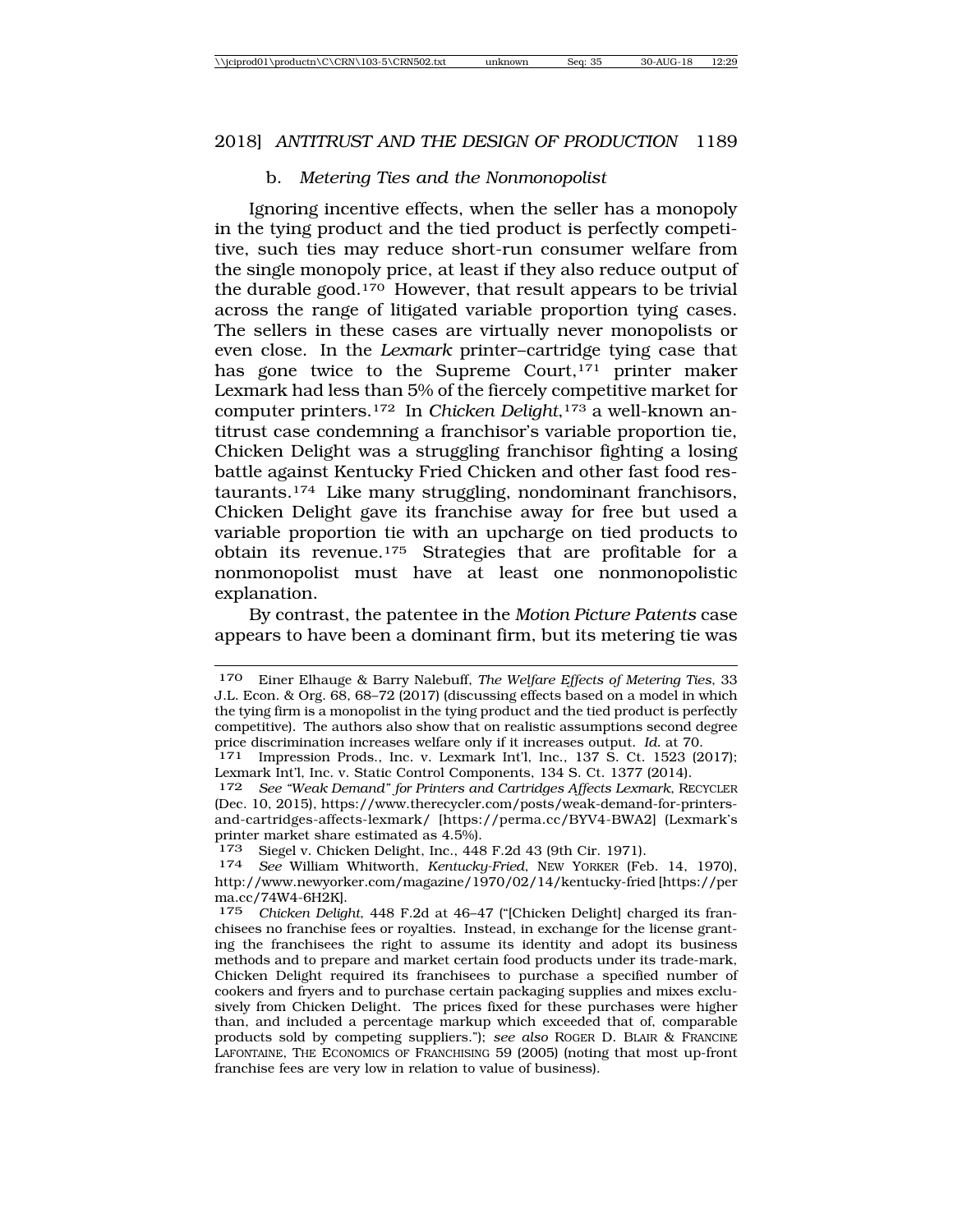### b. *Metering Ties and the Nonmonopolist*

Ignoring incentive effects, when the seller has a monopoly in the tying product and the tied product is perfectly competitive, such ties may reduce short-run consumer welfare from the single monopoly price, at least if they also reduce output of the durable good.[170] However, that result appears to be trivial across the range of litigated variable proportion tying cases. The sellers in these cases are virtually never monopolists or even close. In the *Lexmark* printer–cartridge tying case that has gone twice to the Supreme Court,[171] printer maker Lexmark had less than 5% of the fiercely competitive market for computer printers.[172] In *Chicken Delight*,[173] a well-known antitrust case condemning a franchisor's variable proportion tie, Chicken Delight was a struggling franchisor fighting a losing battle against Kentucky Fried Chicken and other fast food restaurants.[174] Like many struggling, nondominant franchisors, Chicken Delight gave its franchise away for free but used a variable proportion tie with an upcharge on tied products to obtain its revenue.[175] Strategies that are profitable for a nonmonopolist must have at least one nonmonopolistic explanation.

By contrast, the patentee in the *Motion Picture Patents* case appears to have been a dominant firm, but its metering tie was

---

170 Einer Elhauge & Barry Nalebuff, *The Welfare Effects of Metering Ties*, 33 J.L. Econ. & Org. 68, 68–72 (2017) (discussing effects based on a model in which the tying firm is a monopolist in the tying product and the tied product is perfectly competitive). The authors also show that on realistic assumptions second degree price discrimination increases welfare only if it increases output. *Id.* at 70.

171 Impression Prods., Inc. v. Lexmark Int'l, Inc., 137 S. Ct. 1523 (2017); Lexmark Int'l, Inc. v. Static Control Components, 134 S. Ct. 1377 (2014).

172 *See "Weak Demand" for Printers and Cartridges Affects Lexmark*, RECYCLER (Dec. 10, 2015), https://www.therecycler.com/posts/weak-demand-for-printers-and-cartridges-affects-lexmark/ [https://perma.cc/BYV4-BWA2] (Lexmark's printer market share estimated as 4.5%).

173 Siegel v. Chicken Delight, Inc., 448 F.2d 43 (9th Cir. 1971).

174 *See* William Whitworth, *Kentucky-Fried*, NEW YORKER (Feb. 14, 1970), http://www.newyorker.com/magazine/1970/02/14/kentucky-fried [https://perma.cc/74W4-6H2K].

175 *Chicken Delight*, 448 F.2d at 46–47 ("[Chicken Delight] charged its franchisees no franchise fees or royalties. Instead, in exchange for the license granting the franchisees the right to assume its identity and adopt its business methods and to prepare and market certain food products under its trade-mark, Chicken Delight required its franchisees to purchase a specified number of cookers and fryers and to purchase certain packaging supplies and mixes exclusively from Chicken Delight. The prices fixed for these purchases were higher than, and included a percentage markup which exceeded that of, comparable products sold by competing suppliers."); *see also* ROGER D. BLAIR & FRANCINE LAFONTAINE, THE ECONOMICS OF FRANCHISING 59 (2005) (noting that most up-front franchise fees are very low in relation to value of business).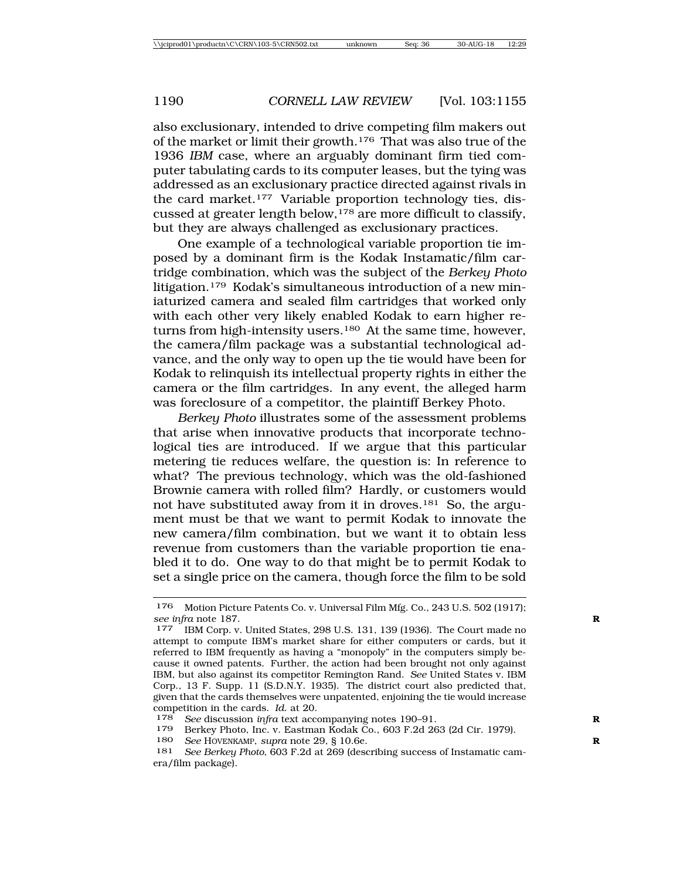also exclusionary, intended to drive competing film makers out of the market or limit their growth.[176] That was also true of the 1936 *IBM* case, where an arguably dominant firm tied computer tabulating cards to its computer leases, but the tying was addressed as an exclusionary practice directed against rivals in the card market.[177] Variable proportion technology ties, discussed at greater length below,[178] are more difficult to classify, but they are always challenged as exclusionary practices.

One example of a technological variable proportion tie imposed by a dominant firm is the Kodak Instamatic/film cartridge combination, which was the subject of the *Berkey Photo* litigation.[179] Kodak's simultaneous introduction of a new miniaturized camera and sealed film cartridges that worked only with each other very likely enabled Kodak to earn higher returns from high-intensity users.[180] At the same time, however, the camera/film package was a substantial technological advance, and the only way to open up the tie would have been for Kodak to relinquish its intellectual property rights in either the camera or the film cartridges. In any event, the alleged harm was foreclosure of a competitor, the plaintiff Berkey Photo.

*Berkey Photo* illustrates some of the assessment problems that arise when innovative products that incorporate technological ties are introduced. If we argue that this particular metering tie reduces welfare, the question is: In reference to what? The previous technology, which was the old-fashioned Brownie camera with rolled film? Hardly, or customers would not have substituted away from it in droves.[181] So, the argument must be that we want to permit Kodak to innovate the new camera/film combination, but we want it to obtain less revenue from customers than the variable proportion tie enabled it to do. One way to do that might be to permit Kodak to set a single price on the camera, though force the film to be sold

---

176 Motion Picture Patents Co. v. Universal Film Mfg. Co., 243 U.S. 502 (1917); *see infra* note 187.

177 IBM Corp. v. United States, 298 U.S. 131, 139 (1936). The Court made no attempt to compute IBM's market share for either computers or cards, but it referred to IBM frequently as having a "monopoly" in the computers simply because it owned patents. Further, the action had been brought not only against IBM, but also against its competitor Remington Rand. *See* United States v. IBM Corp., 13 F. Supp. 11 (S.D.N.Y. 1935). The district court also predicted that, given that the cards themselves were unpatented, enjoining the tie would increase competition in the cards. *Id.* at 20.

178 *See* discussion *infra* text accompanying notes 190–91.

179 Berkey Photo, Inc. v. Eastman Kodak Co., 603 F.2d 263 (2d Cir. 1979).

180 *See* HOVENKAMP, *supra* note 29, § 10.6e.

181 *See Berkey Photo*, 603 F.2d at 269 (describing success of Instamatic camera/film package).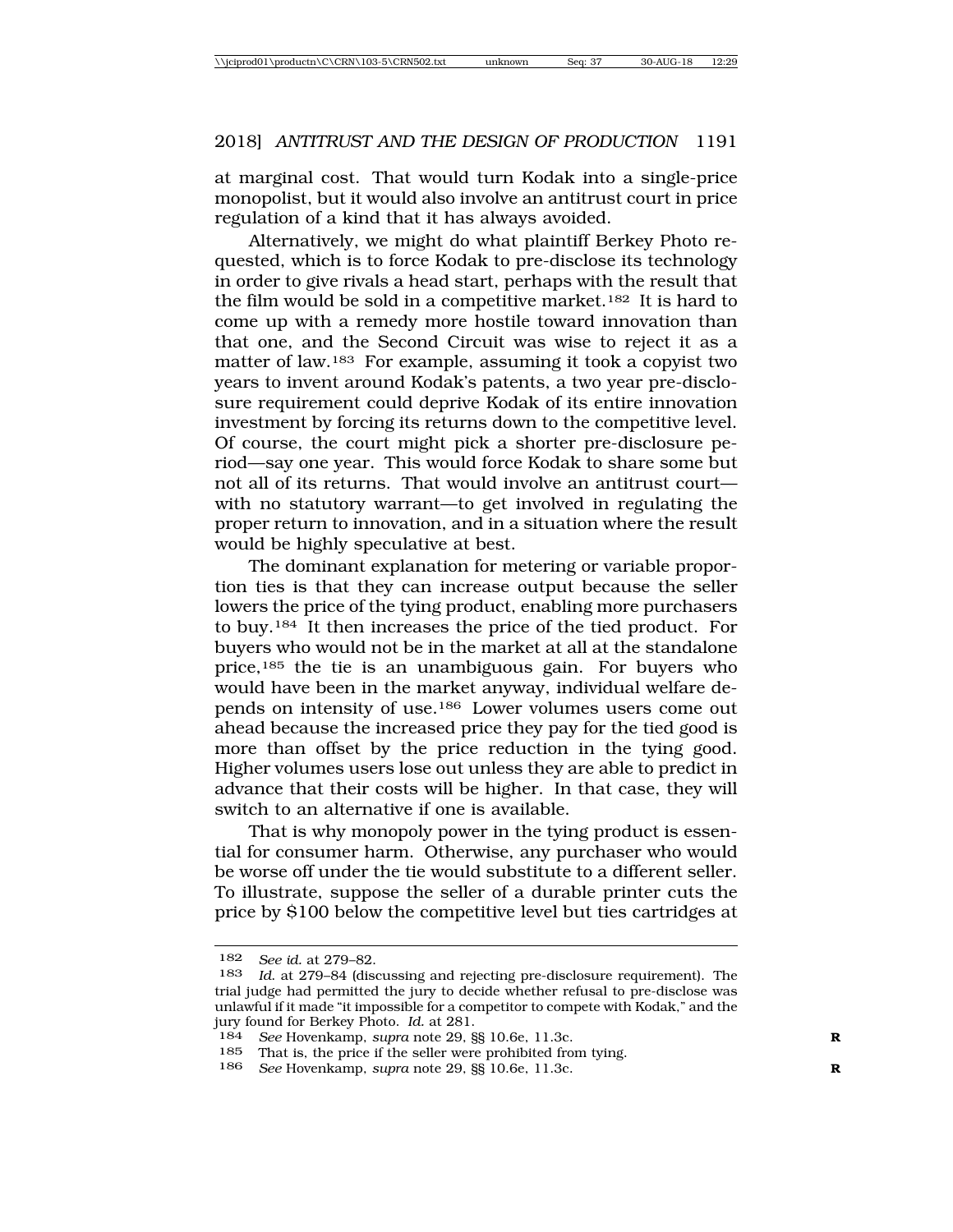at marginal cost. That would turn Kodak into a single-price monopolist, but it would also involve an antitrust court in price regulation of a kind that it has always avoided.

Alternatively, we might do what plaintiff Berkey Photo requested, which is to force Kodak to pre-disclose its technology in order to give rivals a head start, perhaps with the result that the film would be sold in a competitive market.[182] It is hard to come up with a remedy more hostile toward innovation than that one, and the Second Circuit was wise to reject it as a matter of law.[183] For example, assuming it took a copyist two years to invent around Kodak's patents, a two year pre-disclosure requirement could deprive Kodak of its entire innovation investment by forcing its returns down to the competitive level. Of course, the court might pick a shorter pre-disclosure period—say one year. This would force Kodak to share some but not all of its returns. That would involve an antitrust court—with no statutory warrant—to get involved in regulating the proper return to innovation, and in a situation where the result would be highly speculative at best.

The dominant explanation for metering or variable proportion ties is that they can increase output because the seller lowers the price of the tying product, enabling more purchasers to buy.[184] It then increases the price of the tied product. For buyers who would not be in the market at all at the standalone price,[185] the tie is an unambiguous gain. For buyers who would have been in the market anyway, individual welfare depends on intensity of use.[186] Lower volumes users come out ahead because the increased price they pay for the tied good is more than offset by the price reduction in the tying good. Higher volumes users lose out unless they are able to predict in advance that their costs will be higher. In that case, they will switch to an alternative if one is available.

That is why monopoly power in the tying product is essential for consumer harm. Otherwise, any purchaser who would be worse off under the tie would substitute to a different seller. To illustrate, suppose the seller of a durable printer cuts the price by $100 below the competitive level but ties cartridges at

---

182 *See id.* at 279–82.

183 *Id.* at 279–84 (discussing and rejecting pre-disclosure requirement). The trial judge had permitted the jury to decide whether refusal to pre-disclose was unlawful if it made "it impossible for a competitor to compete with Kodak," and the jury found for Berkey Photo. *Id.* at 281.

184 *See* Hovenkamp, *supra* note 29, §§ 10.6e, 11.3c.

185 That is, the price if the seller were prohibited from tying.

186 *See* Hovenkamp, *supra* note 29, §§ 10.6e, 11.3c.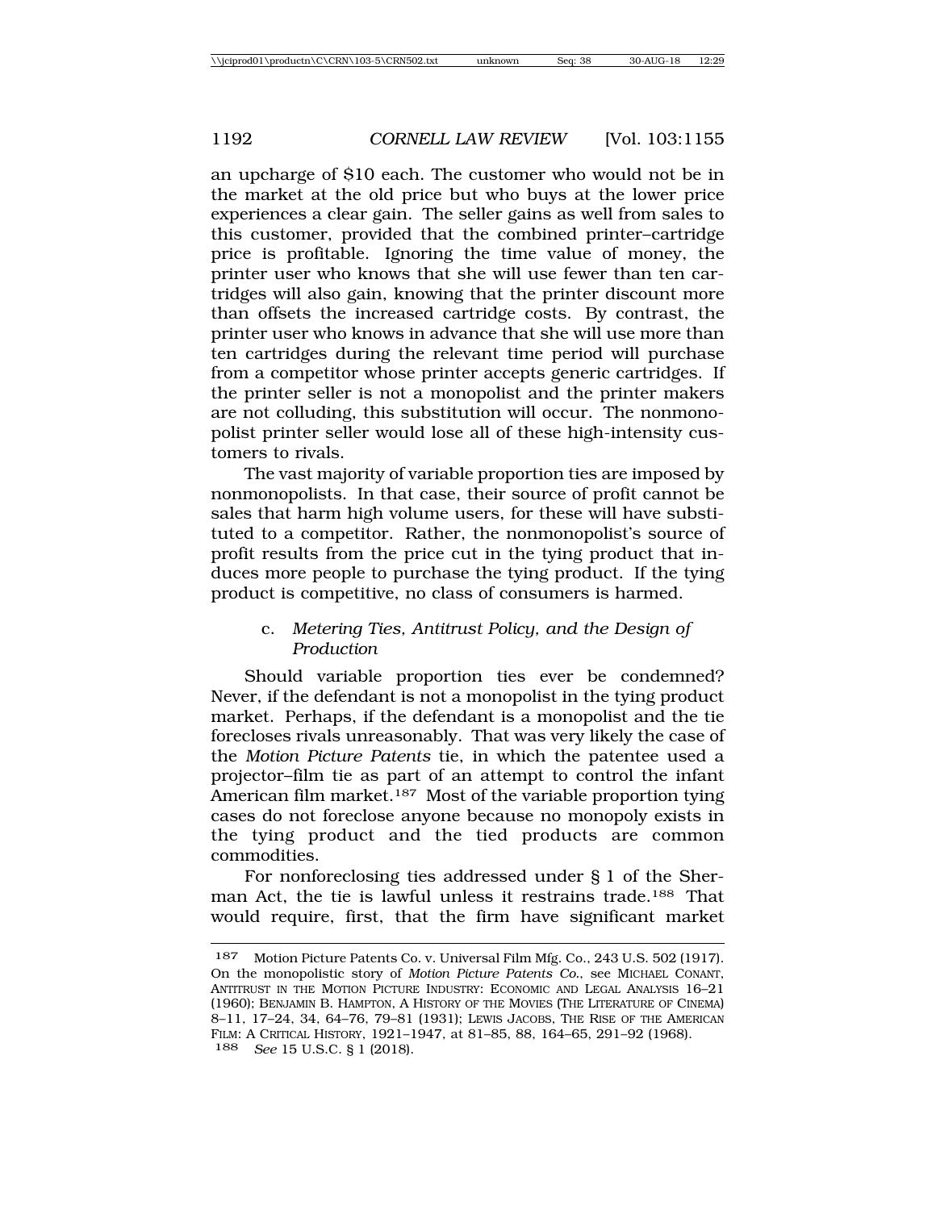an upcharge of $10 each. The customer who would not be in the market at the old price but who buys at the lower price experiences a clear gain. The seller gains as well from sales to this customer, provided that the combined printer–cartridge price is profitable. Ignoring the time value of money, the printer user who knows that she will use fewer than ten cartridges will also gain, knowing that the printer discount more than offsets the increased cartridge costs. By contrast, the printer user who knows in advance that she will use more than ten cartridges during the relevant time period will purchase from a competitor whose printer accepts generic cartridges. If the printer seller is not a monopolist and the printer makers are not colluding, this substitution will occur. The nonmonopolist printer seller would lose all of these high-intensity customers to rivals.

The vast majority of variable proportion ties are imposed by nonmonopolists. In that case, their source of profit cannot be sales that harm high volume users, for these will have substituted to a competitor. Rather, the nonmonopolist's source of profit results from the price cut in the tying product that induces more people to purchase the tying product. If the tying product is competitive, no class of consumers is harmed.

#### c. *Metering Ties, Antitrust Policy, and the Design of Production*

Should variable proportion ties ever be condemned? Never, if the defendant is not a monopolist in the tying product market. Perhaps, if the defendant is a monopolist and the tie forecloses rivals unreasonably. That was very likely the case of the *Motion Picture Patents* tie, in which the patentee used a projector–film tie as part of an attempt to control the infant American film market.[187] Most of the variable proportion tying cases do not foreclose anyone because no monopoly exists in the tying product and the tied products are common commodities.

For nonforeclosing ties addressed under § 1 of the Sherman Act, the tie is lawful unless it restrains trade.[188] That would require, first, that the firm have significant market

---

[187] Motion Picture Patents Co. v. Universal Film Mfg. Co., 243 U.S. 502 (1917). On the monopolistic story of *Motion Picture Patents Co.*, see MICHAEL CONANT, ANTITRUST IN THE MOTION PICTURE INDUSTRY: ECONOMIC AND LEGAL ANALYSIS 16–21 (1960); BENJAMIN B. HAMPTON, A HISTORY OF THE MOVIES (THE LITERATURE OF CINEMA) 8–11, 17–24, 34, 64–76, 79–81 (1931); LEWIS JACOBS, THE RISE OF THE AMERICAN FILM: A CRITICAL HISTORY, 1921–1947, at 81–85, 88, 164–65, 291–92 (1968).

[188] *See* 15 U.S.C. § 1 (2018).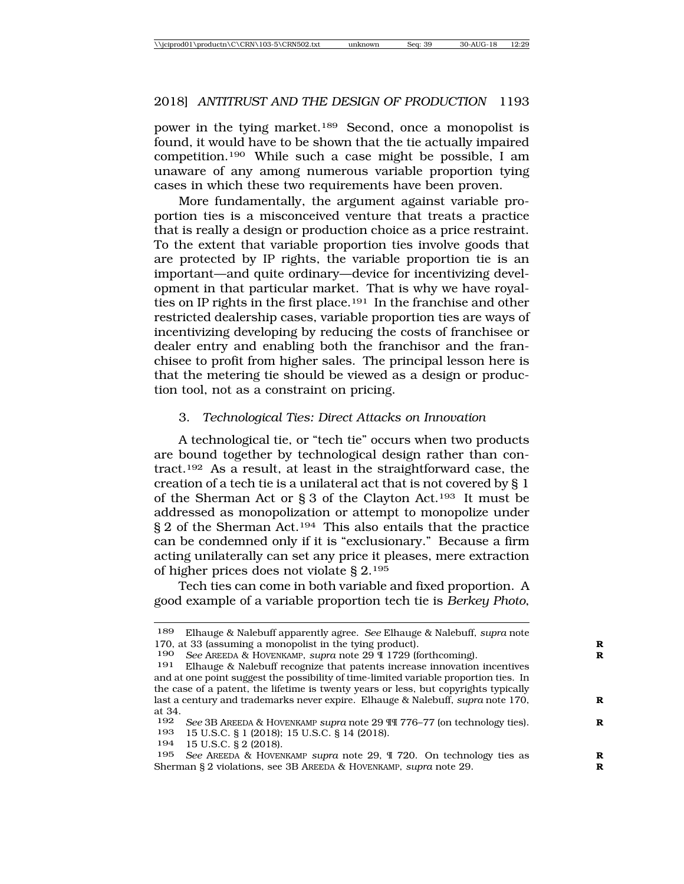power in the tying market.[189] Second, once a monopolist is found, it would have to be shown that the tie actually impaired competition.[190] While such a case might be possible, I am unaware of any among numerous variable proportion tying cases in which these two requirements have been proven.

More fundamentally, the argument against variable proportion ties is a misconceived venture that treats a practice that is really a design or production choice as a price restraint. To the extent that variable proportion ties involve goods that are protected by IP rights, the variable proportion tie is an important—and quite ordinary—device for incentivizing development in that particular market. That is why we have royalties on IP rights in the first place.[191] In the franchise and other restricted dealership cases, variable proportion ties are ways of incentivizing developing by reducing the costs of franchisee or dealer entry and enabling both the franchisor and the franchisee to profit from higher sales. The principal lesson here is that the metering tie should be viewed as a design or production tool, not as a constraint on pricing.

### 3. *Technological Ties: Direct Attacks on Innovation*

A technological tie, or "tech tie" occurs when two products are bound together by technological design rather than contract.[192] As a result, at least in the straightforward case, the creation of a tech tie is a unilateral act that is not covered by § 1 of the Sherman Act or § 3 of the Clayton Act.[193] It must be addressed as monopolization or attempt to monopolize under § 2 of the Sherman Act.[194] This also entails that the practice can be condemned only if it is "exclusionary." Because a firm acting unilaterally can set any price it pleases, mere extraction of higher prices does not violate § 2.[195]

Tech ties can come in both variable and fixed proportion. A good example of a variable proportion tech tie is *Berkey Photo*,

---

[189] Elhauge & Nalebuff apparently agree. *See* Elhauge & Nalebuff, *supra* note 170, at 33 (assuming a monopolist in the tying product).

[190] *See* AREEDA & HOVENKAMP, *supra* note 29 ¶ 1729 (forthcoming).

[191] Elhauge & Nalebuff recognize that patents increase innovation incentives and at one point suggest the possibility of time-limited variable proportion ties. In the case of a patent, the lifetime is twenty years or less, but copyrights typically last a century and trademarks never expire. Elhauge & Nalebuff, *supra* note 170, at 34.

[192] *See* 3B AREEDA & HOVENKAMP *supra* note 29 ¶¶ 776–77 (on technology ties).

[193] 15 U.S.C. § 1 (2018); 15 U.S.C. § 14 (2018).

[194] 15 U.S.C. § 2 (2018).

[195] *See* AREEDA & HOVENKAMP *supra* note 29, ¶ 720. On technology ties as Sherman § 2 violations, see 3B AREEDA & HOVENKAMP, *supra* note 29.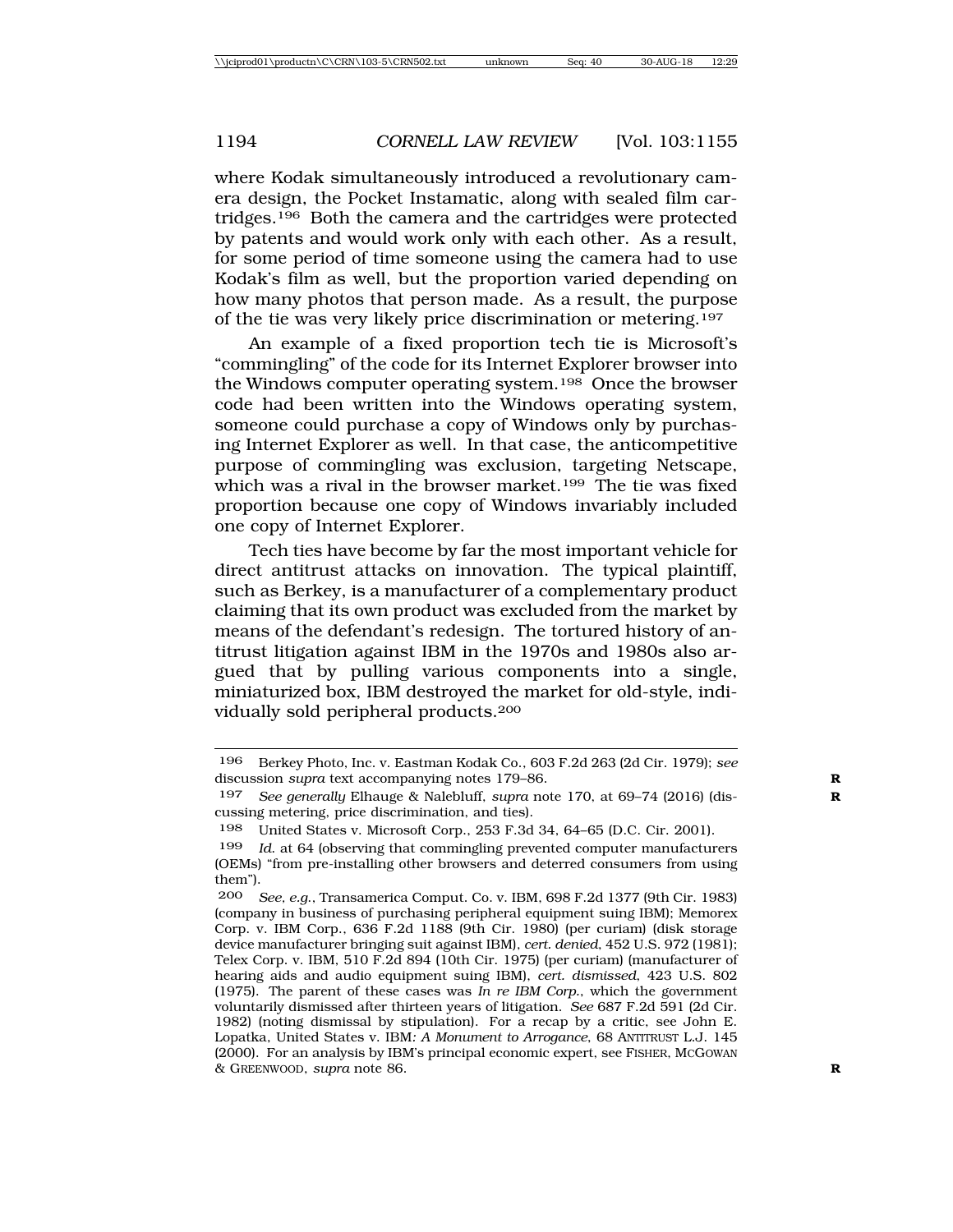where Kodak simultaneously introduced a revolutionary camera design, the Pocket Instamatic, along with sealed film cartridges.[196] Both the camera and the cartridges were protected by patents and would work only with each other. As a result, for some period of time someone using the camera had to use Kodak's film as well, but the proportion varied depending on how many photos that person made. As a result, the purpose of the tie was very likely price discrimination or metering.[197]

An example of a fixed proportion tech tie is Microsoft's "commingling" of the code for its Internet Explorer browser into the Windows computer operating system.[198] Once the browser code had been written into the Windows operating system, someone could purchase a copy of Windows only by purchasing Internet Explorer as well. In that case, the anticompetitive purpose of commingling was exclusion, targeting Netscape, which was a rival in the browser market.[199] The tie was fixed proportion because one copy of Windows invariably included one copy of Internet Explorer.

Tech ties have become by far the most important vehicle for direct antitrust attacks on innovation. The typical plaintiff, such as Berkey, is a manufacturer of a complementary product claiming that its own product was excluded from the market by means of the defendant's redesign. The tortured history of antitrust litigation against IBM in the 1970s and 1980s also argued that by pulling various components into a single, miniaturized box, IBM destroyed the market for old-style, individually sold peripheral products.[200]

---

196 Berkey Photo, Inc. v. Eastman Kodak Co., 603 F.2d 263 (2d Cir. 1979); *see* discussion *supra* text accompanying notes 179–86.

197 *See generally* Elhauge & Nalebluff, *supra* note 170, at 69–74 (2016) (discussing metering, price discrimination, and ties).

198 United States v. Microsoft Corp., 253 F.3d 34, 64–65 (D.C. Cir. 2001).

199 *Id.* at 64 (observing that commingling prevented computer manufacturers (OEMs) "from pre-installing other browsers and deterred consumers from using them").

200 *See, e.g.*, Transamerica Comput. Co. v. IBM, 698 F.2d 1377 (9th Cir. 1983) (company in business of purchasing peripheral equipment suing IBM); Memorex Corp. v. IBM Corp., 636 F.2d 1188 (9th Cir. 1980) (per curiam) (disk storage device manufacturer bringing suit against IBM), *cert. denied*, 452 U.S. 972 (1981); Telex Corp. v. IBM, 510 F.2d 894 (10th Cir. 1975) (per curiam) (manufacturer of hearing aids and audio equipment suing IBM), *cert. dismissed*, 423 U.S. 802 (1975). The parent of these cases was *In re IBM Corp.*, which the government voluntarily dismissed after thirteen years of litigation. *See* 687 F.2d 591 (2d Cir. 1982) (noting dismissal by stipulation). For a recap by a critic, see John E. Lopatka, United States v. IBM*: A Monument to Arrogance*, 68 ANTITRUST L.J. 145 (2000). For an analysis by IBM's principal economic expert, see FISHER, MCGOWAN & GREENWOOD, *supra* note 86.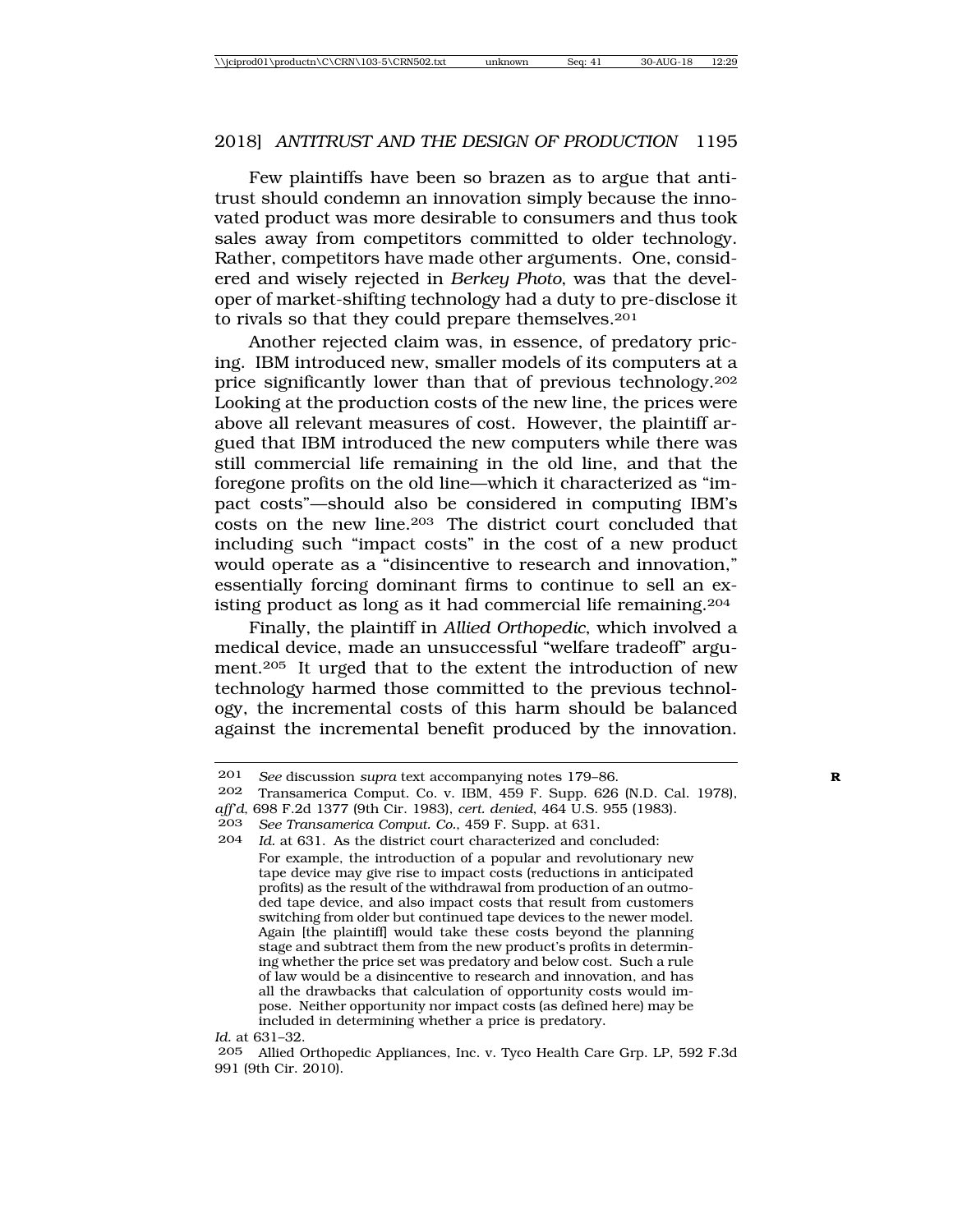Few plaintiffs have been so brazen as to argue that antitrust should condemn an innovation simply because the innovated product was more desirable to consumers and thus took sales away from competitors committed to older technology. Rather, competitors have made other arguments. One, considered and wisely rejected in *Berkey Photo*, was that the developer of market-shifting technology had a duty to pre-disclose it to rivals so that they could prepare themselves.[201]

Another rejected claim was, in essence, of predatory pricing. IBM introduced new, smaller models of its computers at a price significantly lower than that of previous technology.[202] Looking at the production costs of the new line, the prices were above all relevant measures of cost. However, the plaintiff argued that IBM introduced the new computers while there was still commercial life remaining in the old line, and that the foregone profits on the old line—which it characterized as "impact costs"—should also be considered in computing IBM's costs on the new line.[203] The district court concluded that including such "impact costs" in the cost of a new product would operate as a "disincentive to research and innovation," essentially forcing dominant firms to continue to sell an existing product as long as it had commercial life remaining.[204]

Finally, the plaintiff in *Allied Orthopedic*, which involved a medical device, made an unsuccessful "welfare tradeoff" argument.[205] It urged that to the extent the introduction of new technology harmed those committed to the previous technology, the incremental costs of this harm should be balanced against the incremental benefit produced by the innovation.

---

201 *See* discussion *supra* text accompanying notes 179–86.

202 Transamerica Comput. Co. v. IBM, 459 F. Supp. 626 (N.D. Cal. 1978), *aff'd*, 698 F.2d 1377 (9th Cir. 1983), *cert. denied*, 464 U.S. 955 (1983).

203 *See Transamerica Comput. Co.*, 459 F. Supp. at 631.

204 *Id.* at 631. As the district court characterized and concluded:

> For example, the introduction of a popular and revolutionary new tape device may give rise to impact costs (reductions in anticipated profits) as the result of the withdrawal from production of an outmoded tape device, and also impact costs that result from customers switching from older but continued tape devices to the newer model. Again [the plaintiff] would take these costs beyond the planning stage and subtract them from the new product's profits in determining whether the price set was predatory and below cost. Such a rule of law would be a disincentive to research and innovation, and has all the drawbacks that calculation of opportunity costs would impose. Neither opportunity nor impact costs (as defined here) may be included in determining whether a price is predatory.

*Id.* at 631–32.

205 Allied Orthopedic Appliances, Inc. v. Tyco Health Care Grp. LP, 592 F.3d 991 (9th Cir. 2010).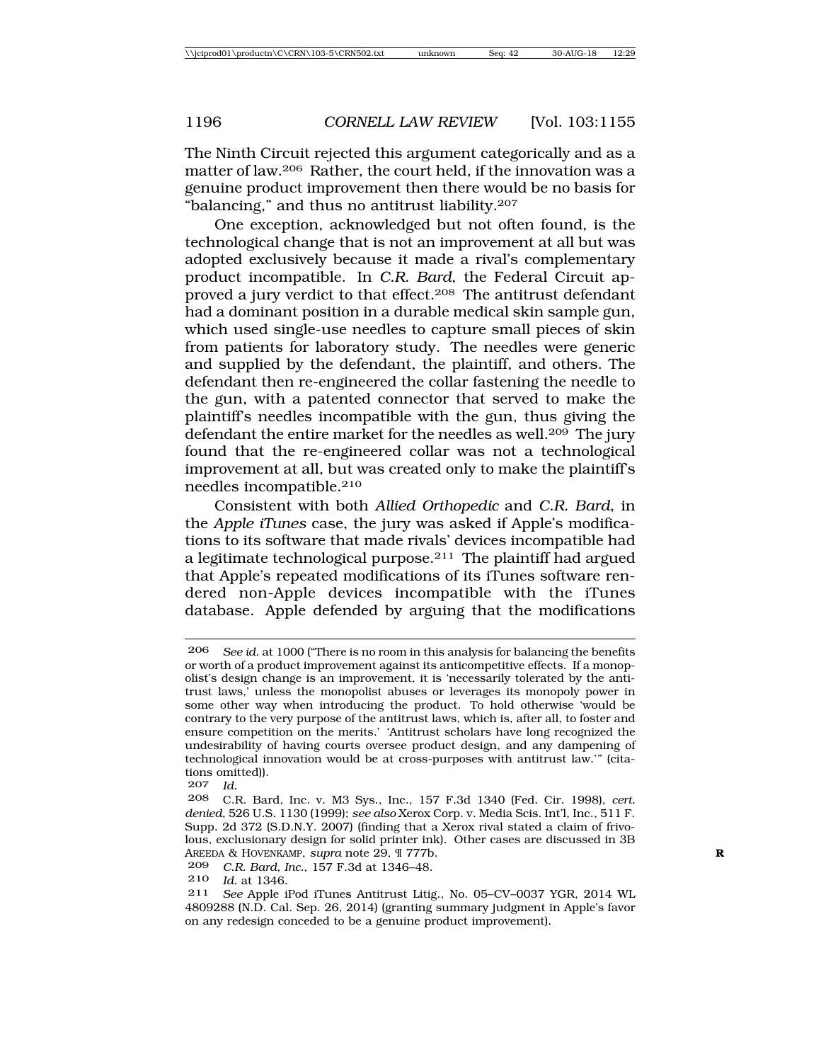The Ninth Circuit rejected this argument categorically and as a matter of law.[206] Rather, the court held, if the innovation was a genuine product improvement then there would be no basis for "balancing," and thus no antitrust liability.[207]

One exception, acknowledged but not often found, is the technological change that is not an improvement at all but was adopted exclusively because it made a rival's complementary product incompatible. In *C.R. Bard*, the Federal Circuit approved a jury verdict to that effect.[208] The antitrust defendant had a dominant position in a durable medical skin sample gun, which used single-use needles to capture small pieces of skin from patients for laboratory study. The needles were generic and supplied by the defendant, the plaintiff, and others. The defendant then re-engineered the collar fastening the needle to the gun, with a patented connector that served to make the plaintiff's needles incompatible with the gun, thus giving the defendant the entire market for the needles as well.[209] The jury found that the re-engineered collar was not a technological improvement at all, but was created only to make the plaintiff's needles incompatible.[210]

Consistent with both *Allied Orthopedic* and *C.R. Bard*, in the *Apple iTunes* case, the jury was asked if Apple's modifications to its software that made rivals' devices incompatible had a legitimate technological purpose.[211] The plaintiff had argued that Apple's repeated modifications of its iTunes software rendered non-Apple devices incompatible with the iTunes database. Apple defended by arguing that the modifications

---

[206] *See id.* at 1000 ("There is no room in this analysis for balancing the benefits or worth of a product improvement against its anticompetitive effects. If a monopolist's design change is an improvement, it is 'necessarily tolerated by the antitrust laws,' unless the monopolist abuses or leverages its monopoly power in some other way when introducing the product. To hold otherwise 'would be contrary to the very purpose of the antitrust laws, which is, after all, to foster and ensure competition on the merits.' 'Antitrust scholars have long recognized the undesirability of having courts oversee product design, and any dampening of technological innovation would be at cross-purposes with antitrust law.'" (citations omitted)).

[207] *Id.*

[208] C.R. Bard, Inc. v. M3 Sys., Inc., 157 F.3d 1340 (Fed. Cir. 1998), *cert. denied*, 526 U.S. 1130 (1999); *see also* Xerox Corp. v. Media Scis. Int'l, Inc., 511 F. Supp. 2d 372 (S.D.N.Y. 2007) (finding that a Xerox rival stated a claim of frivolous, exclusionary design for solid printer ink). Other cases are discussed in 3B AREEDA & HOVENKAMP, *supra* note 29, ¶ 777b.

[209] *C.R. Bard, Inc.*, 157 F.3d at 1346–48.

[210] *Id.* at 1346.

[211] *See* Apple iPod iTunes Antitrust Litig., No. 05–CV–0037 YGR, 2014 WL 4809288 (N.D. Cal. Sep. 26, 2014) (granting summary judgment in Apple's favor on any redesign conceded to be a genuine product improvement).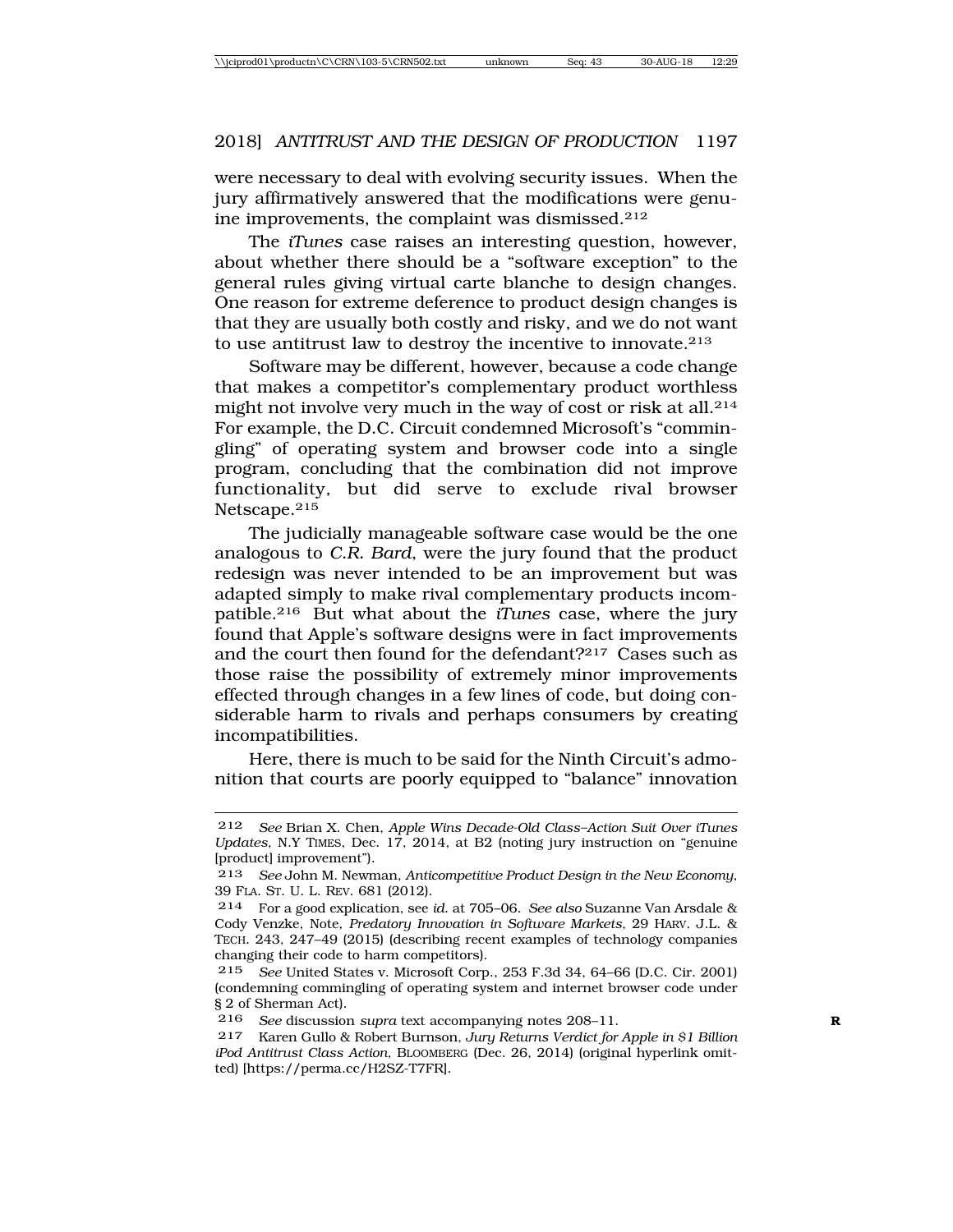were necessary to deal with evolving security issues. When the jury affirmatively answered that the modifications were genuine improvements, the complaint was dismissed.[212]

The *iTunes* case raises an interesting question, however, about whether there should be a "software exception" to the general rules giving virtual carte blanche to design changes. One reason for extreme deference to product design changes is that they are usually both costly and risky, and we do not want to use antitrust law to destroy the incentive to innovate.[213]

Software may be different, however, because a code change that makes a competitor's complementary product worthless might not involve very much in the way of cost or risk at all.[214] For example, the D.C. Circuit condemned Microsoft's "commingling" of operating system and browser code into a single program, concluding that the combination did not improve functionality, but did serve to exclude rival browser Netscape.[215]

The judicially manageable software case would be the one analogous to *C.R. Bard*, were the jury found that the product redesign was never intended to be an improvement but was adapted simply to make rival complementary products incompatible.[216] But what about the *iTunes* case, where the jury found that Apple's software designs were in fact improvements and the court then found for the defendant?[217] Cases such as those raise the possibility of extremely minor improvements effected through changes in a few lines of code, but doing considerable harm to rivals and perhaps consumers by creating incompatibilities.

Here, there is much to be said for the Ninth Circuit's admonition that courts are poorly equipped to "balance" innovation

---

212 *See* Brian X. Chen, *Apple Wins Decade-Old Class–Action Suit Over iTunes Updates*, N.Y TIMES, Dec. 17, 2014, at B2 (noting jury instruction on "genuine [product] improvement").

213 *See* John M. Newman, *Anticompetitive Product Design in the New Economy*, 39 FLA. ST. U. L. REV. 681 (2012).

214 For a good explication, see *id.* at 705–06. *See also* Suzanne Van Arsdale & Cody Venzke, Note, *Predatory Innovation in Software Markets*, 29 HARV. J.L. & TECH. 243, 247–49 (2015) (describing recent examples of technology companies changing their code to harm competitors).

215 *See* United States v. Microsoft Corp., 253 F.3d 34, 64–66 (D.C. Cir. 2001) (condemning commingling of operating system and internet browser code under § 2 of Sherman Act).

216 *See* discussion *supra* text accompanying notes 208–11.

217 Karen Gullo & Robert Burnson, *Jury Returns Verdict for Apple in $1 Billion iPod Antitrust Class Action*, BLOOMBERG (Dec. 26, 2014) (original hyperlink omitted) [https://perma.cc/H2SZ-T7FR].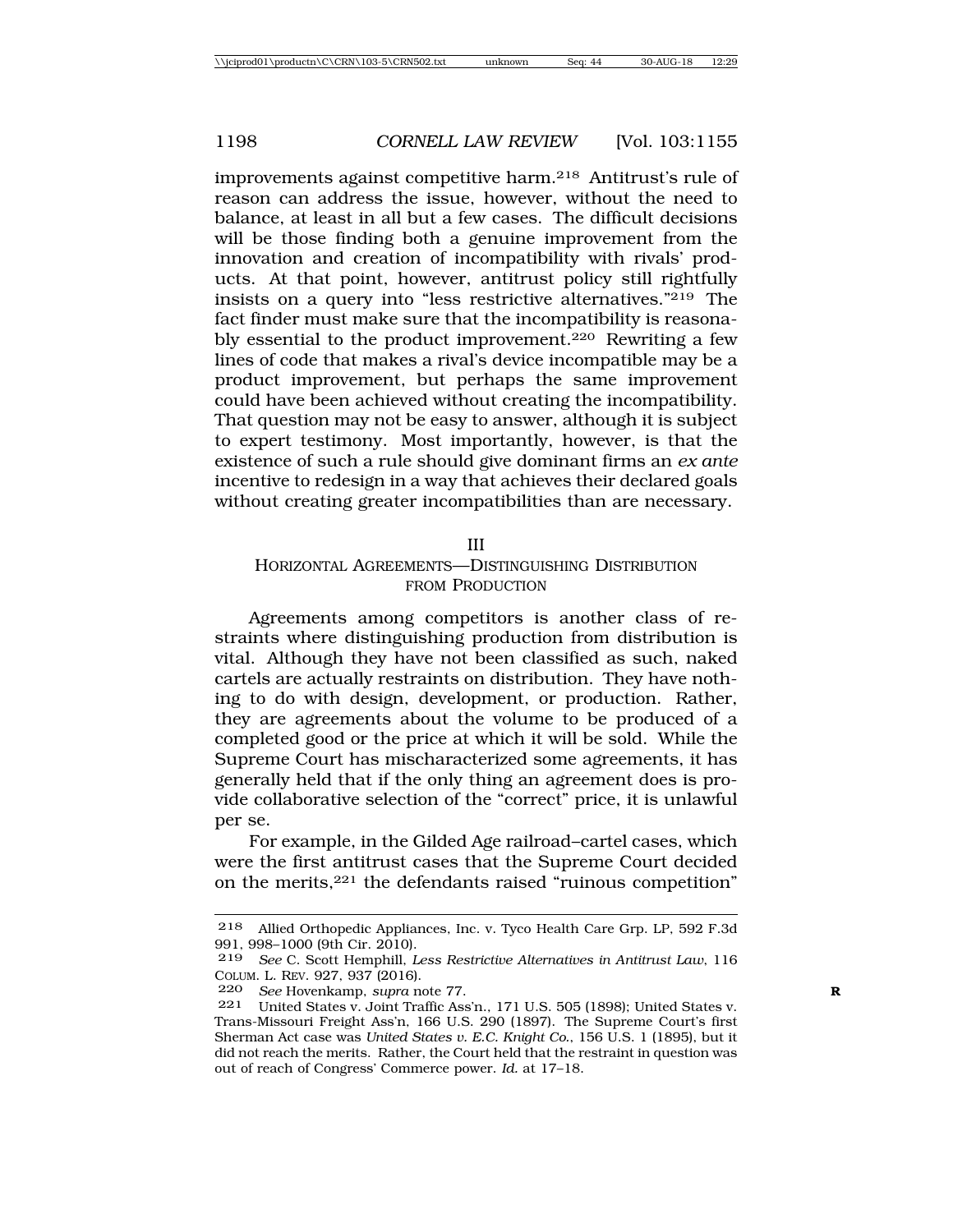improvements against competitive harm.[218] Antitrust's rule of reason can address the issue, however, without the need to balance, at least in all but a few cases. The difficult decisions will be those finding both a genuine improvement from the innovation and creation of incompatibility with rivals' products. At that point, however, antitrust policy still rightfully insists on a query into "less restrictive alternatives."[219] The fact finder must make sure that the incompatibility is reasonably essential to the product improvement.[220] Rewriting a few lines of code that makes a rival's device incompatible may be a product improvement, but perhaps the same improvement could have been achieved without creating the incompatibility. That question may not be easy to answer, although it is subject to expert testimony. Most importantly, however, is that the existence of such a rule should give dominant firms an *ex ante* incentive to redesign in a way that achieves their declared goals without creating greater incompatibilities than are necessary.

## III
## HORIZONTAL AGREEMENTS—DISTINGUISHING DISTRIBUTION FROM PRODUCTION

Agreements among competitors is another class of restraints where distinguishing production from distribution is vital. Although they have not been classified as such, naked cartels are actually restraints on distribution. They have nothing to do with design, development, or production. Rather, they are agreements about the volume to be produced of a completed good or the price at which it will be sold. While the Supreme Court has mischaracterized some agreements, it has generally held that if the only thing an agreement does is provide collaborative selection of the "correct" price, it is unlawful per se.

For example, in the Gilded Age railroad–cartel cases, which were the first antitrust cases that the Supreme Court decided on the merits,[221] the defendants raised "ruinous competition"

---

[218] Allied Orthopedic Appliances, Inc. v. Tyco Health Care Grp. LP, 592 F.3d 991, 998–1000 (9th Cir. 2010).

[219] *See* C. Scott Hemphill, *Less Restrictive Alternatives in Antitrust Law*, 116 COLUM. L. REV. 927, 937 (2016).

[220] *See* Hovenkamp, *supra* note 77.

[221] United States v. Joint Traffic Ass'n., 171 U.S. 505 (1898); United States v. Trans-Missouri Freight Ass'n, 166 U.S. 290 (1897). The Supreme Court's first Sherman Act case was *United States v. E.C. Knight Co.*, 156 U.S. 1 (1895), but it did not reach the merits. Rather, the Court held that the restraint in question was out of reach of Congress' Commerce power. *Id.* at 17–18.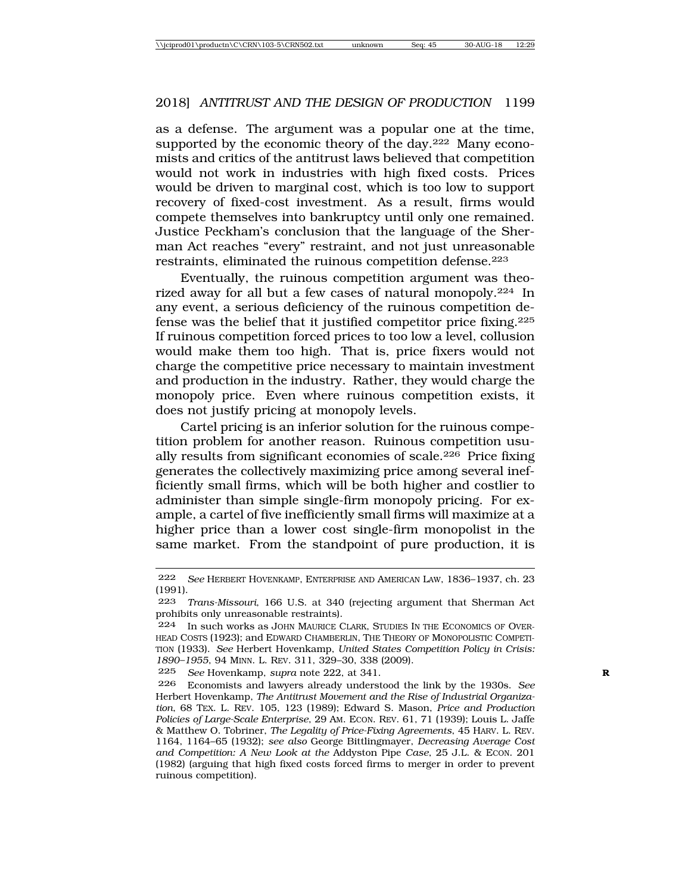as a defense. The argument was a popular one at the time, supported by the economic theory of the day.[222] Many economists and critics of the antitrust laws believed that competition would not work in industries with high fixed costs. Prices would be driven to marginal cost, which is too low to support recovery of fixed-cost investment. As a result, firms would compete themselves into bankruptcy until only one remained. Justice Peckham's conclusion that the language of the Sherman Act reaches "every" restraint, and not just unreasonable restraints, eliminated the ruinous competition defense.[223]

Eventually, the ruinous competition argument was theorized away for all but a few cases of natural monopoly.[224] In any event, a serious deficiency of the ruinous competition defense was the belief that it justified competitor price fixing.[225] If ruinous competition forced prices to too low a level, collusion would make them too high. That is, price fixers would not charge the competitive price necessary to maintain investment and production in the industry. Rather, they would charge the monopoly price. Even where ruinous competition exists, it does not justify pricing at monopoly levels.

Cartel pricing is an inferior solution for the ruinous competition problem for another reason. Ruinous competition usually results from significant economies of scale.[226] Price fixing generates the collectively maximizing price among several inefficiently small firms, which will be both higher and costlier to administer than simple single-firm monopoly pricing. For example, a cartel of five inefficiently small firms will maximize at a higher price than a lower cost single-firm monopolist in the same market. From the standpoint of pure production, it is

---

222 *See* HERBERT HOVENKAMP, ENTERPRISE AND AMERICAN LAW, 1836–1937, ch. 23 (1991).

223 *Trans-Missouri*, 166 U.S. at 340 (rejecting argument that Sherman Act prohibits only unreasonable restraints).

224 In such works as JOHN MAURICE CLARK, STUDIES IN THE ECONOMICS OF OVERHEAD COSTS (1923); and EDWARD CHAMBERLIN, THE THEORY OF MONOPOLISTIC COMPETITION (1933). *See* Herbert Hovenkamp, *United States Competition Policy in Crisis: 1890–1955*, 94 MINN. L. REV. 311, 329–30, 338 (2009).

225 *See* Hovenkamp, *supra* note 222, at 341.

226 Economists and lawyers already understood the link by the 1930s. *See* Herbert Hovenkamp, *The Antitrust Movement and the Rise of Industrial Organization*, 68 TEX. L. REV. 105, 123 (1989); Edward S. Mason, *Price and Production Policies of Large-Scale Enterprise*, 29 AM. ECON. REV. 61, 71 (1939); Louis L. Jaffe & Matthew O. Tobriner, *The Legality of Price-Fixing Agreements*, 45 HARV. L. REV. 1164, 1164–65 (1932); *see also* George Bittlingmayer, *Decreasing Average Cost and Competition: A New Look at the* Addyston Pipe *Case*, 25 J.L. & ECON. 201 (1982) (arguing that high fixed costs forced firms to merger in order to prevent ruinous competition).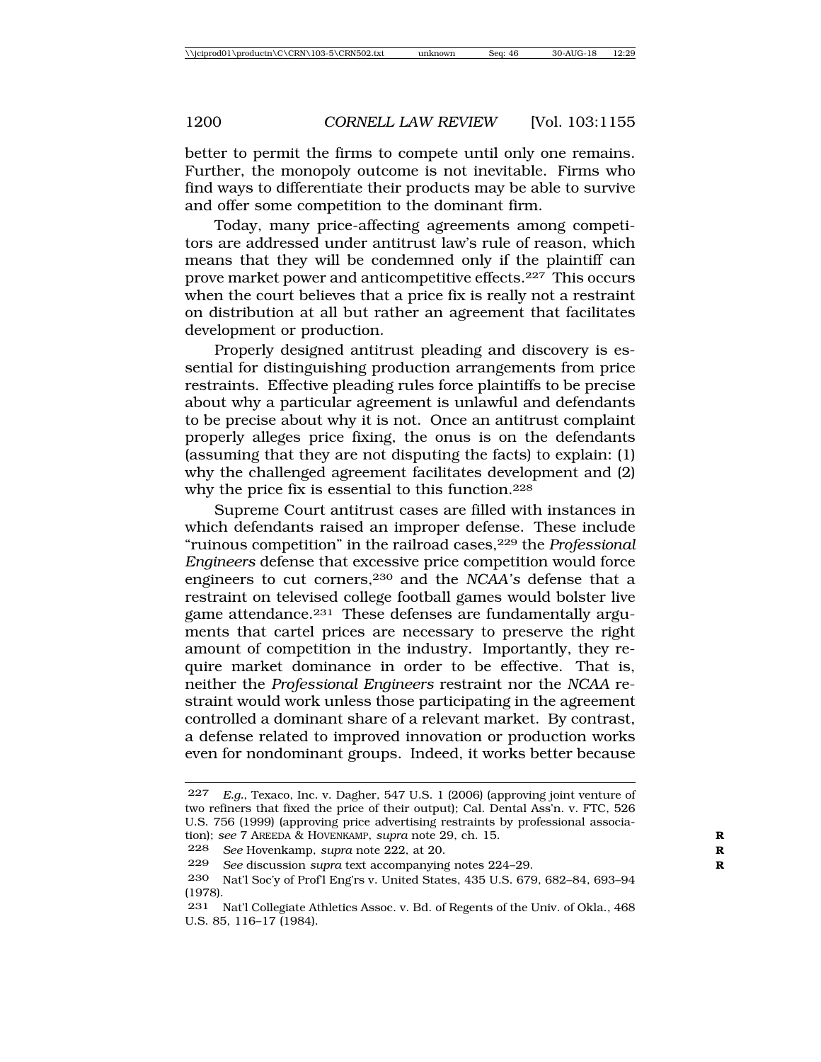better to permit the firms to compete until only one remains. Further, the monopoly outcome is not inevitable. Firms who find ways to differentiate their products may be able to survive and offer some competition to the dominant firm.

Today, many price-affecting agreements among competitors are addressed under antitrust law's rule of reason, which means that they will be condemned only if the plaintiff can prove market power and anticompetitive effects.[227] This occurs when the court believes that a price fix is really not a restraint on distribution at all but rather an agreement that facilitates development or production.

Properly designed antitrust pleading and discovery is essential for distinguishing production arrangements from price restraints. Effective pleading rules force plaintiffs to be precise about why a particular agreement is unlawful and defendants to be precise about why it is not. Once an antitrust complaint properly alleges price fixing, the onus is on the defendants (assuming that they are not disputing the facts) to explain: (1) why the challenged agreement facilitates development and (2) why the price fix is essential to this function.[228]

Supreme Court antitrust cases are filled with instances in which defendants raised an improper defense. These include "ruinous competition" in the railroad cases,[229] the *Professional Engineers* defense that excessive price competition would force engineers to cut corners,[230] and the *NCAA's* defense that a restraint on televised college football games would bolster live game attendance.[231] These defenses are fundamentally arguments that cartel prices are necessary to preserve the right amount of competition in the industry. Importantly, they require market dominance in order to be effective. That is, neither the *Professional Engineers* restraint nor the *NCAA* restraint would work unless those participating in the agreement controlled a dominant share of a relevant market. By contrast, a defense related to improved innovation or production works even for nondominant groups. Indeed, it works better because

---

227 *E.g.*, Texaco, Inc. v. Dagher, 547 U.S. 1 (2006) (approving joint venture of two refiners that fixed the price of their output); Cal. Dental Ass'n. v. FTC, 526 U.S. 756 (1999) (approving price advertising restraints by professional association); *see* 7 AREEDA & HOVENKAMP, *supra* note 29, ch. 15.

228 *See* Hovenkamp, *supra* note 222, at 20.

229 *See* discussion *supra* text accompanying notes 224–29.

230 Nat'l Soc'y of Prof'l Eng'rs v. United States, 435 U.S. 679, 682–84, 693–94 (1978).

231 Nat'l Collegiate Athletics Assoc. v. Bd. of Regents of the Univ. of Okla., 468 U.S. 85, 116–17 (1984).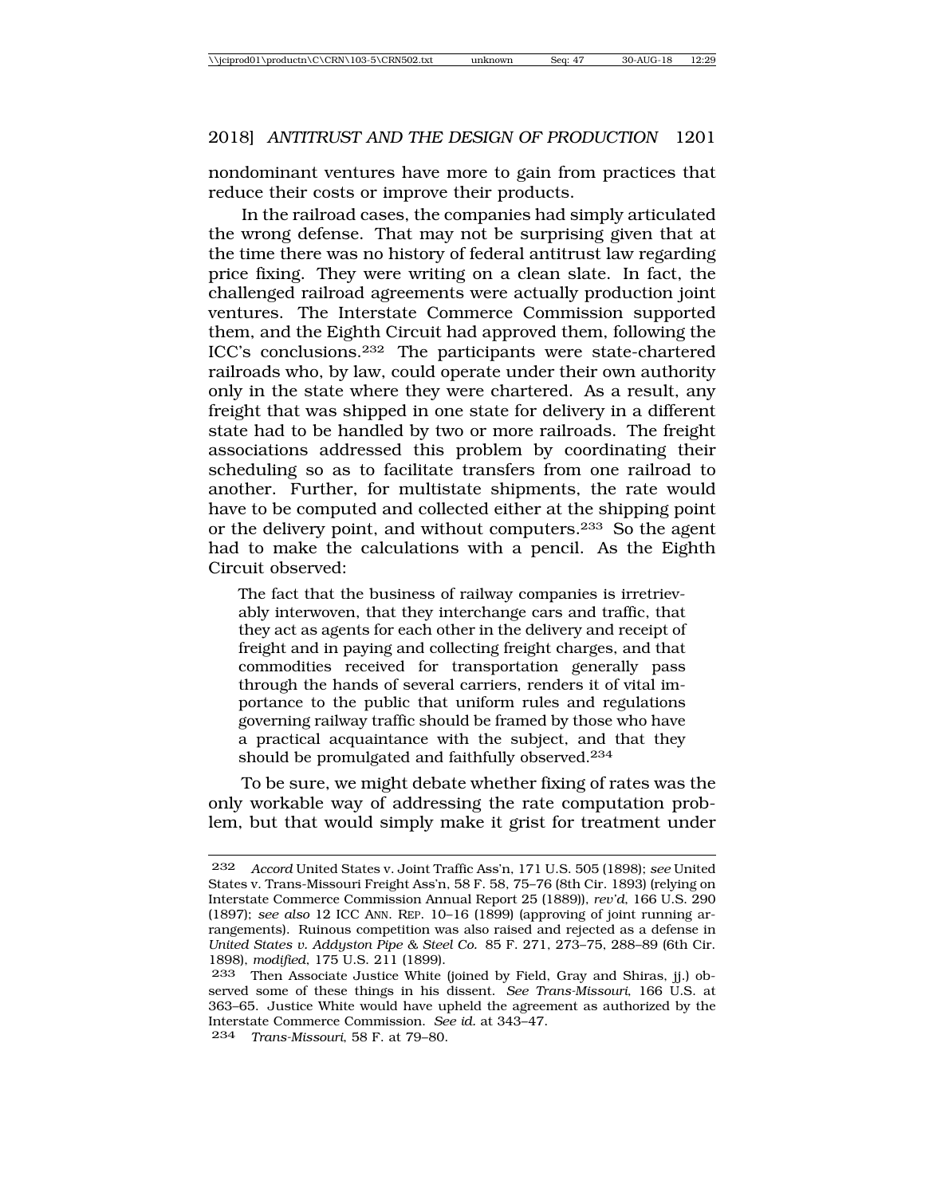nondominant ventures have more to gain from practices that reduce their costs or improve their products.

In the railroad cases, the companies had simply articulated the wrong defense. That may not be surprising given that at the time there was no history of federal antitrust law regarding price fixing. They were writing on a clean slate. In fact, the challenged railroad agreements were actually production joint ventures. The Interstate Commerce Commission supported them, and the Eighth Circuit had approved them, following the ICC's conclusions.[232] The participants were state-chartered railroads who, by law, could operate under their own authority only in the state where they were chartered. As a result, any freight that was shipped in one state for delivery in a different state had to be handled by two or more railroads. The freight associations addressed this problem by coordinating their scheduling so as to facilitate transfers from one railroad to another. Further, for multistate shipments, the rate would have to be computed and collected either at the shipping point or the delivery point, and without computers.[233] So the agent had to make the calculations with a pencil. As the Eighth Circuit observed:

> The fact that the business of railway companies is irretrievably interwoven, that they interchange cars and traffic, that they act as agents for each other in the delivery and receipt of freight and in paying and collecting freight charges, and that commodities received for transportation generally pass through the hands of several carriers, renders it of vital importance to the public that uniform rules and regulations governing railway traffic should be framed by those who have a practical acquaintance with the subject, and that they should be promulgated and faithfully observed.[234]

To be sure, we might debate whether fixing of rates was the only workable way of addressing the rate computation problem, but that would simply make it grist for treatment under

---

[232] *Accord* United States v. Joint Traffic Ass'n, 171 U.S. 505 (1898); *see* United States v. Trans-Missouri Freight Ass'n, 58 F. 58, 75–76 (8th Cir. 1893) (relying on Interstate Commerce Commission Annual Report 25 (1889)), *rev'd*, 166 U.S. 290 (1897); *see also* 12 ICC ANN. REP. 10–16 (1899) (approving of joint running arrangements). Ruinous competition was also raised and rejected as a defense in *United States v. Addyston Pipe & Steel Co.* 85 F. 271, 273–75, 288–89 (6th Cir. 1898), *modified*, 175 U.S. 211 (1899).

[233] Then Associate Justice White (joined by Field, Gray and Shiras, jj.) observed some of these things in his dissent. *See Trans-Missouri*, 166 U.S. at 363–65. Justice White would have upheld the agreement as authorized by the Interstate Commerce Commission. *See id.* at 343–47.

[234] *Trans-Missouri*, 58 F. at 79–80.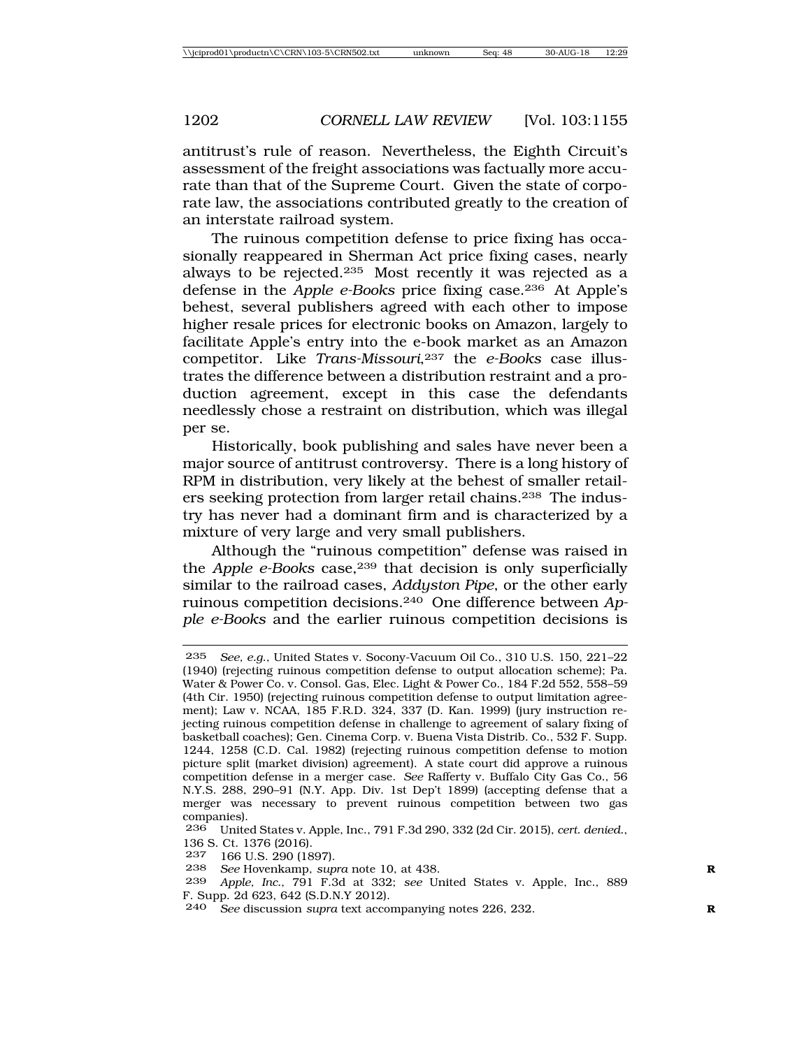antitrust's rule of reason. Nevertheless, the Eighth Circuit's assessment of the freight associations was factually more accurate than that of the Supreme Court. Given the state of corporate law, the associations contributed greatly to the creation of an interstate railroad system.

The ruinous competition defense to price fixing has occasionally reappeared in Sherman Act price fixing cases, nearly always to be rejected.[235] Most recently it was rejected as a defense in the *Apple e-Books* price fixing case.[236] At Apple's behest, several publishers agreed with each other to impose higher resale prices for electronic books on Amazon, largely to facilitate Apple's entry into the e-book market as an Amazon competitor. Like *Trans-Missouri*,[237] the *e-Books* case illustrates the difference between a distribution restraint and a production agreement, except in this case the defendants needlessly chose a restraint on distribution, which was illegal per se.

Historically, book publishing and sales have never been a major source of antitrust controversy. There is a long history of RPM in distribution, very likely at the behest of smaller retailers seeking protection from larger retail chains.[238] The industry has never had a dominant firm and is characterized by a mixture of very large and very small publishers.

Although the "ruinous competition" defense was raised in the *Apple e-Books* case,[239] that decision is only superficially similar to the railroad cases, *Addyston Pipe*, or the other early ruinous competition decisions.[240] One difference between *Apple e-Books* and the earlier ruinous competition decisions is

---

[235] *See, e.g.*, United States v. Socony-Vacuum Oil Co., 310 U.S. 150, 221–22 (1940) (rejecting ruinous competition defense to output allocation scheme); Pa. Water & Power Co. v. Consol. Gas, Elec. Light & Power Co., 184 F.2d 552, 558–59 (4th Cir. 1950) (rejecting ruinous competition defense to output limitation agreement); Law v. NCAA, 185 F.R.D. 324, 337 (D. Kan. 1999) (jury instruction rejecting ruinous competition defense in challenge to agreement of salary fixing of basketball coaches); Gen. Cinema Corp. v. Buena Vista Distrib. Co., 532 F. Supp. 1244, 1258 (C.D. Cal. 1982) (rejecting ruinous competition defense to motion picture split (market division) agreement). A state court did approve a ruinous competition defense in a merger case. *See* Rafferty v. Buffalo City Gas Co., 56 N.Y.S. 288, 290–91 (N.Y. App. Div. 1st Dep't 1899) (accepting defense that a merger was necessary to prevent ruinous competition between two gas companies).

[236] United States v. Apple, Inc., 791 F.3d 290, 332 (2d Cir. 2015), *cert. denied.*, 136 S. Ct. 1376 (2016).

[237] 166 U.S. 290 (1897).

[238] *See* Hovenkamp, *supra* note 10, at 438.

[239] *Apple, Inc.*, 791 F.3d at 332; *see* United States v. Apple, Inc., 889 F. Supp. 2d 623, 642 (S.D.N.Y 2012).

[240] *See* discussion *supra* text accompanying notes 226, 232.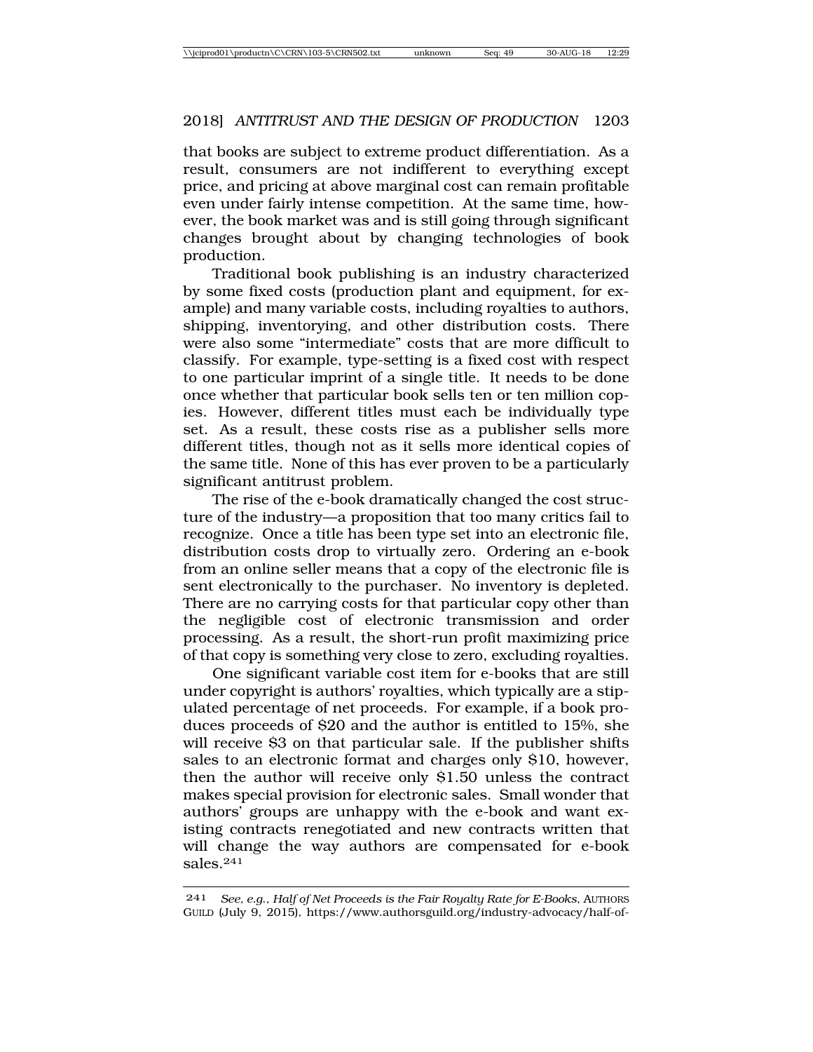that books are subject to extreme product differentiation. As a result, consumers are not indifferent to everything except price, and pricing at above marginal cost can remain profitable even under fairly intense competition. At the same time, however, the book market was and is still going through significant changes brought about by changing technologies of book production.

Traditional book publishing is an industry characterized by some fixed costs (production plant and equipment, for example) and many variable costs, including royalties to authors, shipping, inventorying, and other distribution costs. There were also some "intermediate" costs that are more difficult to classify. For example, type-setting is a fixed cost with respect to one particular imprint of a single title. It needs to be done once whether that particular book sells ten or ten million copies. However, different titles must each be individually type set. As a result, these costs rise as a publisher sells more different titles, though not as it sells more identical copies of the same title. None of this has ever proven to be a particularly significant antitrust problem.

The rise of the e-book dramatically changed the cost structure of the industry—a proposition that too many critics fail to recognize. Once a title has been type set into an electronic file, distribution costs drop to virtually zero. Ordering an e-book from an online seller means that a copy of the electronic file is sent electronically to the purchaser. No inventory is depleted. There are no carrying costs for that particular copy other than the negligible cost of electronic transmission and order processing. As a result, the short-run profit maximizing price of that copy is something very close to zero, excluding royalties.

One significant variable cost item for e-books that are still under copyright is authors' royalties, which typically are a stipulated percentage of net proceeds. For example, if a book produces proceeds of $20 and the author is entitled to 15%, she will receive $3 on that particular sale. If the publisher shifts sales to an electronic format and charges only $10, however, then the author will receive only $1.50 unless the contract makes special provision for electronic sales. Small wonder that authors' groups are unhappy with the e-book and want existing contracts renegotiated and new contracts written that will change the way authors are compensated for e-book sales.[241]

---

[241] *See, e.g.*, *Half of Net Proceeds is the Fair Royalty Rate for E-Books*, AUTHORS GUILD (July 9, 2015), https://www.authorsguild.org/industry-advocacy/half-of-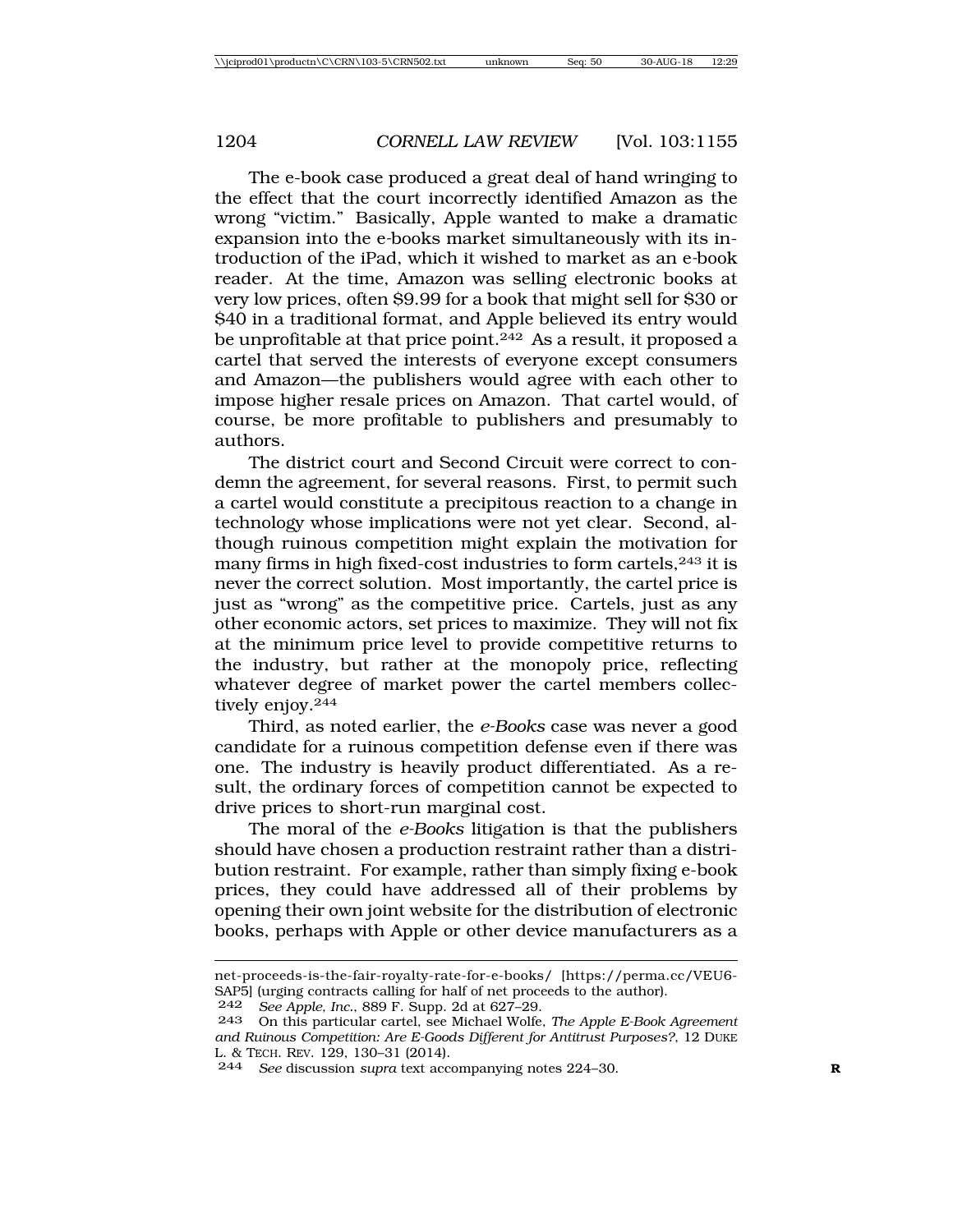The e-book case produced a great deal of hand wringing to the effect that the court incorrectly identified Amazon as the wrong "victim." Basically, Apple wanted to make a dramatic expansion into the e-books market simultaneously with its introduction of the iPad, which it wished to market as an e-book reader. At the time, Amazon was selling electronic books at very low prices, often $9.99 for a book that might sell for $30 or $40 in a traditional format, and Apple believed its entry would be unprofitable at that price point.[242] As a result, it proposed a cartel that served the interests of everyone except consumers and Amazon—the publishers would agree with each other to impose higher resale prices on Amazon. That cartel would, of course, be more profitable to publishers and presumably to authors.

The district court and Second Circuit were correct to condemn the agreement, for several reasons. First, to permit such a cartel would constitute a precipitous reaction to a change in technology whose implications were not yet clear. Second, although ruinous competition might explain the motivation for many firms in high fixed-cost industries to form cartels,[243] it is never the correct solution. Most importantly, the cartel price is just as "wrong" as the competitive price. Cartels, just as any other economic actors, set prices to maximize. They will not fix at the minimum price level to provide competitive returns to the industry, but rather at the monopoly price, reflecting whatever degree of market power the cartel members collectively enjoy.[244]

Third, as noted earlier, the *e-Books* case was never a good candidate for a ruinous competition defense even if there was one. The industry is heavily product differentiated. As a result, the ordinary forces of competition cannot be expected to drive prices to short-run marginal cost.

The moral of the *e-Books* litigation is that the publishers should have chosen a production restraint rather than a distribution restraint. For example, rather than simply fixing e-book prices, they could have addressed all of their problems by opening their own joint website for the distribution of electronic books, perhaps with Apple or other device manufacturers as a

---

net-proceeds-is-the-fair-royalty-rate-for-e-books/ [https://perma.cc/VEU6-SAP5] (urging contracts calling for half of net proceeds to the author).

242 *See Apple, Inc.*, 889 F. Supp. 2d at 627–29.

243 On this particular cartel, see Michael Wolfe, *The Apple E-Book Agreement and Ruinous Competition: Are E-Goods Different for Antitrust Purposes?*, 12 DUKE L. & TECH. REV. 129, 130–31 (2014).

244 *See* discussion *supra* text accompanying notes 224–30.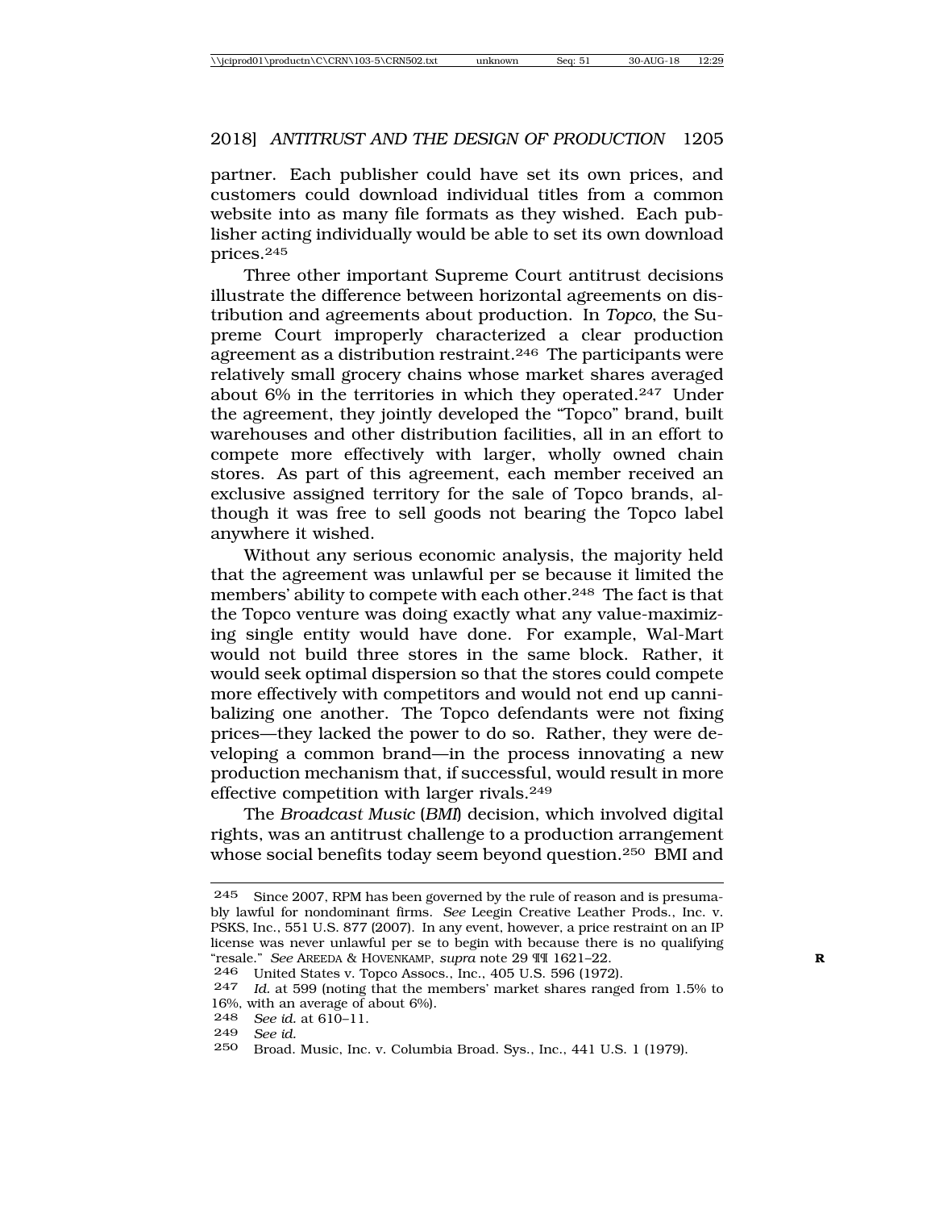partner. Each publisher could have set its own prices, and customers could download individual titles from a common website into as many file formats as they wished. Each publisher acting individually would be able to set its own download prices.[245]

Three other important Supreme Court antitrust decisions illustrate the difference between horizontal agreements on distribution and agreements about production. In *Topco*, the Supreme Court improperly characterized a clear production agreement as a distribution restraint.[246] The participants were relatively small grocery chains whose market shares averaged about 6% in the territories in which they operated.[247] Under the agreement, they jointly developed the "Topco" brand, built warehouses and other distribution facilities, all in an effort to compete more effectively with larger, wholly owned chain stores. As part of this agreement, each member received an exclusive assigned territory for the sale of Topco brands, although it was free to sell goods not bearing the Topco label anywhere it wished.

Without any serious economic analysis, the majority held that the agreement was unlawful per se because it limited the members' ability to compete with each other.[248] The fact is that the Topco venture was doing exactly what any value-maximizing single entity would have done. For example, Wal-Mart would not build three stores in the same block. Rather, it would seek optimal dispersion so that the stores could compete more effectively with competitors and would not end up cannibalizing one another. The Topco defendants were not fixing prices—they lacked the power to do so. Rather, they were developing a common brand—in the process innovating a new production mechanism that, if successful, would result in more effective competition with larger rivals.[249]

The *Broadcast Music* (*BMI*) decision, which involved digital rights, was an antitrust challenge to a production arrangement whose social benefits today seem beyond question.[250] BMI and

---

[245] Since 2007, RPM has been governed by the rule of reason and is presumably lawful for nondominant firms. *See* Leegin Creative Leather Prods., Inc. v. PSKS, Inc., 551 U.S. 877 (2007). In any event, however, a price restraint on an IP license was never unlawful per se to begin with because there is no qualifying "resale." *See* AREEDA & HOVENKAMP, *supra* note 29 ¶¶ 1621–22.

[246] United States v. Topco Assocs., Inc., 405 U.S. 596 (1972).

[247] *Id.* at 599 (noting that the members' market shares ranged from 1.5% to 16%, with an average of about 6%).

[248] *See id.* at 610–11.

[249] *See id.*

[250] Broad. Music, Inc. v. Columbia Broad. Sys., Inc., 441 U.S. 1 (1979).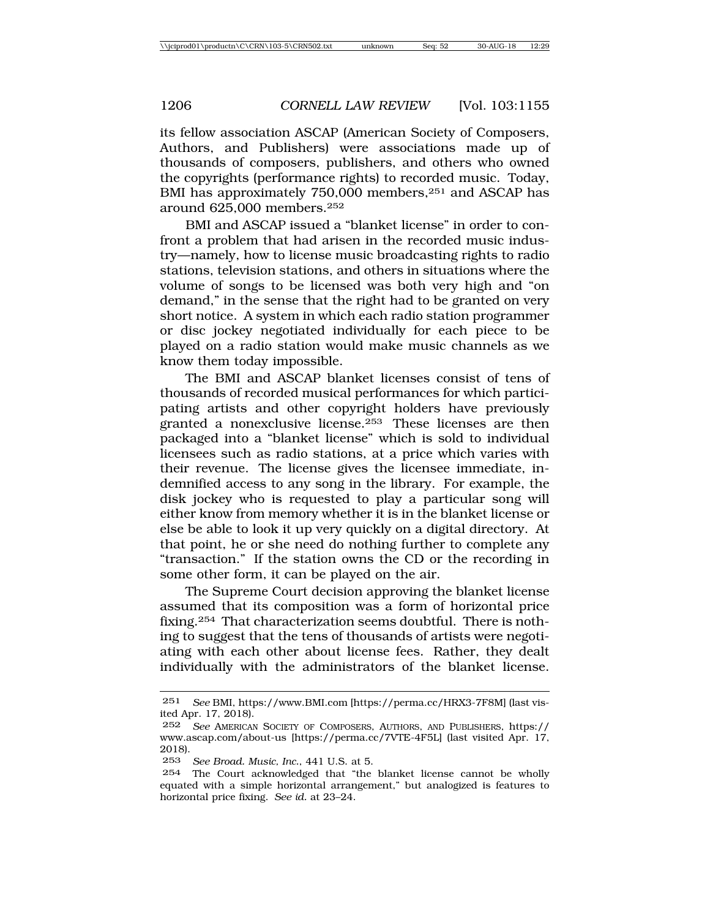its fellow association ASCAP (American Society of Composers, Authors, and Publishers) were associations made up of thousands of composers, publishers, and others who owned the copyrights (performance rights) to recorded music. Today, BMI has approximately 750,000 members,[251] and ASCAP has around 625,000 members.[252]

BMI and ASCAP issued a "blanket license" in order to confront a problem that had arisen in the recorded music industry—namely, how to license music broadcasting rights to radio stations, television stations, and others in situations where the volume of songs to be licensed was both very high and "on demand," in the sense that the right had to be granted on very short notice. A system in which each radio station programmer or disc jockey negotiated individually for each piece to be played on a radio station would make music channels as we know them today impossible.

The BMI and ASCAP blanket licenses consist of tens of thousands of recorded musical performances for which participating artists and other copyright holders have previously granted a nonexclusive license.[253] These licenses are then packaged into a "blanket license" which is sold to individual licensees such as radio stations, at a price which varies with their revenue. The license gives the licensee immediate, indemnified access to any song in the library. For example, the disk jockey who is requested to play a particular song will either know from memory whether it is in the blanket license or else be able to look it up very quickly on a digital directory. At that point, he or she need do nothing further to complete any "transaction." If the station owns the CD or the recording in some other form, it can be played on the air.

The Supreme Court decision approving the blanket license assumed that its composition was a form of horizontal price fixing.[254] That characterization seems doubtful. There is nothing to suggest that the tens of thousands of artists were negotiating with each other about license fees. Rather, they dealt individually with the administrators of the blanket license.

---

[251] *See* BMI, https://www.BMI.com [https://perma.cc/HRX3-7F8M] (last visited Apr. 17, 2018).

[252] *See* AMERICAN SOCIETY OF COMPOSERS, AUTHORS, AND PUBLISHERS, https://www.ascap.com/about-us [https://perma.cc/7VTE-4F5L] (last visited Apr. 17, 2018).

[253] *See Broad. Music, Inc.*, 441 U.S. at 5.

[254] The Court acknowledged that "the blanket license cannot be wholly equated with a simple horizontal arrangement," but analogized is features to horizontal price fixing. *See id.* at 23–24.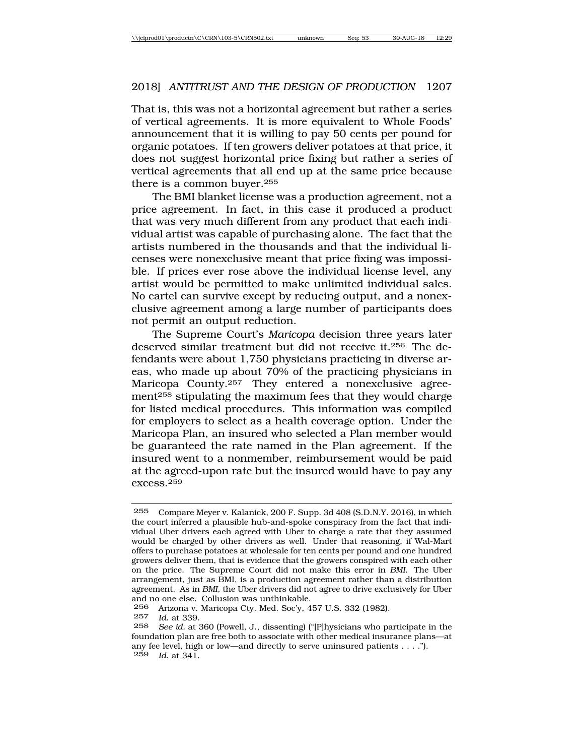That is, this was not a horizontal agreement but rather a series of vertical agreements. It is more equivalent to Whole Foods' announcement that it is willing to pay 50 cents per pound for organic potatoes. If ten growers deliver potatoes at that price, it does not suggest horizontal price fixing but rather a series of vertical agreements that all end up at the same price because there is a common buyer.[255]

The BMI blanket license was a production agreement, not a price agreement. In fact, in this case it produced a product that was very much different from any product that each individual artist was capable of purchasing alone. The fact that the artists numbered in the thousands and that the individual licenses were nonexclusive meant that price fixing was impossible. If prices ever rose above the individual license level, any artist would be permitted to make unlimited individual sales. No cartel can survive except by reducing output, and a nonexclusive agreement among a large number of participants does not permit an output reduction.

The Supreme Court's *Maricopa* decision three years later deserved similar treatment but did not receive it.[256] The defendants were about 1,750 physicians practicing in diverse areas, who made up about 70% of the practicing physicians in Maricopa County.[257] They entered a nonexclusive agreement[258] stipulating the maximum fees that they would charge for listed medical procedures. This information was compiled for employers to select as a health coverage option. Under the Maricopa Plan, an insured who selected a Plan member would be guaranteed the rate named in the Plan agreement. If the insured went to a nonmember, reimbursement would be paid at the agreed-upon rate but the insured would have to pay any excess.[259]

---

255 Compare Meyer v. Kalanick, 200 F. Supp. 3d 408 (S.D.N.Y. 2016), in which the court inferred a plausible hub-and-spoke conspiracy from the fact that individual Uber drivers each agreed with Uber to charge a rate that they assumed would be charged by other drivers as well. Under that reasoning, if Wal-Mart offers to purchase potatoes at wholesale for ten cents per pound and one hundred growers deliver them, that is evidence that the growers conspired with each other on the price. The Supreme Court did not make this error in *BMI*. The Uber arrangement, just as BMI, is a production agreement rather than a distribution agreement. As in *BMI*, the Uber drivers did not agree to drive exclusively for Uber and no one else. Collusion was unthinkable.

256 Arizona v. Maricopa Cty. Med. Soc'y, 457 U.S. 332 (1982).

257 *Id.* at 339.

258 *See id.* at 360 (Powell, J., dissenting) ("[P]hysicians who participate in the foundation plan are free both to associate with other medical insurance plans—at any fee level, high or low—and directly to serve uninsured patients . . . .").

259 *Id.* at 341.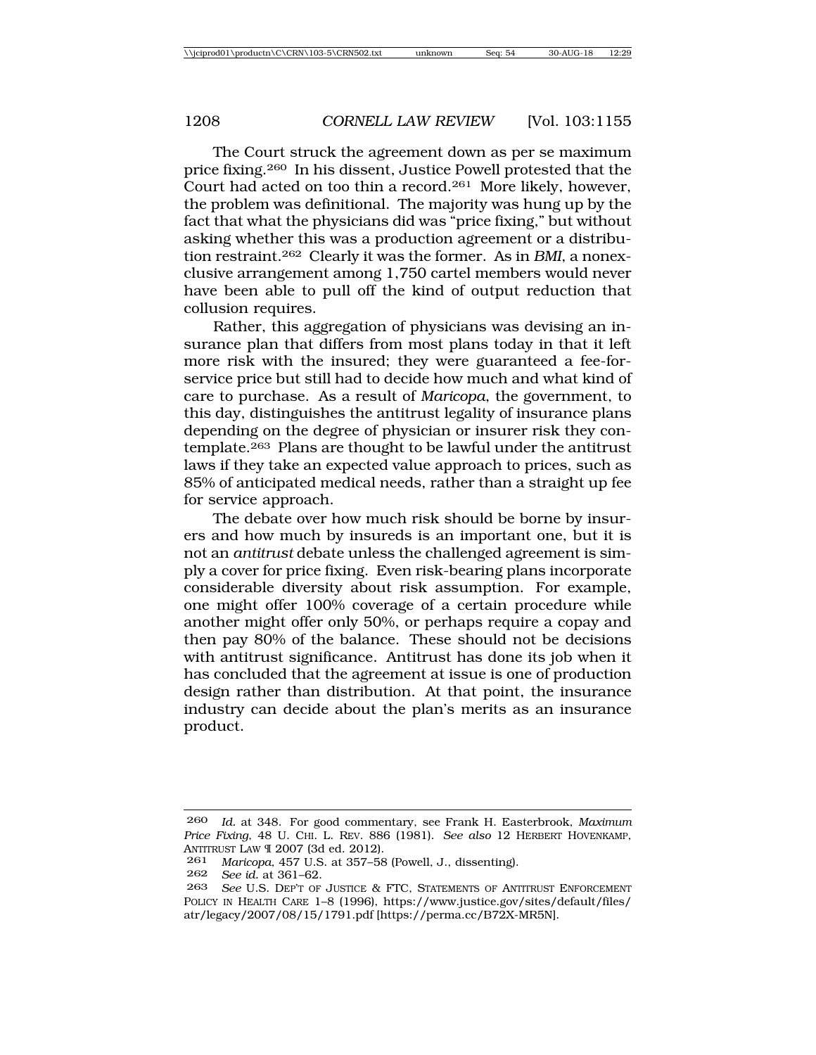The Court struck the agreement down as per se maximum price fixing.[260] In his dissent, Justice Powell protested that the Court had acted on too thin a record.[261] More likely, however, the problem was definitional. The majority was hung up by the fact that what the physicians did was "price fixing," but without asking whether this was a production agreement or a distribution restraint.[262] Clearly it was the former. As in *BMI*, a nonexclusive arrangement among 1,750 cartel members would never have been able to pull off the kind of output reduction that collusion requires.

Rather, this aggregation of physicians was devising an insurance plan that differs from most plans today in that it left more risk with the insured; they were guaranteed a fee-for-service price but still had to decide how much and what kind of care to purchase. As a result of *Maricopa*, the government, to this day, distinguishes the antitrust legality of insurance plans depending on the degree of physician or insurer risk they contemplate.[263] Plans are thought to be lawful under the antitrust laws if they take an expected value approach to prices, such as 85% of anticipated medical needs, rather than a straight up fee for service approach.

The debate over how much risk should be borne by insurers and how much by insureds is an important one, but it is not an *antitrust* debate unless the challenged agreement is simply a cover for price fixing. Even risk-bearing plans incorporate considerable diversity about risk assumption. For example, one might offer 100% coverage of a certain procedure while another might offer only 50%, or perhaps require a copay and then pay 80% of the balance. These should not be decisions with antitrust significance. Antitrust has done its job when it has concluded that the agreement at issue is one of production design rather than distribution. At that point, the insurance industry can decide about the plan's merits as an insurance product.

---

260 *Id.* at 348. For good commentary, see Frank H. Easterbrook, *Maximum Price Fixing*, 48 U. CHI. L. REV. 886 (1981). *See also* 12 HERBERT HOVENKAMP, ANTITRUST LAW ¶ 2007 (3d ed. 2012).

261 *Maricopa*, 457 U.S. at 357–58 (Powell, J., dissenting).

262 *See id.* at 361–62.

263 *See* U.S. DEP'T OF JUSTICE & FTC, STATEMENTS OF ANTITRUST ENFORCEMENT POLICY IN HEALTH CARE 1–8 (1996), https://www.justice.gov/sites/default/files/atr/legacy/2007/08/15/1791.pdf [https://perma.cc/B72X-MR5N].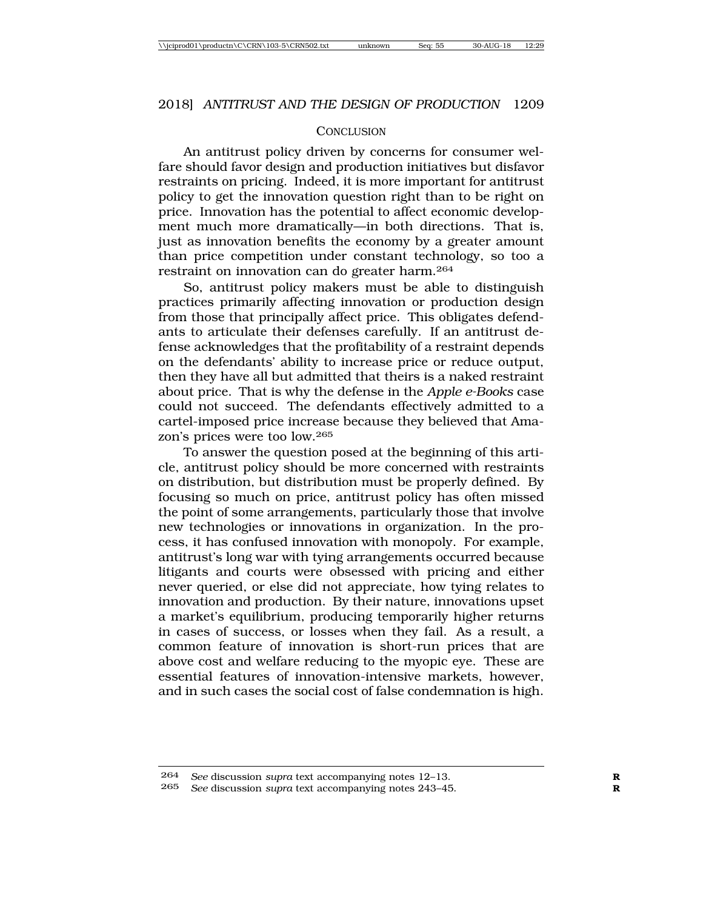## CONCLUSION

An antitrust policy driven by concerns for consumer welfare should favor design and production initiatives but disfavor restraints on pricing. Indeed, it is more important for antitrust policy to get the innovation question right than to be right on price. Innovation has the potential to affect economic development much more dramatically—in both directions. That is, just as innovation benefits the economy by a greater amount than price competition under constant technology, so too a restraint on innovation can do greater harm.[264]

So, antitrust policy makers must be able to distinguish practices primarily affecting innovation or production design from those that principally affect price. This obligates defendants to articulate their defenses carefully. If an antitrust defense acknowledges that the profitability of a restraint depends on the defendants' ability to increase price or reduce output, then they have all but admitted that theirs is a naked restraint about price. That is why the defense in the *Apple e-Books* case could not succeed. The defendants effectively admitted to a cartel-imposed price increase because they believed that Amazon's prices were too low.[265]

To answer the question posed at the beginning of this article, antitrust policy should be more concerned with restraints on distribution, but distribution must be properly defined. By focusing so much on price, antitrust policy has often missed the point of some arrangements, particularly those that involve new technologies or innovations in organization. In the process, it has confused innovation with monopoly. For example, antitrust's long war with tying arrangements occurred because litigants and courts were obsessed with pricing and either never queried, or else did not appreciate, how tying relates to innovation and production. By their nature, innovations upset a market's equilibrium, producing temporarily higher returns in cases of success, or losses when they fail. As a result, a common feature of innovation is short-run prices that are above cost and welfare reducing to the myopic eye. These are essential features of innovation-intensive markets, however, and in such cases the social cost of false condemnation is high.

---

264 *See* discussion *supra* text accompanying notes 12–13.

265 *See* discussion *supra* text accompanying notes 243–45.